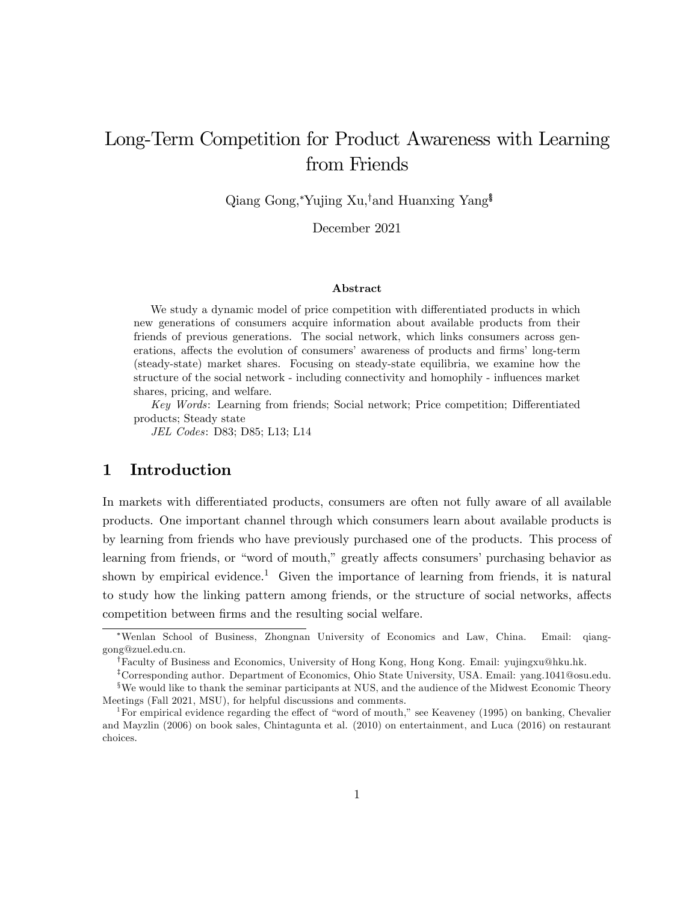# Long-Term Competition for Product Awareness with Learning from Friends

Qiang Gong,[*] Yujing Xu,[†] and Huanxing Yang[‡][§]

December 2021

### Abstract

We study a dynamic model of price competition with differentiated products in which new generations of consumers acquire information about available products from their friends of previous generations. The social network, which links consumers across generations, affects the evolution of consumers' awareness of products and firms' long-term (steady-state) market shares. Focusing on steady-state equilibria, we examine how the structure of the social network - including connectivity and homophily - influences market shares, pricing, and welfare.

*Key Words*: Learning from friends; Social network; Price competition; Differentiated products; Steady state

*JEL Codes*: D83; D85; L13; L14

## 1 Introduction

In markets with differentiated products, consumers are often not fully aware of all available products. One important channel through which consumers learn about available products is by learning from friends who have previously purchased one of the products. This process of learning from friends, or "word of mouth," greatly affects consumers' purchasing behavior as shown by empirical evidence.[1] Given the importance of learning from friends, it is natural to study how the linking pattern among friends, or the structure of social networks, affects competition between firms and the resulting social welfare.

---

[*] Wenlan School of Business, Zhongnan University of Economics and Law, China. Email: qianggong@zuel.edu.cn.

[†] Faculty of Business and Economics, University of Hong Kong, Hong Kong. Email: yujingxu@hku.hk.

[‡] Corresponding author. Department of Economics, Ohio State University, USA. Email: yang.1041@osu.edu.

[§] We would like to thank the seminar participants at NUS, and the audience of the Midwest Economic Theory Meetings (Fall 2021, MSU), for helpful discussions and comments.

[1] For empirical evidence regarding the effect of "word of mouth," see Keaveney (1995) on banking, Chevalier and Mayzlin (2006) on book sales, Chintagunta et al. (2010) on entertainment, and Luca (2016) on restaurant choices.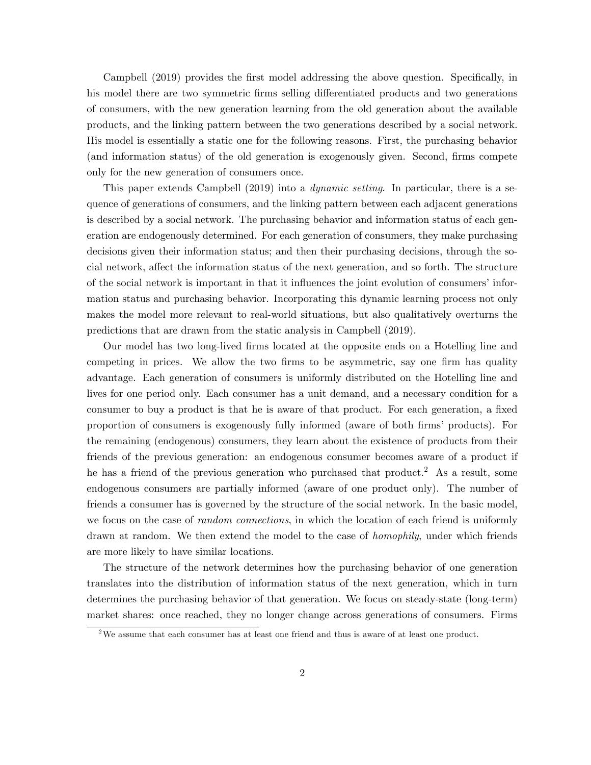Campbell (2019) provides the first model addressing the above question. Specifically, in his model there are two symmetric firms selling differentiated products and two generations of consumers, with the new generation learning from the old generation about the available products, and the linking pattern between the two generations described by a social network. His model is essentially a static one for the following reasons. First, the purchasing behavior (and information status) of the old generation is exogenously given. Second, firms compete only for the new generation of consumers once.

This paper extends Campbell (2019) into a *dynamic setting*. In particular, there is a sequence of generations of consumers, and the linking pattern between each adjacent generations is described by a social network. The purchasing behavior and information status of each generation are endogenously determined. For each generation of consumers, they make purchasing decisions given their information status; and then their purchasing decisions, through the social network, affect the information status of the next generation, and so forth. The structure of the social network is important in that it influences the joint evolution of consumers' information status and purchasing behavior. Incorporating this dynamic learning process not only makes the model more relevant to real-world situations, but also qualitatively overturns the predictions that are drawn from the static analysis in Campbell (2019).

Our model has two long-lived firms located at the opposite ends on a Hotelling line and competing in prices. We allow the two firms to be asymmetric, say one firm has quality advantage. Each generation of consumers is uniformly distributed on the Hotelling line and lives for one period only. Each consumer has a unit demand, and a necessary condition for a consumer to buy a product is that he is aware of that product. For each generation, a fixed proportion of consumers is exogenously fully informed (aware of both firms' products). For the remaining (endogenous) consumers, they learn about the existence of products from their friends of the previous generation: an endogenous consumer becomes aware of a product if he has a friend of the previous generation who purchased that product.[2] As a result, some endogenous consumers are partially informed (aware of one product only). The number of friends a consumer has is governed by the structure of the social network. In the basic model, we focus on the case of *random connections*, in which the location of each friend is uniformly drawn at random. We then extend the model to the case of *homophily*, under which friends are more likely to have similar locations.

The structure of the network determines how the purchasing behavior of one generation translates into the distribution of information status of the next generation, which in turn determines the purchasing behavior of that generation. We focus on steady-state (long-term) market shares: once reached, they no longer change across generations of consumers. Firms

[2] We assume that each consumer has at least one friend and thus is aware of at least one product.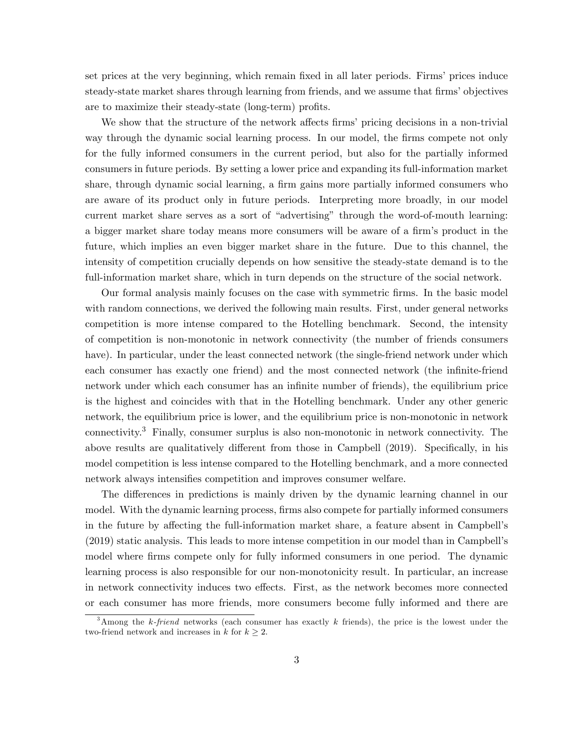set prices at the very beginning, which remain fixed in all later periods. Firms' prices induce steady-state market shares through learning from friends, and we assume that firms' objectives are to maximize their steady-state (long-term) profits.

We show that the structure of the network affects firms' pricing decisions in a non-trivial way through the dynamic social learning process. In our model, the firms compete not only for the fully informed consumers in the current period, but also for the partially informed consumers in future periods. By setting a lower price and expanding its full-information market share, through dynamic social learning, a firm gains more partially informed consumers who are aware of its product only in future periods. Interpreting more broadly, in our model current market share serves as a sort of "advertising" through the word-of-mouth learning: a bigger market share today means more consumers will be aware of a firm's product in the future, which implies an even bigger market share in the future. Due to this channel, the intensity of competition crucially depends on how sensitive the steady-state demand is to the full-information market share, which in turn depends on the structure of the social network.

Our formal analysis mainly focuses on the case with symmetric firms. In the basic model with random connections, we derived the following main results. First, under general networks competition is more intense compared to the Hotelling benchmark. Second, the intensity of competition is non-monotonic in network connectivity (the number of friends consumers have). In particular, under the least connected network (the single-friend network under which each consumer has exactly one friend) and the most connected network (the infinite-friend network under which each consumer has an infinite number of friends), the equilibrium price is the highest and coincides with that in the Hotelling benchmark. Under any other generic network, the equilibrium price is lower, and the equilibrium price is non-monotonic in network connectivity.[3] Finally, consumer surplus is also non-monotonic in network connectivity. The above results are qualitatively different from those in Campbell (2019). Specifically, in his model competition is less intense compared to the Hotelling benchmark, and a more connected network always intensifies competition and improves consumer welfare.

The differences in predictions is mainly driven by the dynamic learning channel in our model. With the dynamic learning process, firms also compete for partially informed consumers in the future by affecting the full-information market share, a feature absent in Campbell's (2019) static analysis. This leads to more intense competition in our model than in Campbell's model where firms compete only for fully informed consumers in one period. The dynamic learning process is also responsible for our non-monotonicity result. In particular, an increase in network connectivity induces two effects. First, as the network becomes more connected or each consumer has more friends, more consumers become fully informed and there are

[3] Among the *k-friend* networks (each consumer has exactly $k$ friends), the price is the lowest under the two-friend network and increases in $k$ for $k \geq 2$.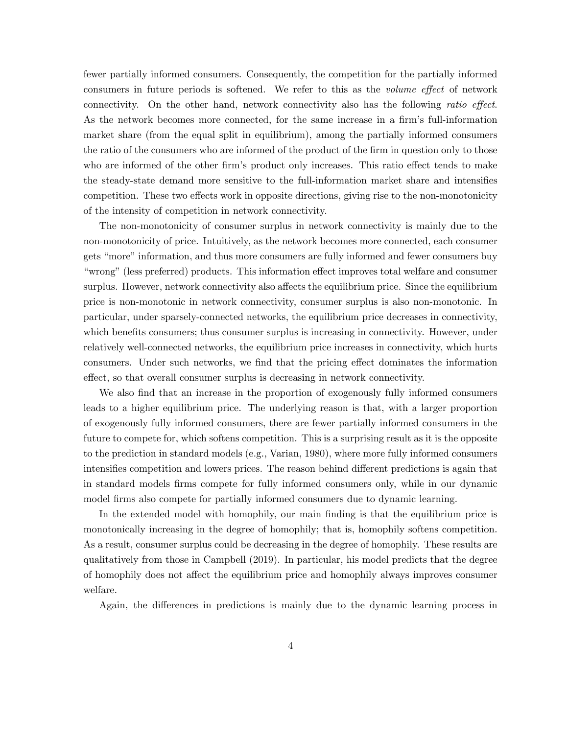fewer partially informed consumers. Consequently, the competition for the partially informed consumers in future periods is softened. We refer to this as the *volume effect* of network connectivity. On the other hand, network connectivity also has the following *ratio effect*. As the network becomes more connected, for the same increase in a firm's full-information market share (from the equal split in equilibrium), among the partially informed consumers the ratio of the consumers who are informed of the product of the firm in question only to those who are informed of the other firm's product only increases. This ratio effect tends to make the steady-state demand more sensitive to the full-information market share and intensifies competition. These two effects work in opposite directions, giving rise to the non-monotonicity of the intensity of competition in network connectivity.

The non-monotonicity of consumer surplus in network connectivity is mainly due to the non-monotonicity of price. Intuitively, as the network becomes more connected, each consumer gets "more" information, and thus more consumers are fully informed and fewer consumers buy "wrong" (less preferred) products. This information effect improves total welfare and consumer surplus. However, network connectivity also affects the equilibrium price. Since the equilibrium price is non-monotonic in network connectivity, consumer surplus is also non-monotonic. In particular, under sparsely-connected networks, the equilibrium price decreases in connectivity, which benefits consumers; thus consumer surplus is increasing in connectivity. However, under relatively well-connected networks, the equilibrium price increases in connectivity, which hurts consumers. Under such networks, we find that the pricing effect dominates the information effect, so that overall consumer surplus is decreasing in network connectivity.

We also find that an increase in the proportion of exogenously fully informed consumers leads to a higher equilibrium price. The underlying reason is that, with a larger proportion of exogenously fully informed consumers, there are fewer partially informed consumers in the future to compete for, which softens competition. This is a surprising result as it is the opposite to the prediction in standard models (e.g., Varian, 1980), where more fully informed consumers intensifies competition and lowers prices. The reason behind different predictions is again that in standard models firms compete for fully informed consumers only, while in our dynamic model firms also compete for partially informed consumers due to dynamic learning.

In the extended model with homophily, our main finding is that the equilibrium price is monotonically increasing in the degree of homophily; that is, homophily softens competition. As a result, consumer surplus could be decreasing in the degree of homophily. These results are qualitatively from those in Campbell (2019). In particular, his model predicts that the degree of homophily does not affect the equilibrium price and homophily always improves consumer welfare.

Again, the differences in predictions is mainly due to the dynamic learning process in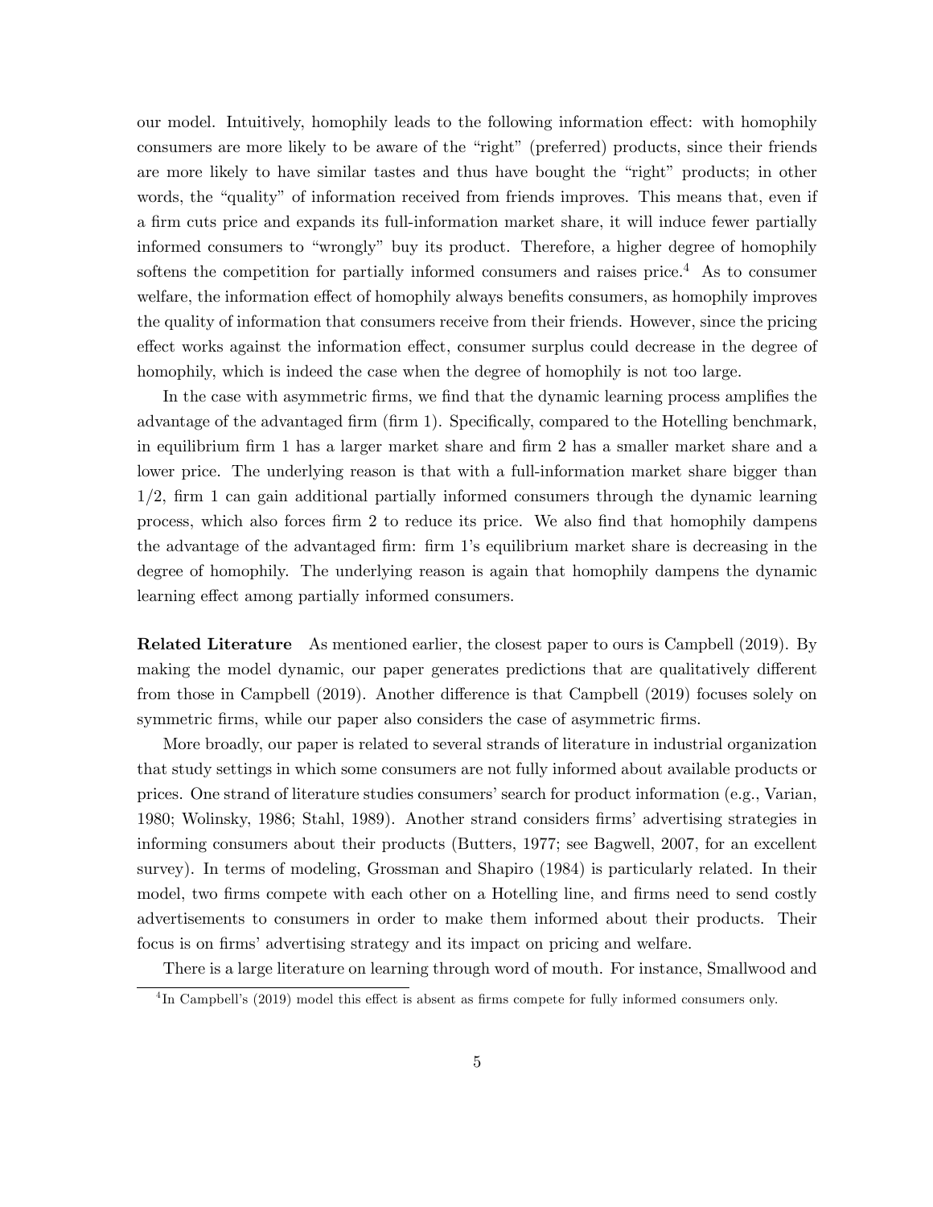our model. Intuitively, homophily leads to the following information effect: with homophily consumers are more likely to be aware of the "right" (preferred) products, since their friends are more likely to have similar tastes and thus have bought the "right" products; in other words, the "quality" of information received from friends improves. This means that, even if a firm cuts price and expands its full-information market share, it will induce fewer partially informed consumers to "wrongly" buy its product. Therefore, a higher degree of homophily softens the competition for partially informed consumers and raises price.[4] As to consumer welfare, the information effect of homophily always benefits consumers, as homophily improves the quality of information that consumers receive from their friends. However, since the pricing effect works against the information effect, consumer surplus could decrease in the degree of homophily, which is indeed the case when the degree of homophily is not too large.

In the case with asymmetric firms, we find that the dynamic learning process amplifies the advantage of the advantaged firm (firm 1). Specifically, compared to the Hotelling benchmark, in equilibrium firm 1 has a larger market share and firm 2 has a smaller market share and a lower price. The underlying reason is that with a full-information market share bigger than $1/2$, firm 1 can gain additional partially informed consumers through the dynamic learning process, which also forces firm 2 to reduce its price. We also find that homophily dampens the advantage of the advantaged firm: firm 1's equilibrium market share is decreasing in the degree of homophily. The underlying reason is again that homophily dampens the dynamic learning effect among partially informed consumers.

**Related Literature** As mentioned earlier, the closest paper to ours is Campbell (2019). By making the model dynamic, our paper generates predictions that are qualitatively different from those in Campbell (2019). Another difference is that Campbell (2019) focuses solely on symmetric firms, while our paper also considers the case of asymmetric firms.

More broadly, our paper is related to several strands of literature in industrial organization that study settings in which some consumers are not fully informed about available products or prices. One strand of literature studies consumers' search for product information (e.g., Varian, 1980; Wolinsky, 1986; Stahl, 1989). Another strand considers firms' advertising strategies in informing consumers about their products (Butters, 1977; see Bagwell, 2007, for an excellent survey). In terms of modeling, Grossman and Shapiro (1984) is particularly related. In their model, two firms compete with each other on a Hotelling line, and firms need to send costly advertisements to consumers in order to make them informed about their products. Their focus is on firms' advertising strategy and its impact on pricing and welfare.

There is a large literature on learning through word of mouth. For instance, Smallwood and

[4] In Campbell's (2019) model this effect is absent as firms compete for fully informed consumers only.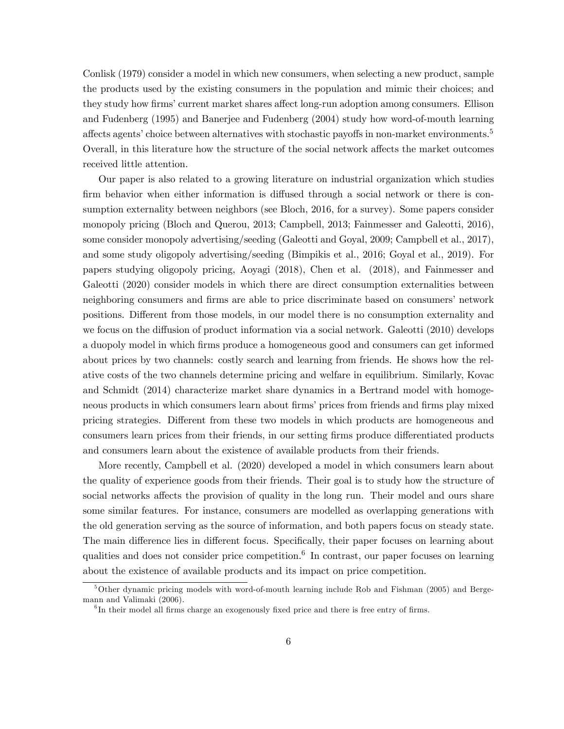Conlisk (1979) consider a model in which new consumers, when selecting a new product, sample the products used by the existing consumers in the population and mimic their choices; and they study how firms' current market shares affect long-run adoption among consumers. Ellison and Fudenberg (1995) and Banerjee and Fudenberg (2004) study how word-of-mouth learning affects agents' choice between alternatives with stochastic payoffs in non-market environments.[5] Overall, in this literature how the structure of the social network affects the market outcomes received little attention.

Our paper is also related to a growing literature on industrial organization which studies firm behavior when either information is diffused through a social network or there is consumption externality between neighbors (see Bloch, 2016, for a survey). Some papers consider monopoly pricing (Bloch and Querou, 2013; Campbell, 2013; Fainmesser and Galeotti, 2016), some consider monopoly advertising/seeding (Galeotti and Goyal, 2009; Campbell et al., 2017), and some study oligopoly advertising/seeding (Bimpikis et al., 2016; Goyal et al., 2019). For papers studying oligopoly pricing, Aoyagi (2018), Chen et al. (2018), and Fainmesser and Galeotti (2020) consider models in which there are direct consumption externalities between neighboring consumers and firms are able to price discriminate based on consumers' network positions. Different from those models, in our model there is no consumption externality and we focus on the diffusion of product information via a social network. Galeotti (2010) develops a duopoly model in which firms produce a homogeneous good and consumers can get informed about prices by two channels: costly search and learning from friends. He shows how the relative costs of the two channels determine pricing and welfare in equilibrium. Similarly, Kovac and Schmidt (2014) characterize market share dynamics in a Bertrand model with homogeneous products in which consumers learn about firms' prices from friends and firms play mixed pricing strategies. Different from these two models in which products are homogeneous and consumers learn prices from their friends, in our setting firms produce differentiated products and consumers learn about the existence of available products from their friends.

More recently, Campbell et al. (2020) developed a model in which consumers learn about the quality of experience goods from their friends. Their goal is to study how the structure of social networks affects the provision of quality in the long run. Their model and ours share some similar features. For instance, consumers are modelled as overlapping generations with the old generation serving as the source of information, and both papers focus on steady state. The main difference lies in different focus. Specifically, their paper focuses on learning about qualities and does not consider price competition.[6] In contrast, our paper focuses on learning about the existence of available products and its impact on price competition.

[5] Other dynamic pricing models with word-of-mouth learning include Rob and Fishman (2005) and Bergemann and Valimaki (2006).

[6] In their model all firms charge an exogenously fixed price and there is free entry of firms.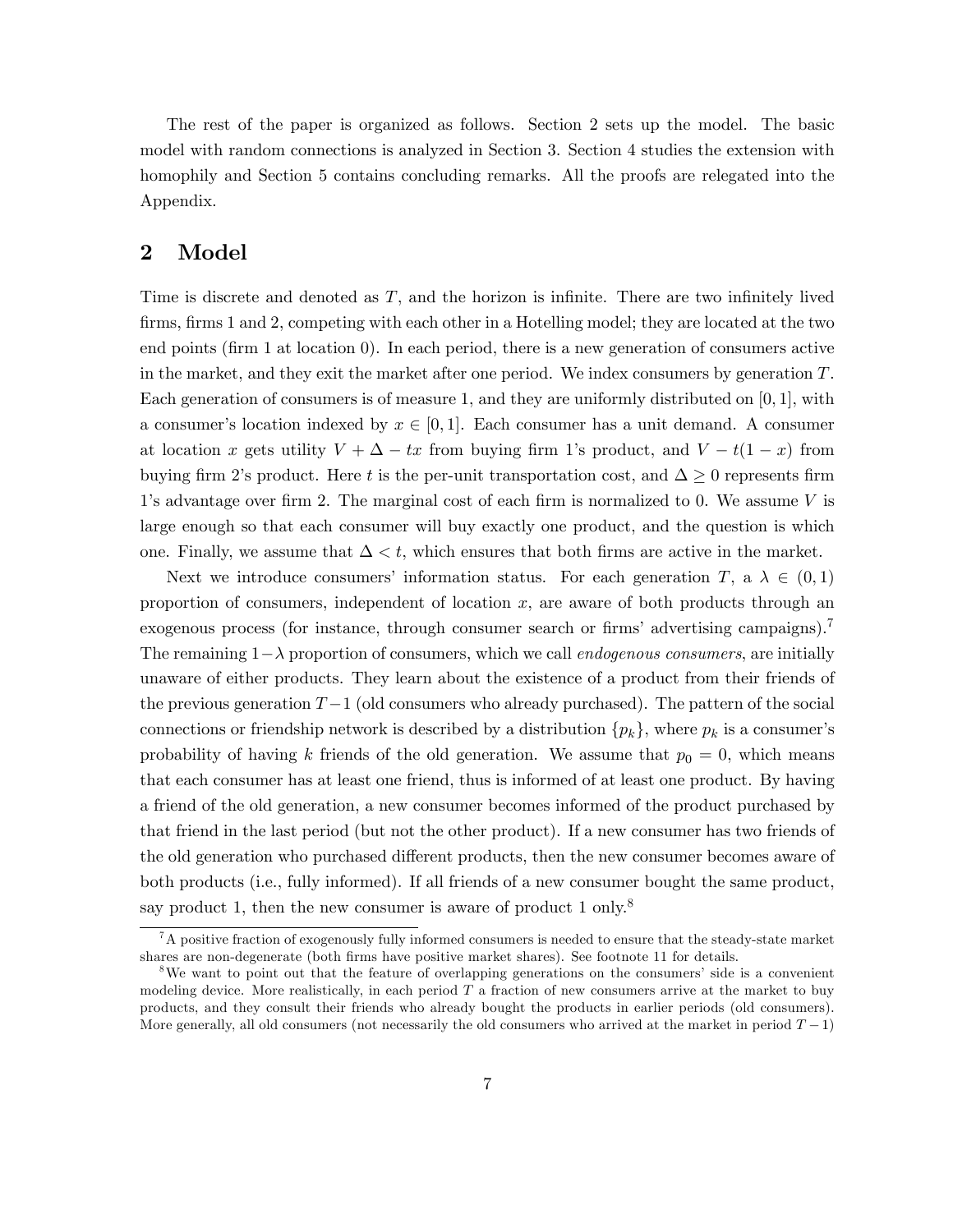The rest of the paper is organized as follows. Section 2 sets up the model. The basic model with random connections is analyzed in Section 3. Section 4 studies the extension with homophily and Section 5 contains concluding remarks. All the proofs are relegated into the Appendix.

## 2 Model

Time is discrete and denoted as $T$, and the horizon is infinite. There are two infinitely lived firms, firms 1 and 2, competing with each other in a Hotelling model; they are located at the two end points (firm 1 at location 0). In each period, there is a new generation of consumers active in the market, and they exit the market after one period. We index consumers by generation $T$. Each generation of consumers is of measure 1, and they are uniformly distributed on $[0, 1]$, with a consumer's location indexed by $x \in [0, 1]$. Each consumer has a unit demand. A consumer at location $x$ gets utility $V + \Delta - tx$ from buying firm 1's product, and $V - t(1 - x)$ from buying firm 2's product. Here $t$ is the per-unit transportation cost, and $\Delta \geq 0$ represents firm 1's advantage over firm 2. The marginal cost of each firm is normalized to 0. We assume $V$ is large enough so that each consumer will buy exactly one product, and the question is which one. Finally, we assume that $\Delta < t$, which ensures that both firms are active in the market.

Next we introduce consumers' information status. For each generation $T$, a $\lambda \in (0, 1)$ proportion of consumers, independent of location $x$, are aware of both products through an exogenous process (for instance, through consumer search or firms' advertising campaigns).[7] The remaining $1-\lambda$ proportion of consumers, which we call *endogenous consumers*, are initially unaware of either products. They learn about the existence of a product from their friends of the previous generation $T-1$ (old consumers who already purchased). The pattern of the social connections or friendship network is described by a distribution $\{p_k\}$, where $p_k$ is a consumer's probability of having $k$ friends of the old generation. We assume that $p_0 = 0$, which means that each consumer has at least one friend, thus is informed of at least one product. By having a friend of the old generation, a new consumer becomes informed of the product purchased by that friend in the last period (but not the other product). If a new consumer has two friends of the old generation who purchased different products, then the new consumer becomes aware of both products (i.e., fully informed). If all friends of a new consumer bought the same product, say product 1, then the new consumer is aware of product 1 only.[8]

[7] A positive fraction of exogenously fully informed consumers is needed to ensure that the steady-state market shares are non-degenerate (both firms have positive market shares). See footnote 11 for details.

[8] We want to point out that the feature of overlapping generations on the consumers' side is a convenient modeling device. More realistically, in each period $T$ a fraction of new consumers arrive at the market to buy products, and they consult their friends who already bought the products in earlier periods (old consumers). More generally, all old consumers (not necessarily the old consumers who arrived at the market in period $T-1$)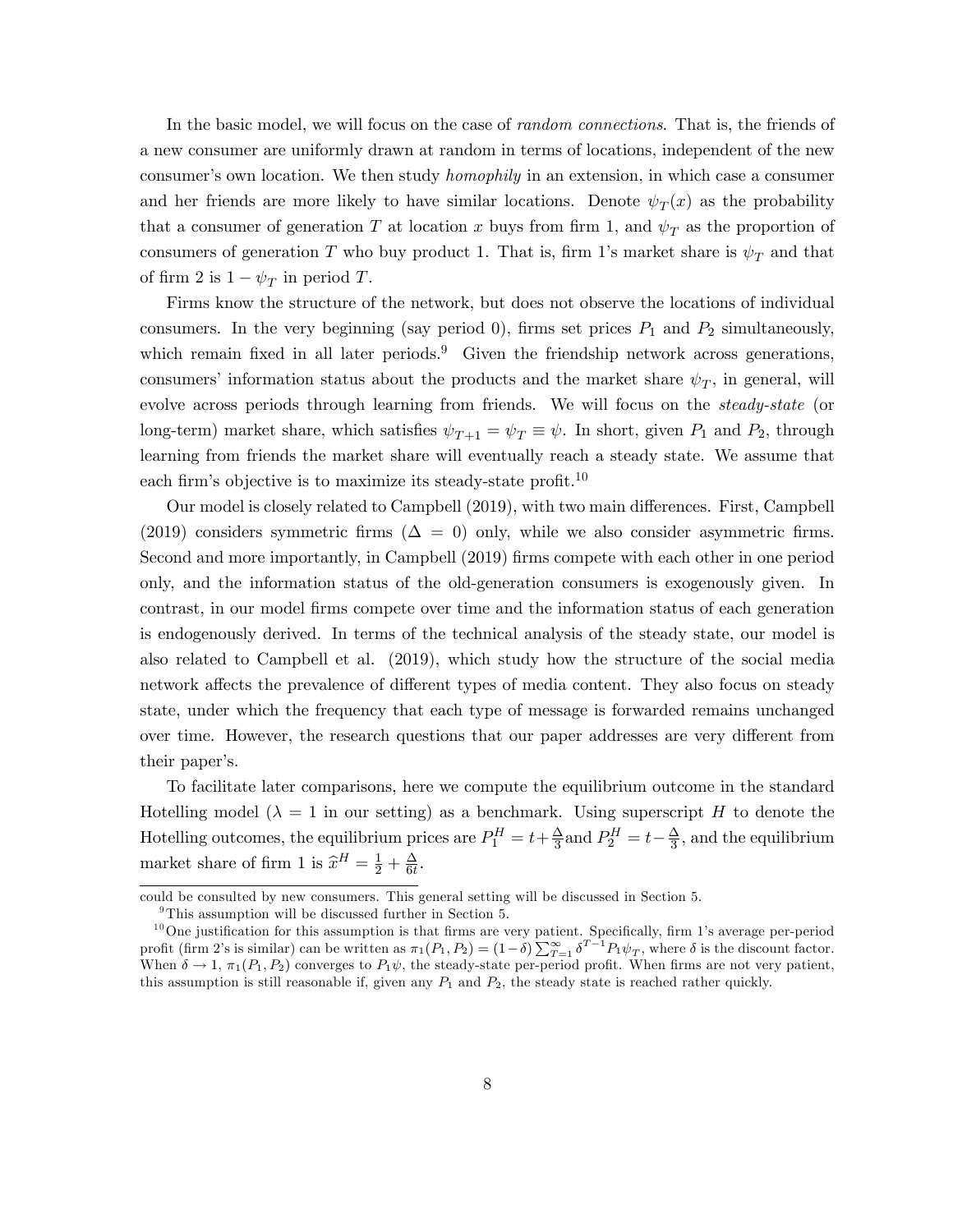In the basic model, we will focus on the case of *random connections*. That is, the friends of a new consumer are uniformly drawn at random in terms of locations, independent of the new consumer's own location. We then study *homophily* in an extension, in which case a consumer and her friends are more likely to have similar locations. Denote $\psi_T(x)$ as the probability that a consumer of generation $T$ at location $x$ buys from firm 1, and $\psi_T$ as the proportion of consumers of generation $T$ who buy product 1. That is, firm 1's market share is $\psi_T$ and that of firm 2 is $1 - \psi_T$ in period $T$.

Firms know the structure of the network, but does not observe the locations of individual consumers. In the very beginning (say period 0), firms set prices $P_1$ and $P_2$ simultaneously, which remain fixed in all later periods.[9] Given the friendship network across generations, consumers' information status about the products and the market share $\psi_T$, in general, will evolve across periods through learning from friends. We will focus on the *steady-state* (or long-term) market share, which satisfies $\psi_{T+1} = \psi_T \equiv \psi$. In short, given $P_1$ and $P_2$, through learning from friends the market share will eventually reach a steady state. We assume that each firm's objective is to maximize its steady-state profit.[10]

Our model is closely related to Campbell (2019), with two main differences. First, Campbell (2019) considers symmetric firms ($\Delta = 0$) only, while we also consider asymmetric firms. Second and more importantly, in Campbell (2019) firms compete with each other in one period only, and the information status of the old-generation consumers is exogenously given. In contrast, in our model firms compete over time and the information status of each generation is endogenously derived. In terms of the technical analysis of the steady state, our model is also related to Campbell et al. (2019), which study how the structure of the social media network affects the prevalence of different types of media content. They also focus on steady state, under which the frequency that each type of message is forwarded remains unchanged over time. However, the research questions that our paper addresses are very different from their paper's.

To facilitate later comparisons, here we compute the equilibrium outcome in the standard Hotelling model ($\lambda = 1$ in our setting) as a benchmark. Using superscript $H$ to denote the Hotelling outcomes, the equilibrium prices are $P_1^H = t + \frac{\Delta}{3}$ and $P_2^H = t - \frac{\Delta}{3}$, and the equilibrium market share of firm 1 is $\widehat{x}^H = \frac{1}{2} + \frac{\Delta}{6t}$.

---

could be consulted by new consumers. This general setting will be discussed in Section 5.

[9] This assumption will be discussed further in Section 5.

[10] One justification for this assumption is that firms are very patient. Specifically, firm 1's average per-period profit (firm 2's is similar) can be written as $\pi_1(P_1, P_2) = (1-\delta)\sum_{T=1}^{\infty} \delta^{T-1} P_1 \psi_T$, where $\delta$ is the discount factor. When $\delta \to 1$, $\pi_1(P_1, P_2)$ converges to $P_1\psi$, the steady-state per-period profit. When firms are not very patient, this assumption is still reasonable if, given any $P_1$ and $P_2$, the steady state is reached rather quickly.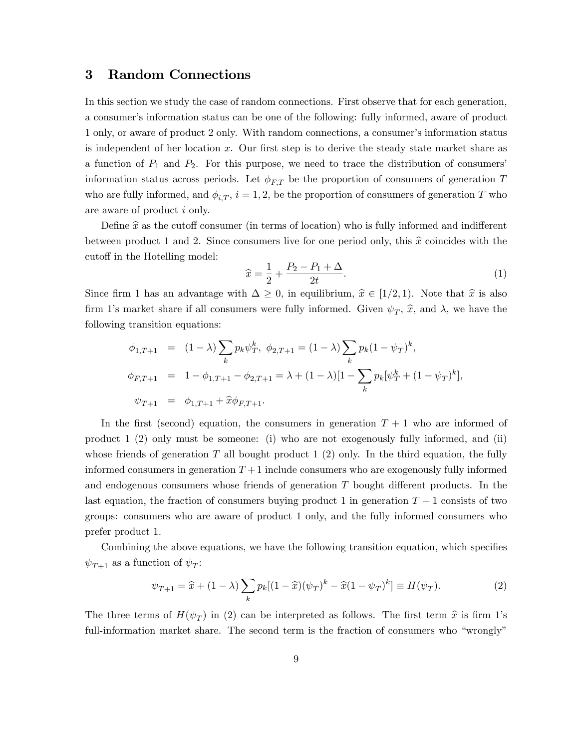## 3 Random Connections

In this section we study the case of random connections. First observe that for each generation, a consumer's information status can be one of the following: fully informed, aware of product 1 only, or aware of product 2 only. With random connections, a consumer's information status is independent of her location $x$. Our first step is to derive the steady state market share as a function of $P_1$ and $P_2$. For this purpose, we need to trace the distribution of consumers' information status across periods. Let $\phi_{F,T}$ be the proportion of consumers of generation $T$ who are fully informed, and $\phi_{i,T}$, $i = 1, 2$, be the proportion of consumers of generation $T$ who are aware of product $i$ only.

Define $\widehat{x}$ as the cutoff consumer (in terms of location) who is fully informed and indifferent between product 1 and 2. Since consumers live for one period only, this $\widehat{x}$ coincides with the cutoff in the Hotelling model:

$$\widehat{x} = \frac{1}{2} + \frac{P_2 - P_1 + \Delta}{2t}. \tag{1}$$

Since firm 1 has an advantage with $\Delta \geq 0$, in equilibrium, $\widehat{x} \in [1/2, 1)$. Note that $\widehat{x}$ is also firm 1's market share if all consumers were fully informed. Given $\psi_T$, $\widehat{x}$, and $\lambda$, we have the following transition equations:

$$\begin{aligned}
\phi_{1,T+1} &= (1-\lambda)\sum_k p_k \psi_T^k, \ \phi_{2,T+1} = (1-\lambda)\sum_k p_k (1-\psi_T)^k, \\
\phi_{F,T+1} &= 1 - \phi_{1,T+1} - \phi_{2,T+1} = \lambda + (1-\lambda)[1 - \sum_k p_k[\psi_T^k + (1-\psi_T)^k], \\
\psi_{T+1} &= \phi_{1,T+1} + \widehat{x}\phi_{F,T+1}.
\end{aligned}$$

In the first (second) equation, the consumers in generation $T+1$ who are informed of product 1 (2) only must be someone: (i) who are not exogenously fully informed, and (ii) whose friends of generation $T$ all bought product 1 (2) only. In the third equation, the fully informed consumers in generation $T+1$ include consumers who are exogenously fully informed and endogenous consumers whose friends of generation $T$ bought different products. In the last equation, the fraction of consumers buying product 1 in generation $T+1$ consists of two groups: consumers who are aware of product 1 only, and the fully informed consumers who prefer product 1.

Combining the above equations, we have the following transition equation, which specifies $\psi_{T+1}$ as a function of $\psi_T$:

$$\psi_{T+1} = \widehat{x} + (1-\lambda)\sum_k p_k[(1-\widehat{x})(\psi_T)^k - \widehat{x}(1-\psi_T)^k] \equiv H(\psi_T). \tag{2}$$

The three terms of $H(\psi_T)$ in (2) can be interpreted as follows. The first term $\widehat{x}$ is firm 1's full-information market share. The second term is the fraction of consumers who "wrongly"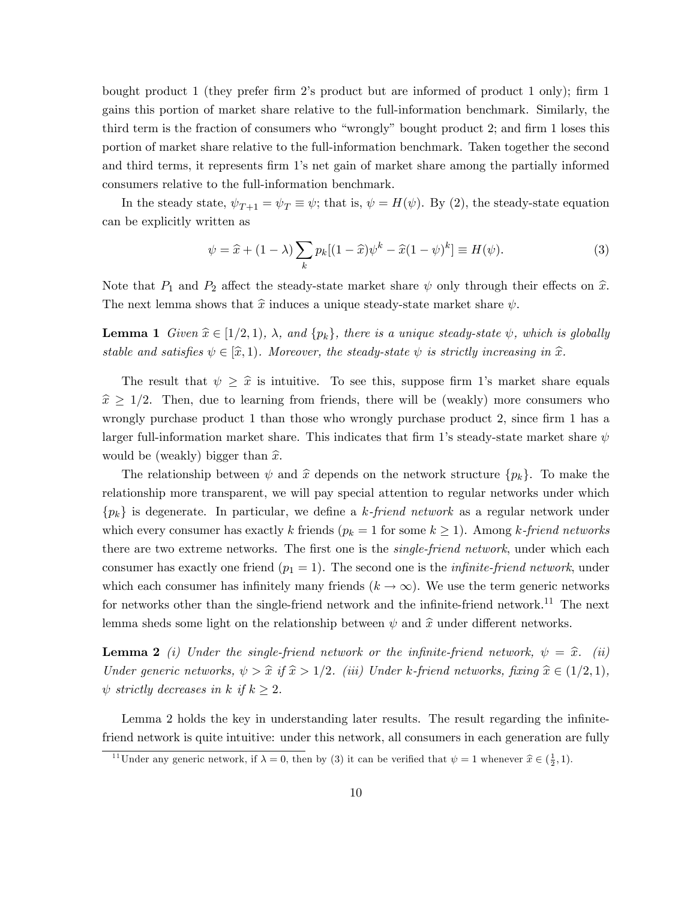bought product 1 (they prefer firm 2's product but are informed of product 1 only); firm 1 gains this portion of market share relative to the full-information benchmark. Similarly, the third term is the fraction of consumers who "wrongly" bought product 2; and firm 1 loses this portion of market share relative to the full-information benchmark. Taken together the second and third terms, it represents firm 1's net gain of market share among the partially informed consumers relative to the full-information benchmark.

In the steady state, $\psi_{T+1} = \psi_T \equiv \psi$; that is, $\psi = H(\psi)$. By (2), the steady-state equation can be explicitly written as

$$\psi = \widehat{x} + (1-\lambda)\sum_k p_k[(1-\widehat{x})\psi^k - \widehat{x}(1-\psi)^k] \equiv H(\psi). \tag{3}$$

Note that $P_1$ and $P_2$ affect the steady-state market share $\psi$ only through their effects on $\widehat{x}$. The next lemma shows that $\widehat{x}$ induces a unique steady-state market share $\psi$.

**Lemma 1** *Given $\widehat{x} \in [1/2, 1)$, $\lambda$, and $\{p_k\}$, there is a unique steady-state $\psi$, which is globally stable and satisfies $\psi \in [\widehat{x}, 1)$. Moreover, the steady-state $\psi$ is strictly increasing in $\widehat{x}$.*

The result that $\psi \geq \widehat{x}$ is intuitive. To see this, suppose firm 1's market share equals $\widehat{x} \geq 1/2$. Then, due to learning from friends, there will be (weakly) more consumers who wrongly purchase product 1 than those who wrongly purchase product 2, since firm 1 has a larger full-information market share. This indicates that firm 1's steady-state market share $\psi$ would be (weakly) bigger than $\widehat{x}$.

The relationship between $\psi$ and $\widehat{x}$ depends on the network structure $\{p_k\}$. To make the relationship more transparent, we will pay special attention to regular networks under which $\{p_k\}$ is degenerate. In particular, we define a *k-friend network* as a regular network under which every consumer has exactly $k$ friends ($p_k = 1$ for some $k \geq 1$). Among *k-friend networks* there are two extreme networks. The first one is the *single-friend network*, under which each consumer has exactly one friend ($p_1 = 1$). The second one is the *infinite-friend network*, under which each consumer has infinitely many friends ($k \to \infty$). We use the term generic networks for networks other than the single-friend network and the infinite-friend network.[11] The next lemma sheds some light on the relationship between $\psi$ and $\widehat{x}$ under different networks.

**Lemma 2** *(i) Under the single-friend network or the infinite-friend network, $\psi = \widehat{x}$. (ii) Under generic networks, $\psi > \widehat{x}$ if $\widehat{x} > 1/2$. (iii) Under k-friend networks, fixing $\widehat{x} \in (1/2, 1)$, $\psi$ strictly decreases in $k$ if $k \geq 2$.*

Lemma 2 holds the key in understanding later results. The result regarding the infinite-friend network is quite intuitive: under this network, all consumers in each generation are fully

[11] Under any generic network, if $\lambda = 0$, then by (3) it can be verified that $\psi = 1$ whenever $\widehat{x} \in (\frac{1}{2}, 1)$.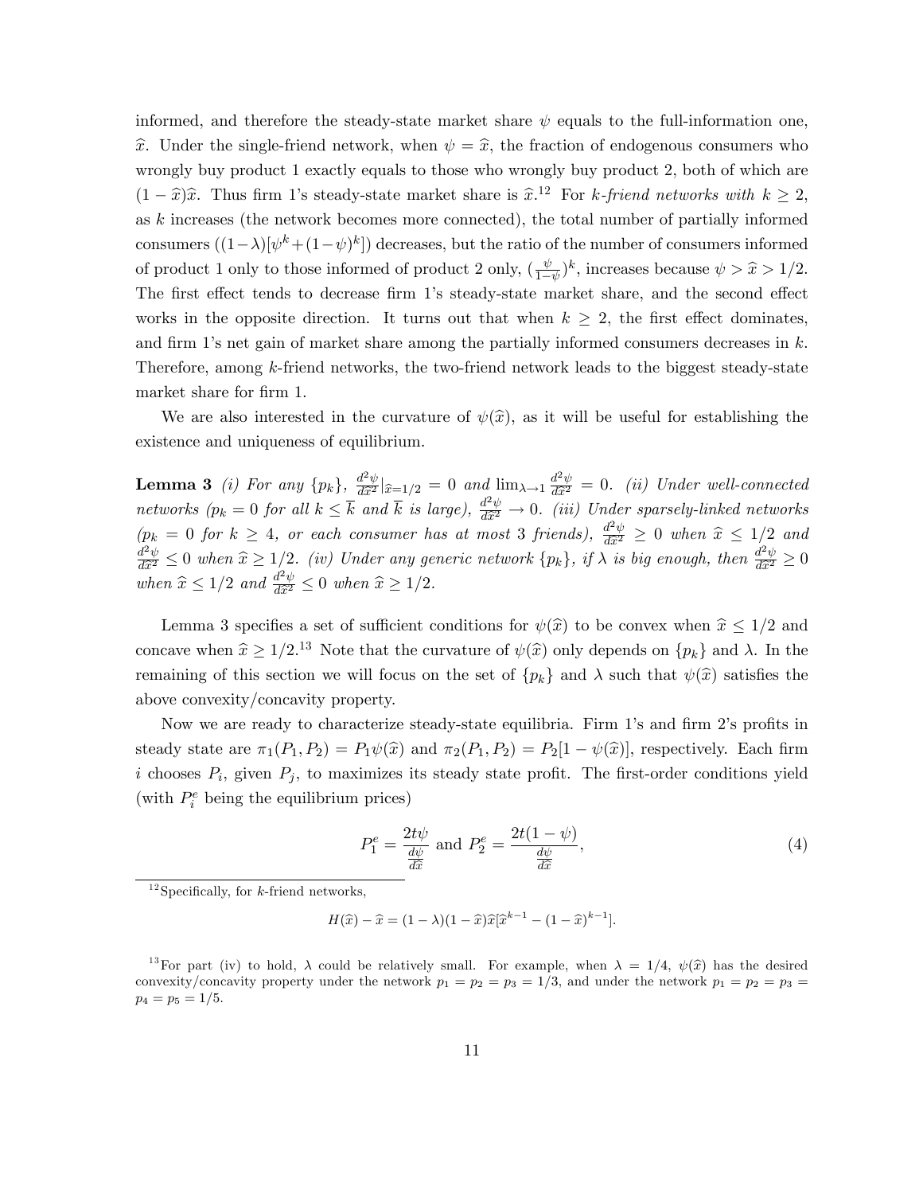informed, and therefore the steady-state market share $\psi$ equals to the full-information one, $\widehat{x}$. Under the single-friend network, when $\psi = \widehat{x}$, the fraction of endogenous consumers who wrongly buy product 1 exactly equals to those who wrongly buy product 2, both of which are $(1-\widehat{x})\widehat{x}$. Thus firm 1's steady-state market share is $\widehat{x}$.[12] For *k-friend networks with* $k \geq 2$, as $k$ increases (the network becomes more connected), the total number of partially informed consumers ($(1-\lambda)[\psi^k + (1-\psi)^k]$) decreases, but the ratio of the number of consumers informed of product 1 only to those informed of product 2 only, $(\frac{\psi}{1-\psi})^k$, increases because $\psi > \widehat{x} > 1/2$. The first effect tends to decrease firm 1's steady-state market share, and the second effect works in the opposite direction. It turns out that when $k \geq 2$, the first effect dominates, and firm 1's net gain of market share among the partially informed consumers decreases in $k$. Therefore, among $k$-friend networks, the two-friend network leads to the biggest steady-state market share for firm 1.

We are also interested in the curvature of $\psi(\widehat{x})$, as it will be useful for establishing the existence and uniqueness of equilibrium.

**Lemma 3** *(i) For any* $\{p_k\}$, $\frac{d^2\psi}{d\widehat{x}^2}|_{\widehat{x}=1/2} = 0$ *and* $\lim_{\lambda \to 1} \frac{d^2\psi}{d\widehat{x}^2} = 0$. *(ii) Under well-connected networks* ($p_k = 0$ *for all* $k \leq \overline{k}$ *and* $\overline{k}$ *is large),* $\frac{d^2\psi}{d\widehat{x}^2} \to 0$. *(iii) Under sparsely-linked networks* ($p_k = 0$ *for* $k \geq 4$*, or each consumer has at most 3 friends),* $\frac{d^2\psi}{d\widehat{x}^2} \geq 0$ *when* $\widehat{x} \leq 1/2$ *and* $\frac{d^2\psi}{d\widehat{x}^2} \leq 0$ *when* $\widehat{x} \geq 1/2$. *(iv) Under any generic network* $\{p_k\}$*, if* $\lambda$ *is big enough, then* $\frac{d^2\psi}{d\widehat{x}^2} \geq 0$ *when* $\widehat{x} \leq 1/2$ *and* $\frac{d^2\psi}{d\widehat{x}^2} \leq 0$ *when* $\widehat{x} \geq 1/2$.

Lemma 3 specifies a set of sufficient conditions for $\psi(\widehat{x})$ to be convex when $\widehat{x} \leq 1/2$ and concave when $\widehat{x} \geq 1/2$.[13] Note that the curvature of $\psi(\widehat{x})$ only depends on $\{p_k\}$ and $\lambda$. In the remaining of this section we will focus on the set of $\{p_k\}$ and $\lambda$ such that $\psi(\widehat{x})$ satisfies the above convexity/concavity property.

Now we are ready to characterize steady-state equilibria. Firm 1's and firm 2's profits in steady state are $\pi_1(P_1, P_2) = P_1\psi(\widehat{x})$ and $\pi_2(P_1, P_2) = P_2[1 - \psi(\widehat{x})]$, respectively. Each firm $i$ chooses $P_i$, given $P_j$, to maximizes its steady state profit. The first-order conditions yield (with $P_i^e$ being the equilibrium prices)

$$P_1^e = \frac{2t\psi}{\frac{d\psi}{d\widehat{x}}} \text{ and } P_2^e = \frac{2t(1-\psi)}{\frac{d\psi}{d\widehat{x}}}, \tag{4}$$

[12] Specifically, for $k$-friend networks,

$$H(\widehat{x}) - \widehat{x} = (1-\lambda)(1-\widehat{x})\widehat{x}[\widehat{x}^{k-1} - (1-\widehat{x})^{k-1}].$$

[13] For part (iv) to hold, $\lambda$ could be relatively small. For example, when $\lambda = 1/4$, $\psi(\widehat{x})$ has the desired convexity/concavity property under the network $p_1 = p_2 = p_3 = 1/3$, and under the network $p_1 = p_2 = p_3 = p_4 = p_5 = 1/5$.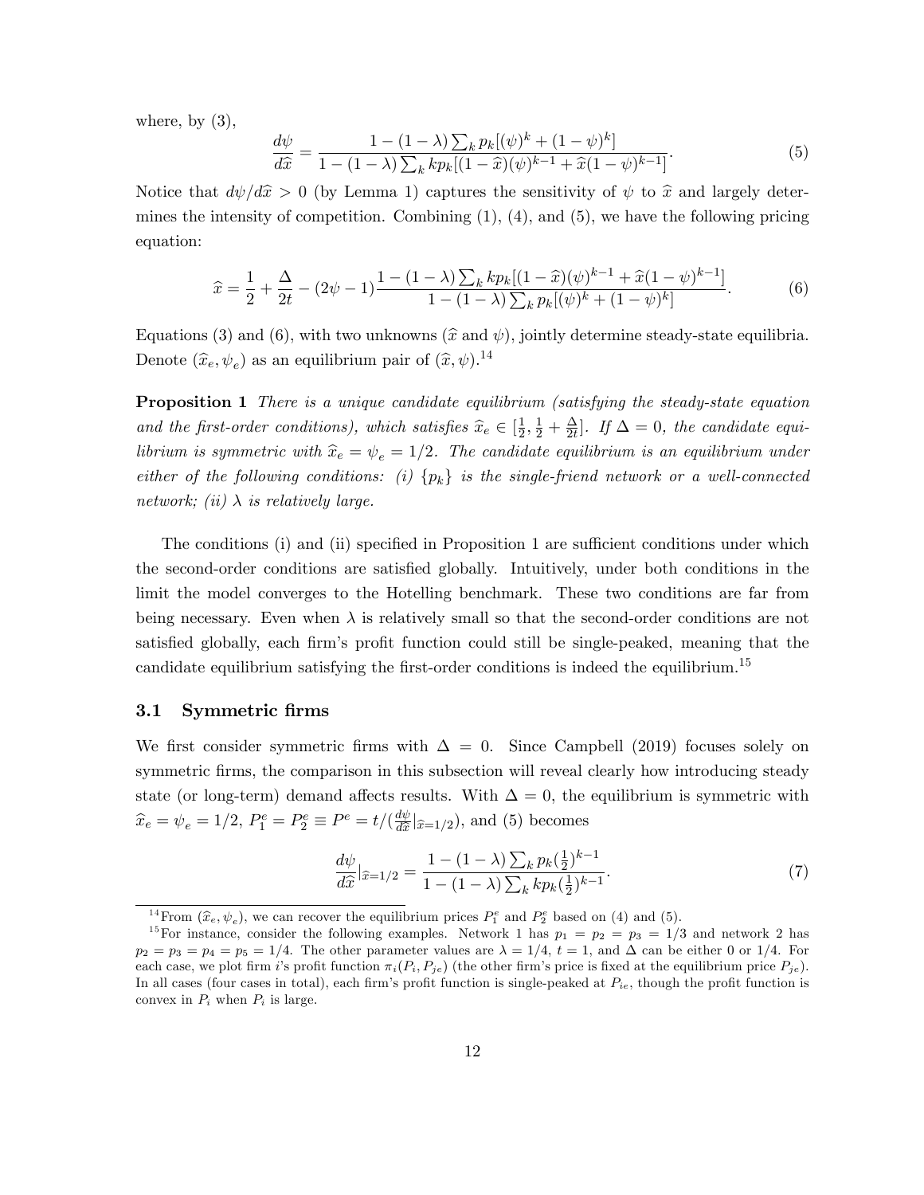where, by (3),

$$\frac{d\psi}{d\widehat{x}} = \frac{1-(1-\lambda)\sum_k p_k[(\psi)^k + (1-\psi)^k]}{1-(1-\lambda)\sum_k kp_k[(1-\widehat{x})(\psi)^{k-1} + \widehat{x}(1-\psi)^{k-1}]}. \tag{5}$$

Notice that $d\psi/d\widehat{x} > 0$ (by Lemma 1) captures the sensitivity of $\psi$ to $\widehat{x}$ and largely determines the intensity of competition. Combining (1), (4), and (5), we have the following pricing equation:

$$\widehat{x} = \frac{1}{2} + \frac{\Delta}{2t} - (2\psi - 1)\frac{1-(1-\lambda)\sum_k kp_k[(1-\widehat{x})(\psi)^{k-1} + \widehat{x}(1-\psi)^{k-1}]}{1-(1-\lambda)\sum_k p_k[(\psi)^k + (1-\psi)^k]}. \tag{6}$$

Equations (3) and (6), with two unknowns ($\widehat{x}$ and $\psi$), jointly determine steady-state equilibria. Denote $(\widehat{x}_e, \psi_e)$ as an equilibrium pair of $(\widehat{x}, \psi)$.[14]

**Proposition 1** *There is a unique candidate equilibrium (satisfying the steady-state equation and the first-order conditions), which satisfies* $\widehat{x}_e \in [\frac{1}{2}, \frac{1}{2} + \frac{\Delta}{2t}]$*. If* $\Delta = 0$*, the candidate equilibrium is symmetric with* $\widehat{x}_e = \psi_e = 1/2$*. The candidate equilibrium is an equilibrium under either of the following conditions: (i)* $\{p_k\}$ *is the single-friend network or a well-connected network; (ii)* $\lambda$ *is relatively large.*

The conditions (i) and (ii) specified in Proposition 1 are sufficient conditions under which the second-order conditions are satisfied globally. Intuitively, under both conditions in the limit the model converges to the Hotelling benchmark. These two conditions are far from being necessary. Even when $\lambda$ is relatively small so that the second-order conditions are not satisfied globally, each firm's profit function could still be single-peaked, meaning that the candidate equilibrium satisfying the first-order conditions is indeed the equilibrium.[15]

### 3.1 Symmetric firms

We first consider symmetric firms with $\Delta = 0$. Since Campbell (2019) focuses solely on symmetric firms, the comparison in this subsection will reveal clearly how introducing steady state (or long-term) demand affects results. With $\Delta = 0$, the equilibrium is symmetric with $\widehat{x}_e = \psi_e = 1/2$, $P_1^e = P_2^e \equiv P^e = t/(\frac{d\psi}{d\widehat{x}}|_{\widehat{x}=1/2})$, and (5) becomes

$$\frac{d\psi}{d\widehat{x}}|_{\widehat{x}=1/2} = \frac{1-(1-\lambda)\sum_k p_k(\frac{1}{2})^{k-1}}{1-(1-\lambda)\sum_k kp_k(\frac{1}{2})^{k-1}}. \tag{7}$$

[14] From $(\widehat{x}_e, \psi_e)$, we can recover the equilibrium prices $P_1^e$ and $P_2^e$ based on (4) and (5).

[15] For instance, consider the following examples. Network 1 has $p_1 = p_2 = p_3 = 1/3$ and network 2 has $p_2 = p_3 = p_4 = p_5 = 1/4$. The other parameter values are $\lambda = 1/4$, $t = 1$, and $\Delta$ can be either 0 or 1/4. For each case, we plot firm $i$'s profit function $\pi_i(P_i, P_{je})$ (the other firm's price is fixed at the equilibrium price $P_{je}$). In all cases (four cases in total), each firm's profit function is single-peaked at $P_{ie}$, though the profit function is convex in $P_i$ when $P_i$ is large.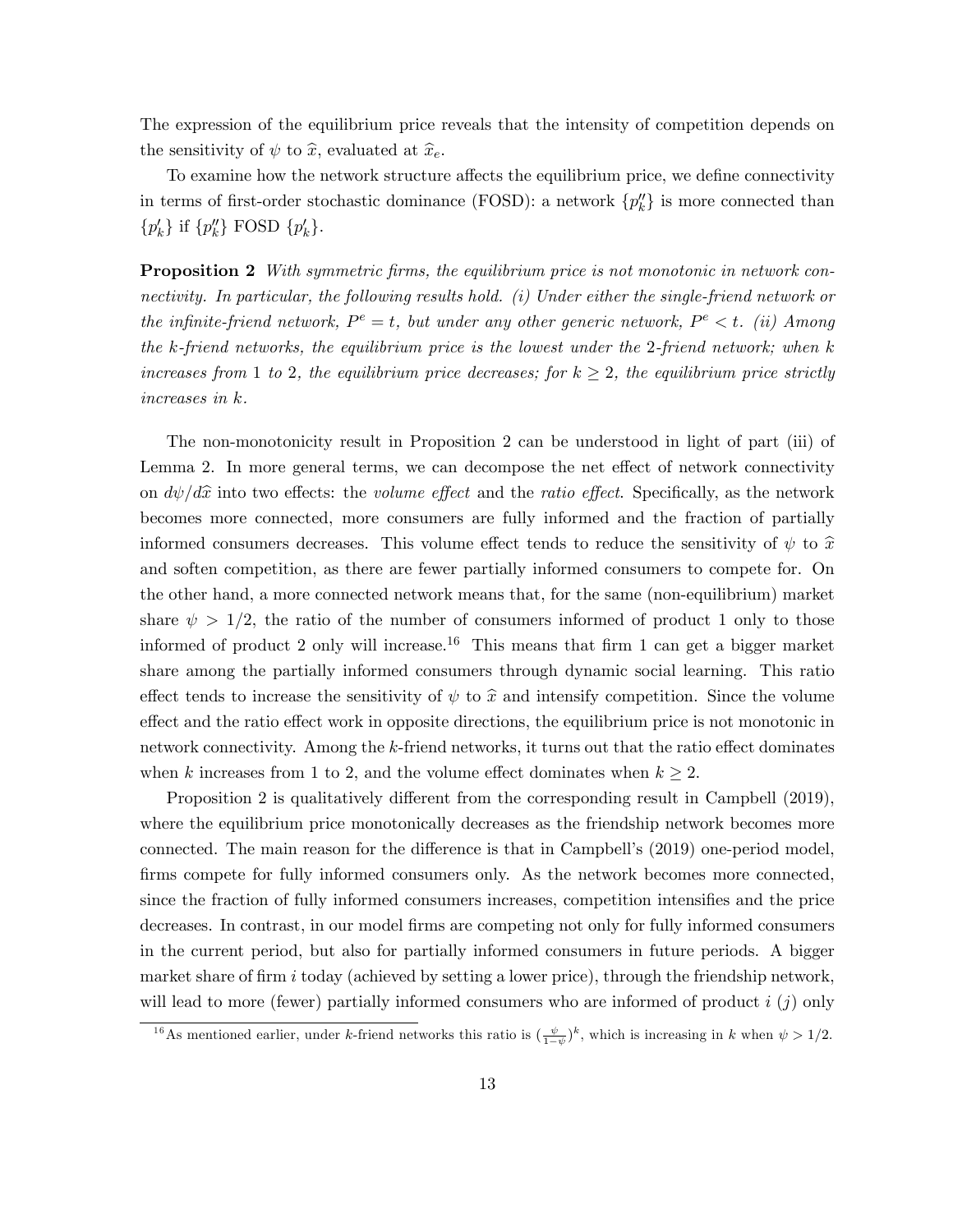The expression of the equilibrium price reveals that the intensity of competition depends on the sensitivity of $\psi$ to $\widehat{x}$, evaluated at $\widehat{x}_e$.

To examine how the network structure affects the equilibrium price, we define connectivity in terms of first-order stochastic dominance (FOSD): a network $\{p''_k\}$ is more connected than $\{p'_k\}$ if $\{p''_k\}$ FOSD $\{p'_k\}$.

**Proposition 2** *With symmetric firms, the equilibrium price is not monotonic in network connectivity. In particular, the following results hold. (i) Under either the single-friend network or the infinite-friend network, $P^e = t$, but under any other generic network, $P^e < t$. (ii) Among the $k$-friend networks, the equilibrium price is the lowest under the 2-friend network; when $k$ increases from 1 to 2, the equilibrium price decreases; for $k \geq 2$, the equilibrium price strictly increases in $k$.*

The non-monotonicity result in Proposition 2 can be understood in light of part (iii) of Lemma 2. In more general terms, we can decompose the net effect of network connectivity on $d\psi/d\widehat{x}$ into two effects: the *volume effect* and the *ratio effect*. Specifically, as the network becomes more connected, more consumers are fully informed and the fraction of partially informed consumers decreases. This volume effect tends to reduce the sensitivity of $\psi$ to $\widehat{x}$ and soften competition, as there are fewer partially informed consumers to compete for. On the other hand, a more connected network means that, for the same (non-equilibrium) market share $\psi > 1/2$, the ratio of the number of consumers informed of product 1 only to those informed of product 2 only will increase.[16] This means that firm 1 can get a bigger market share among the partially informed consumers through dynamic social learning. This ratio effect tends to increase the sensitivity of $\psi$ to $\widehat{x}$ and intensify competition. Since the volume effect and the ratio effect work in opposite directions, the equilibrium price is not monotonic in network connectivity. Among the $k$-friend networks, it turns out that the ratio effect dominates when $k$ increases from 1 to 2, and the volume effect dominates when $k \geq 2$.

Proposition 2 is qualitatively different from the corresponding result in Campbell (2019), where the equilibrium price monotonically decreases as the friendship network becomes more connected. The main reason for the difference is that in Campbell's (2019) one-period model, firms compete for fully informed consumers only. As the network becomes more connected, since the fraction of fully informed consumers increases, competition intensifies and the price decreases. In contrast, in our model firms are competing not only for fully informed consumers in the current period, but also for partially informed consumers in future periods. A bigger market share of firm $i$ today (achieved by setting a lower price), through the friendship network, will lead to more (fewer) partially informed consumers who are informed of product $i$ ($j$) only

[16] As mentioned earlier, under $k$-friend networks this ratio is $(\frac{\psi}{1-\psi})^k$, which is increasing in $k$ when $\psi > 1/2$.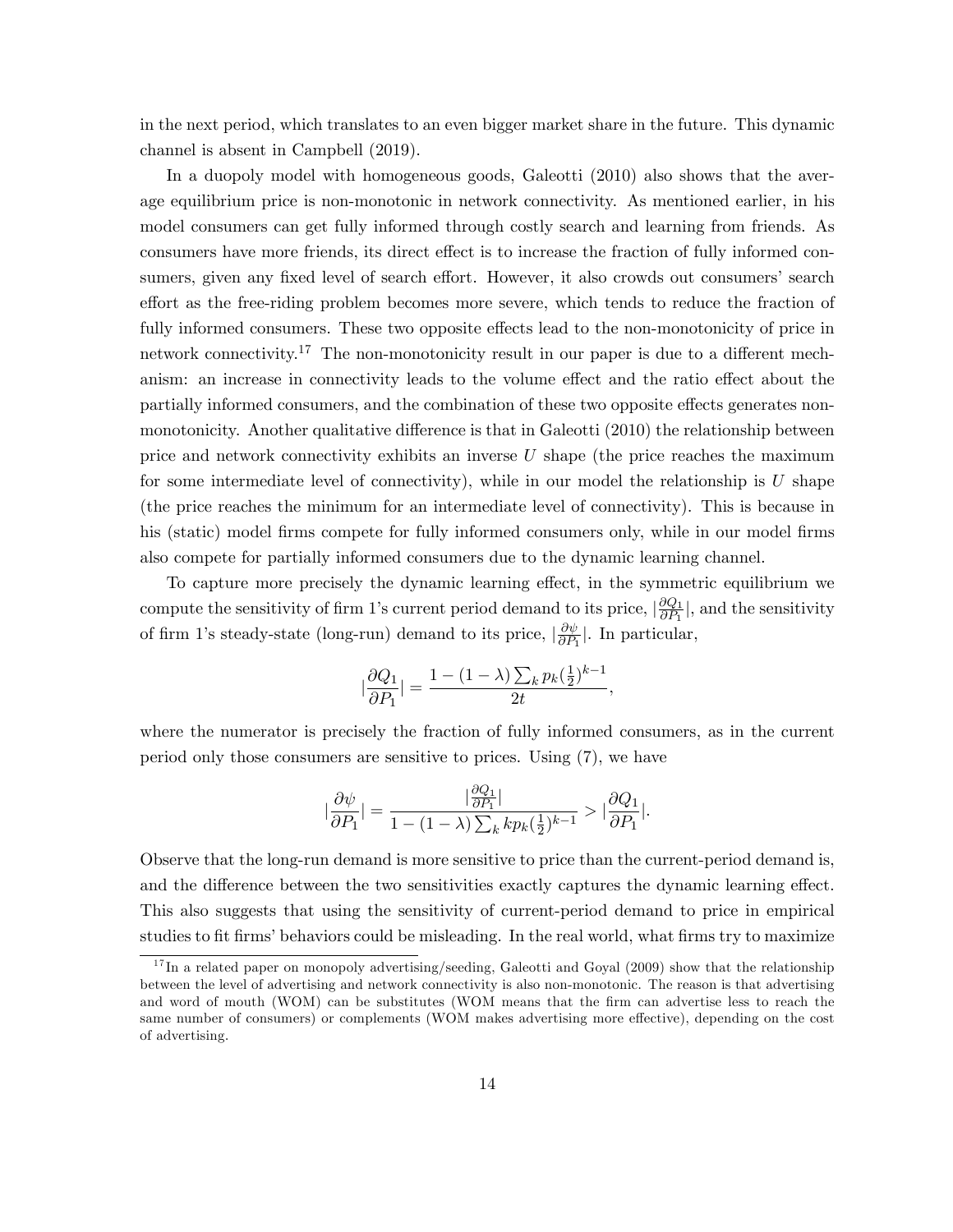in the next period, which translates to an even bigger market share in the future. This dynamic channel is absent in Campbell (2019).

In a duopoly model with homogeneous goods, Galeotti (2010) also shows that the average equilibrium price is non-monotonic in network connectivity. As mentioned earlier, in his model consumers can get fully informed through costly search and learning from friends. As consumers have more friends, its direct effect is to increase the fraction of fully informed consumers, given any fixed level of search effort. However, it also crowds out consumers' search effort as the free-riding problem becomes more severe, which tends to reduce the fraction of fully informed consumers. These two opposite effects lead to the non-monotonicity of price in network connectivity.[17] The non-monotonicity result in our paper is due to a different mechanism: an increase in connectivity leads to the volume effect and the ratio effect about the partially informed consumers, and the combination of these two opposite effects generates non-monotonicity. Another qualitative difference is that in Galeotti (2010) the relationship between price and network connectivity exhibits an inverse $U$ shape (the price reaches the maximum for some intermediate level of connectivity), while in our model the relationship is $U$ shape (the price reaches the minimum for an intermediate level of connectivity). This is because in his (static) model firms compete for fully informed consumers only, while in our model firms also compete for partially informed consumers due to the dynamic learning channel.

To capture more precisely the dynamic learning effect, in the symmetric equilibrium we compute the sensitivity of firm 1's current period demand to its price, $|\frac{\partial Q_1}{\partial P_1}|$, and the sensitivity of firm 1's steady-state (long-run) demand to its price, $|\frac{\partial \psi}{\partial P_1}|$. In particular,

$$|\frac{\partial Q_1}{\partial P_1}| = \frac{1-(1-\lambda)\sum_k p_k(\frac{1}{2})^{k-1}}{2t},$$

where the numerator is precisely the fraction of fully informed consumers, as in the current period only those consumers are sensitive to prices. Using (7), we have

$$|\frac{\partial \psi}{\partial P_1}| = \frac{|\frac{\partial Q_1}{\partial P_1}|}{1-(1-\lambda)\sum_k k p_k(\frac{1}{2})^{k-1}} > |\frac{\partial Q_1}{\partial P_1}|.$$

Observe that the long-run demand is more sensitive to price than the current-period demand is, and the difference between the two sensitivities exactly captures the dynamic learning effect. This also suggests that using the sensitivity of current-period demand to price in empirical studies to fit firms' behaviors could be misleading. In the real world, what firms try to maximize

[17] In a related paper on monopoly advertising/seeding, Galeotti and Goyal (2009) show that the relationship between the level of advertising and network connectivity is also non-monotonic. The reason is that advertising and word of mouth (WOM) can be substitutes (WOM means that the firm can advertise less to reach the same number of consumers) or complements (WOM makes advertising more effective), depending on the cost of advertising.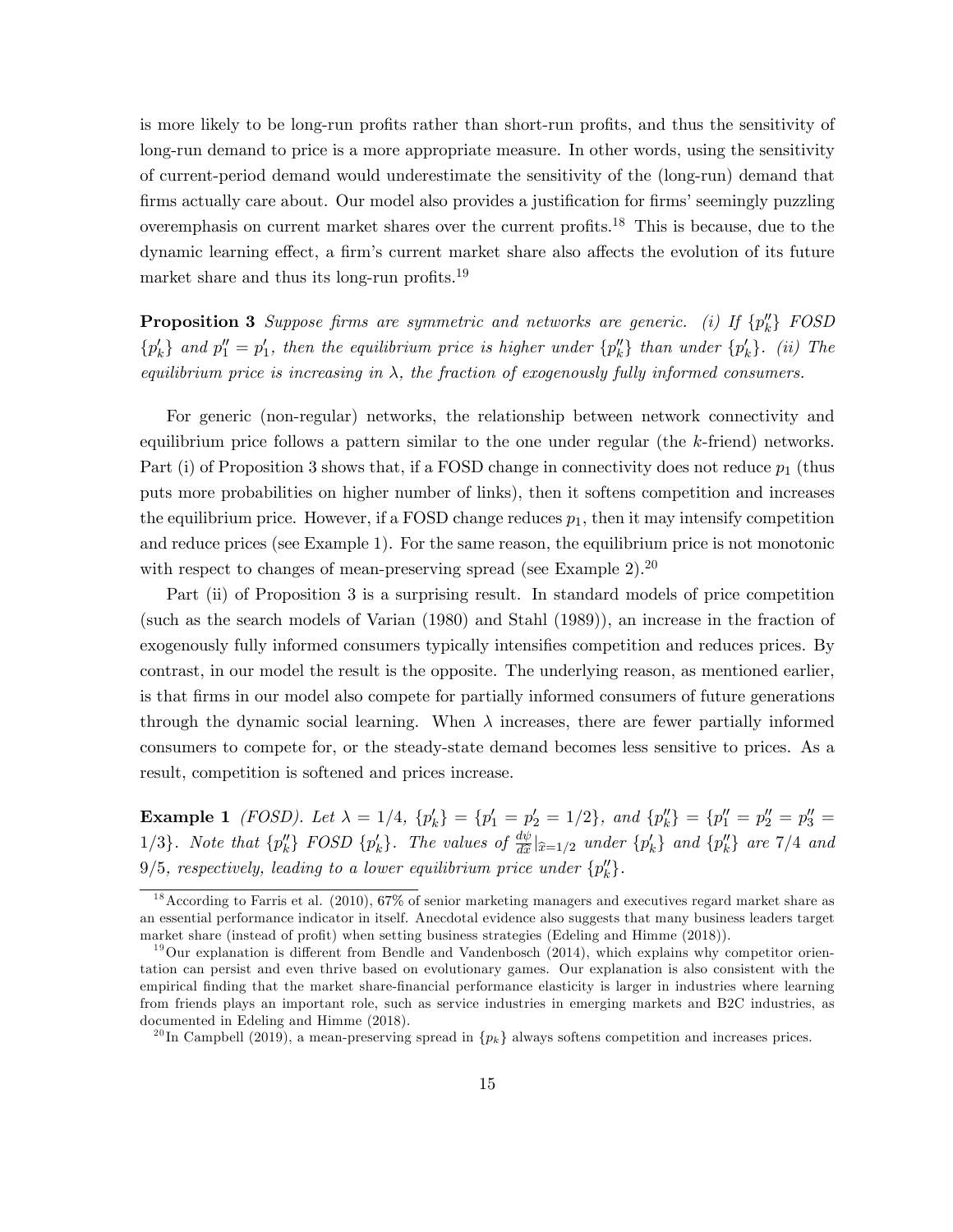is more likely to be long-run profits rather than short-run profits, and thus the sensitivity of long-run demand to price is a more appropriate measure. In other words, using the sensitivity of current-period demand would underestimate the sensitivity of the (long-run) demand that firms actually care about. Our model also provides a justification for firms' seemingly puzzling overemphasis on current market shares over the current profits.[18] This is because, due to the dynamic learning effect, a firm's current market share also affects the evolution of its future market share and thus its long-run profits.[19]

**Proposition 3** *Suppose firms are symmetric and networks are generic. (i) If $\{p''_k\}$ FOSD $\{p'_k\}$ and $p''_1 = p'_1$, then the equilibrium price is higher under $\{p''_k\}$ than under $\{p'_k\}$. (ii) The equilibrium price is increasing in $\lambda$, the fraction of exogenously fully informed consumers.*

For generic (non-regular) networks, the relationship between network connectivity and equilibrium price follows a pattern similar to the one under regular (the $k$-friend) networks. Part (i) of Proposition 3 shows that, if a FOSD change in connectivity does not reduce $p_1$ (thus puts more probabilities on higher number of links), then it softens competition and increases the equilibrium price. However, if a FOSD change reduces $p_1$, then it may intensify competition and reduce prices (see Example 1). For the same reason, the equilibrium price is not monotonic with respect to changes of mean-preserving spread (see Example 2).[20]

Part (ii) of Proposition 3 is a surprising result. In standard models of price competition (such as the search models of Varian (1980) and Stahl (1989)), an increase in the fraction of exogenously fully informed consumers typically intensifies competition and reduces prices. By contrast, in our model the result is the opposite. The underlying reason, as mentioned earlier, is that firms in our model also compete for partially informed consumers of future generations through the dynamic social learning. When $\lambda$ increases, there are fewer partially informed consumers to compete for, or the steady-state demand becomes less sensitive to prices. As a result, competition is softened and prices increase.

**Example 1** *(FOSD). Let $\lambda = 1/4$, $\{p'_k\} = \{p'_1 = p'_2 = 1/2\}$, and $\{p''_k\} = \{p''_1 = p''_2 = p''_3 = 1/3\}$. Note that $\{p''_k\}$ FOSD $\{p'_k\}$. The values of $\frac{d\psi}{d\widehat{x}}|_{\widehat{x}=1/2}$ under $\{p'_k\}$ and $\{p''_k\}$ are $7/4$ and $9/5$, respectively, leading to a lower equilibrium price under $\{p''_k\}$.*

[18] According to Farris et al. (2010), 67% of senior marketing managers and executives regard market share as an essential performance indicator in itself. Anecdotal evidence also suggests that many business leaders target market share (instead of profit) when setting business strategies (Edeling and Himme (2018)).

[19] Our explanation is different from Bendle and Vandenbosch (2014), which explains why competitor orientation can persist and even thrive based on evolutionary games. Our explanation is also consistent with the empirical finding that the market share-financial performance elasticity is larger in industries where learning from friends plays an important role, such as service industries in emerging markets and B2C industries, as documented in Edeling and Himme (2018).

[20] In Campbell (2019), a mean-preserving spread in $\{p_k\}$ always softens competition and increases prices.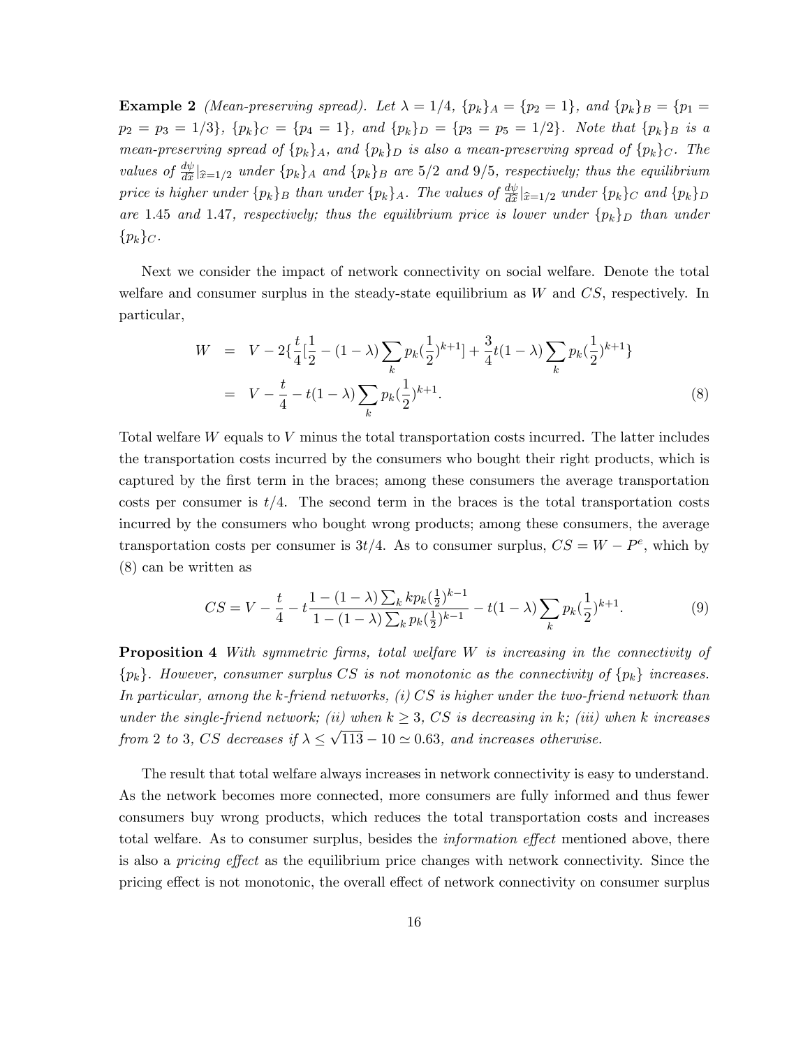**Example 2** *(Mean-preserving spread). Let $\lambda = 1/4$, $\{p_k\}_A = \{p_2 = 1\}$, and $\{p_k\}_B = \{p_1 = p_2 = p_3 = 1/3\}$, $\{p_k\}_C = \{p_4 = 1\}$, and $\{p_k\}_D = \{p_3 = p_5 = 1/2\}$. Note that $\{p_k\}_B$ is a mean-preserving spread of $\{p_k\}_A$, and $\{p_k\}_D$ is also a mean-preserving spread of $\{p_k\}_C$. The values of $\frac{d\psi}{d\widehat{x}}|_{\widehat{x}=1/2}$ under $\{p_k\}_A$ and $\{p_k\}_B$ are 5/2 and 9/5, respectively; thus the equilibrium price is higher under $\{p_k\}_B$ than under $\{p_k\}_A$. The values of $\frac{d\psi}{d\widehat{x}}|_{\widehat{x}=1/2}$ under $\{p_k\}_C$ and $\{p_k\}_D$ are 1.45 and 1.47, respectively; thus the equilibrium price is lower under $\{p_k\}_D$ than under $\{p_k\}_C$.*

Next we consider the impact of network connectivity on social welfare. Denote the total welfare and consumer surplus in the steady-state equilibrium as $W$ and $CS$, respectively. In particular,

$$
\begin{aligned}
W &= V - 2\{\frac{t}{4}[\frac{1}{2} - (1-\lambda)\sum_k p_k(\frac{1}{2})^{k+1}] + \frac{3}{4}t(1-\lambda)\sum_k p_k(\frac{1}{2})^{k+1}\} \\
&= V - \frac{t}{4} - t(1-\lambda)\sum_k p_k(\frac{1}{2})^{k+1}. \qquad (8)
\end{aligned}
$$

Total welfare $W$ equals to $V$ minus the total transportation costs incurred. The latter includes the transportation costs incurred by the consumers who bought their right products, which is captured by the first term in the braces; among these consumers the average transportation costs per consumer is $t/4$. The second term in the braces is the total transportation costs incurred by the consumers who bought wrong products; among these consumers, the average transportation costs per consumer is $3t/4$. As to consumer surplus, $CS = W - P^e$, which by (8) can be written as

$$
CS = V - \frac{t}{4} - t\frac{1-(1-\lambda)\sum_k kp_k(\frac{1}{2})^{k-1}}{1-(1-\lambda)\sum_k p_k(\frac{1}{2})^{k-1}} - t(1-\lambda)\sum_k p_k(\frac{1}{2})^{k+1}. \qquad (9)
$$

**Proposition 4** *With symmetric firms, total welfare $W$ is increasing in the connectivity of $\{p_k\}$. However, consumer surplus $CS$ is not monotonic as the connectivity of $\{p_k\}$ increases. In particular, among the k-friend networks, (i) CS is higher under the two-friend network than under the single-friend network; (ii) when $k \geq 3$, CS is decreasing in k; (iii) when k increases from 2 to 3, CS decreases if $\lambda \leq \sqrt{113} - 10 \simeq 0.63$, and increases otherwise.*

The result that total welfare always increases in network connectivity is easy to understand. As the network becomes more connected, more consumers are fully informed and thus fewer consumers buy wrong products, which reduces the total transportation costs and increases total welfare. As to consumer surplus, besides the *information effect* mentioned above, there is also a *pricing effect* as the equilibrium price changes with network connectivity. Since the pricing effect is not monotonic, the overall effect of network connectivity on consumer surplus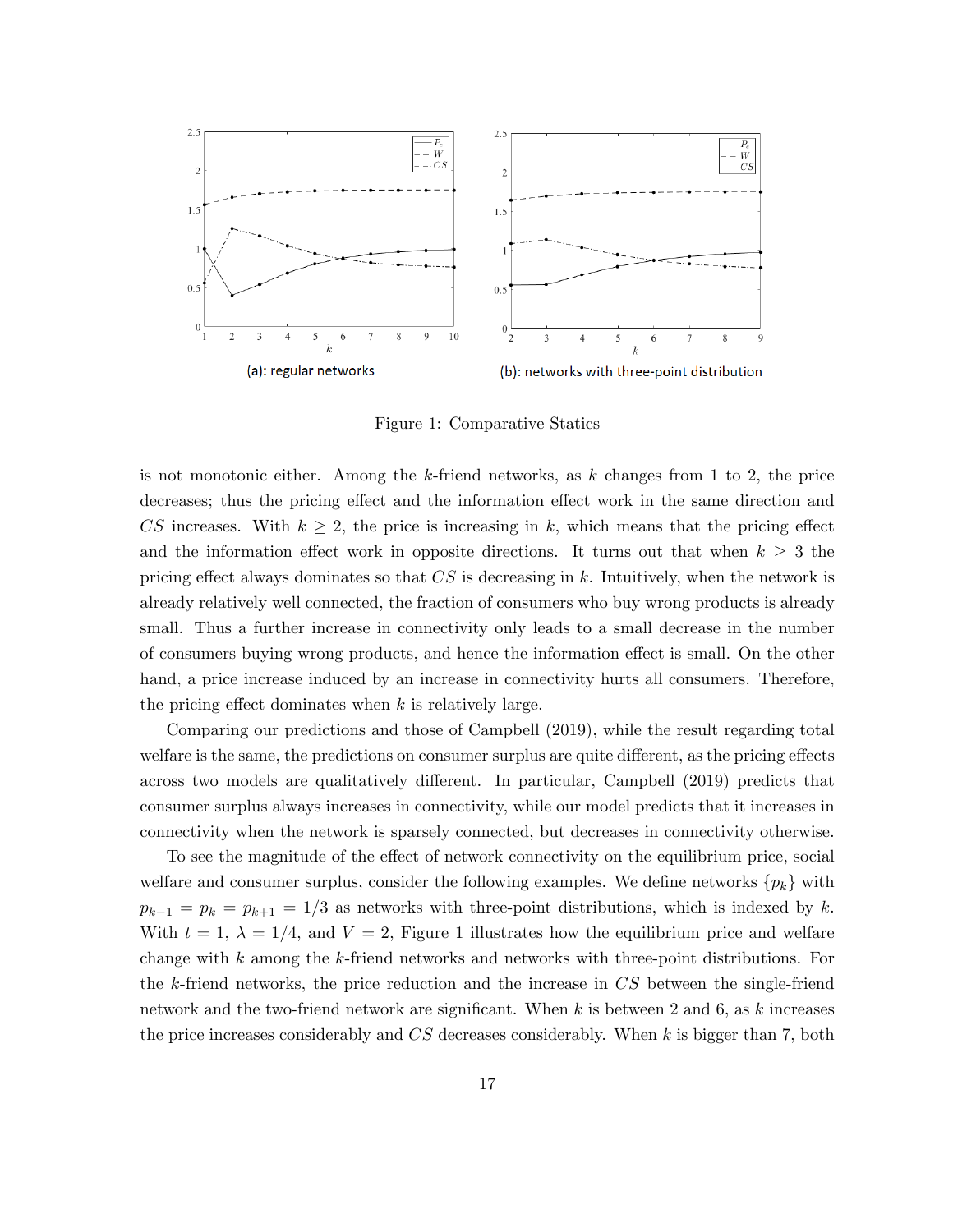(a): regular networks

(b): networks with three-point distribution

Figure 1: Comparative Statics

is not monotonic either. Among the $k$-friend networks, as $k$ changes from 1 to 2, the price decreases; thus the pricing effect and the information effect work in the same direction and $CS$ increases. With $k \geq 2$, the price is increasing in $k$, which means that the pricing effect and the information effect work in opposite directions. It turns out that when $k \geq 3$ the pricing effect always dominates so that $CS$ is decreasing in $k$. Intuitively, when the network is already relatively well connected, the fraction of consumers who buy wrong products is already small. Thus a further increase in connectivity only leads to a small decrease in the number of consumers buying wrong products, and hence the information effect is small. On the other hand, a price increase induced by an increase in connectivity hurts all consumers. Therefore, the pricing effect dominates when $k$ is relatively large.

Comparing our predictions and those of Campbell (2019), while the result regarding total welfare is the same, the predictions on consumer surplus are quite different, as the pricing effects across two models are qualitatively different. In particular, Campbell (2019) predicts that consumer surplus always increases in connectivity, while our model predicts that it increases in connectivity when the network is sparsely connected, but decreases in connectivity otherwise.

To see the magnitude of the effect of network connectivity on the equilibrium price, social welfare and consumer surplus, consider the following examples. We define networks $\{p_k\}$ with $p_{k-1} = p_k = p_{k+1} = 1/3$ as networks with three-point distributions, which is indexed by $k$. With $t = 1$, $\lambda = 1/4$, and $V = 2$, Figure 1 illustrates how the equilibrium price and welfare change with $k$ among the $k$-friend networks and networks with three-point distributions. For the $k$-friend networks, the price reduction and the increase in $CS$ between the single-friend network and the two-friend network are significant. When $k$ is between 2 and 6, as $k$ increases the price increases considerably and $CS$ decreases considerably. When $k$ is bigger than 7, both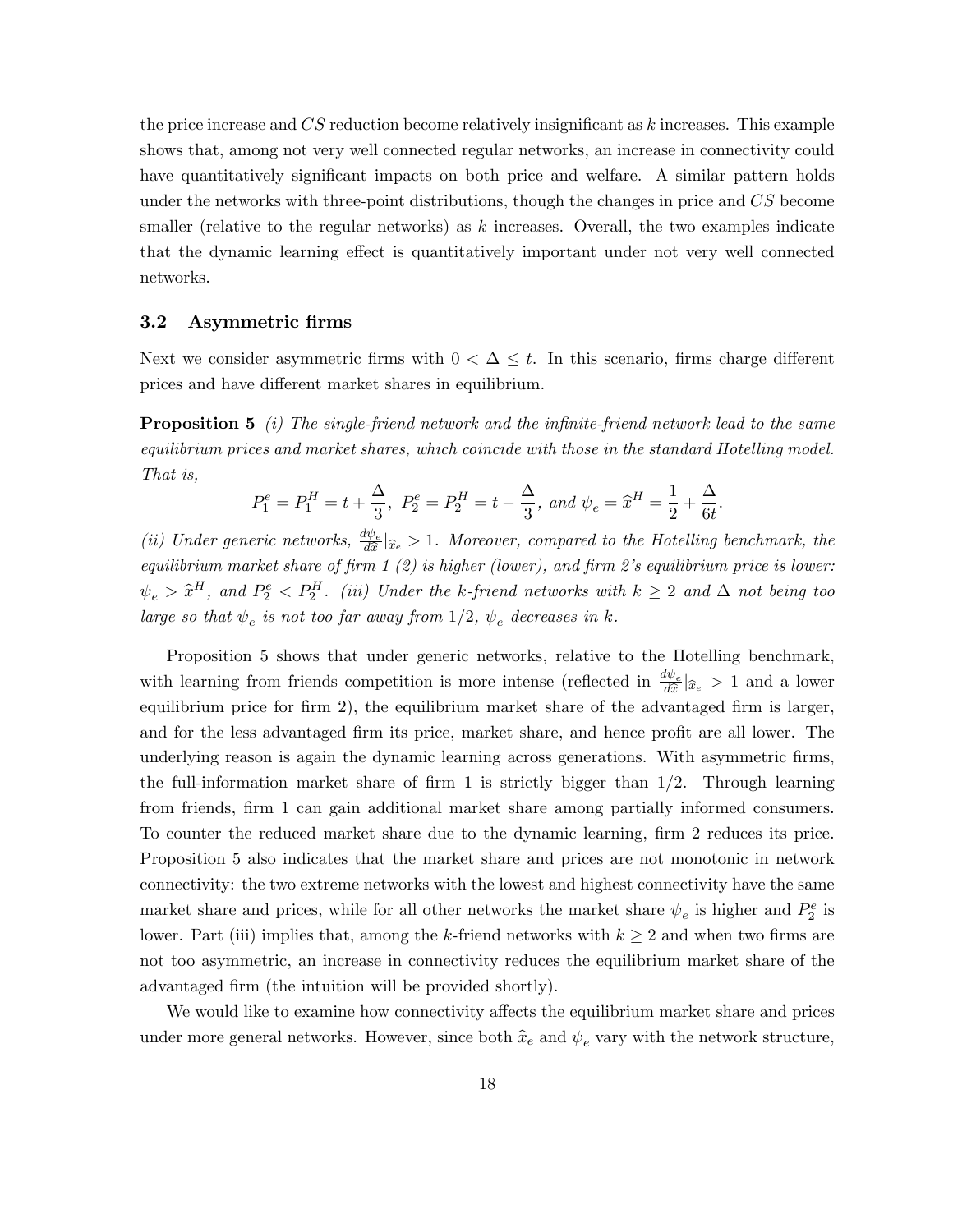the price increase and $CS$ reduction become relatively insignificant as $k$ increases. This example shows that, among not very well connected regular networks, an increase in connectivity could have quantitatively significant impacts on both price and welfare. A similar pattern holds under the networks with three-point distributions, though the changes in price and $CS$ become smaller (relative to the regular networks) as $k$ increases. Overall, the two examples indicate that the dynamic learning effect is quantitatively important under not very well connected networks.

### 3.2 Asymmetric firms

Next we consider asymmetric firms with $0 < \Delta \leq t$. In this scenario, firms charge different prices and have different market shares in equilibrium.

**Proposition 5** *(i) The single-friend network and the infinite-friend network lead to the same equilibrium prices and market shares, which coincide with those in the standard Hotelling model. That is,*

$$P_1^e = P_1^H = t + \frac{\Delta}{3},\ P_2^e = P_2^H = t - \frac{\Delta}{3},\ \text{and}\ \psi_e = \widehat{x}^H = \frac{1}{2} + \frac{\Delta}{6t}.$$

*(ii) Under generic networks, $\frac{d\psi_e}{d\widehat{x}}|_{\widehat{x}_e} > 1$. Moreover, compared to the Hotelling benchmark, the equilibrium market share of firm 1 (2) is higher (lower), and firm 2's equilibrium price is lower: $\psi_e > \widehat{x}^H$, and $P_2^e < P_2^H$. (iii) Under the k-friend networks with $k \geq 2$ and $\Delta$ not being too large so that $\psi_e$ is not too far away from $1/2$, $\psi_e$ decreases in $k$.*

Proposition 5 shows that under generic networks, relative to the Hotelling benchmark, with learning from friends competition is more intense (reflected in $\frac{d\psi_e}{d\widehat{x}}|_{\widehat{x}_e} > 1$ and a lower equilibrium price for firm 2), the equilibrium market share of the advantaged firm is larger, and for the less advantaged firm its price, market share, and hence profit are all lower. The underlying reason is again the dynamic learning across generations. With asymmetric firms, the full-information market share of firm 1 is strictly bigger than $1/2$. Through learning from friends, firm 1 can gain additional market share among partially informed consumers. To counter the reduced market share due to the dynamic learning, firm 2 reduces its price. Proposition 5 also indicates that the market share and prices are not monotonic in network connectivity: the two extreme networks with the lowest and highest connectivity have the same market share and prices, while for all other networks the market share $\psi_e$ is higher and $P_2^e$ is lower. Part (iii) implies that, among the $k$-friend networks with $k \geq 2$ and when two firms are not too asymmetric, an increase in connectivity reduces the equilibrium market share of the advantaged firm (the intuition will be provided shortly).

We would like to examine how connectivity affects the equilibrium market share and prices under more general networks. However, since both $\widehat{x}_e$ and $\psi_e$ vary with the network structure,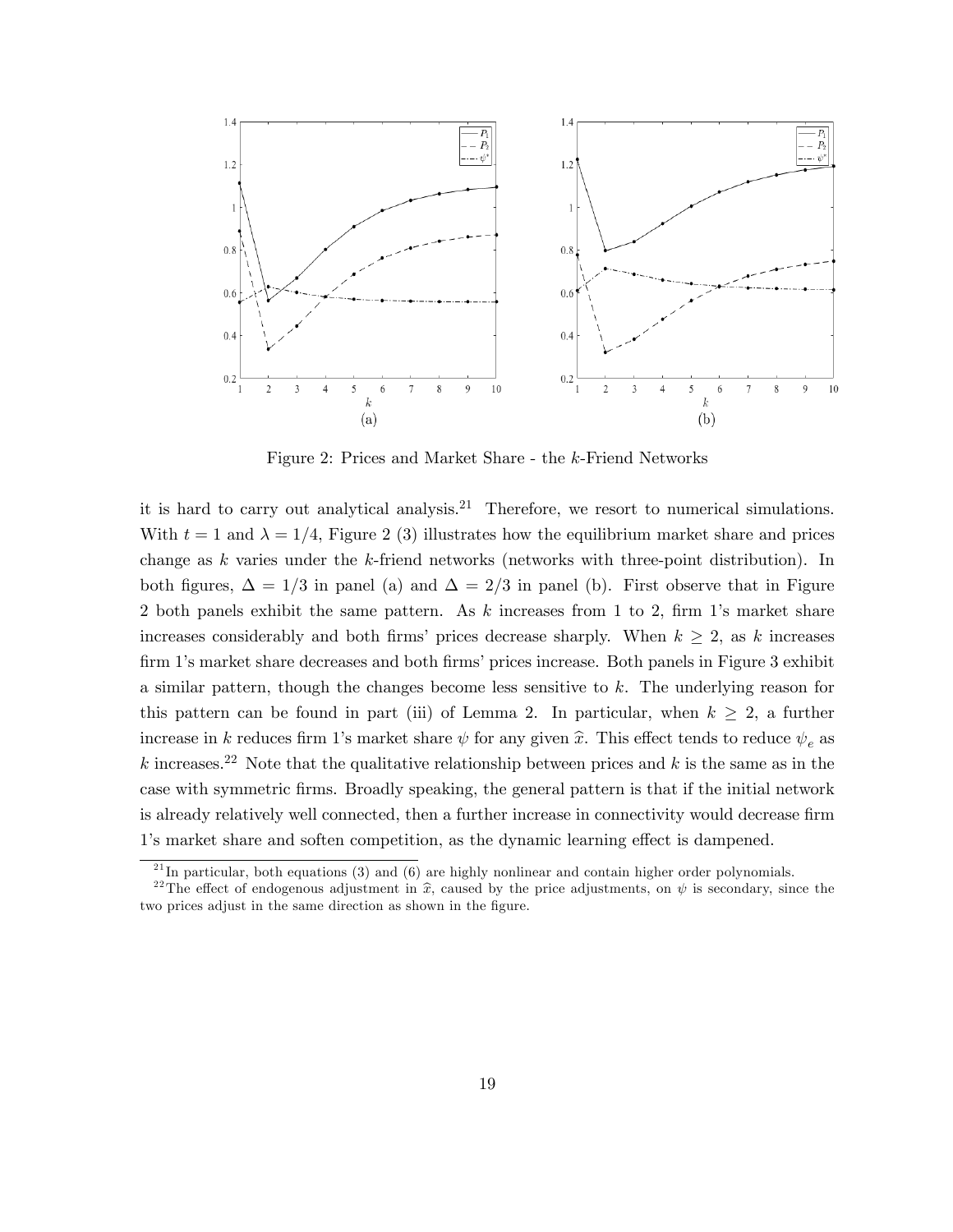Figure 2: Prices and Market Share - the $k$-Friend Networks

it is hard to carry out analytical analysis.[21] Therefore, we resort to numerical simulations. With $t = 1$ and $\lambda = 1/4$, Figure 2 (3) illustrates how the equilibrium market share and prices change as $k$ varies under the $k$-friend networks (networks with three-point distribution). In both figures, $\Delta = 1/3$ in panel (a) and $\Delta = 2/3$ in panel (b). First observe that in Figure 2 both panels exhibit the same pattern. As $k$ increases from 1 to 2, firm 1's market share increases considerably and both firms' prices decrease sharply. When $k \geq 2$, as $k$ increases firm 1's market share decreases and both firms' prices increase. Both panels in Figure 3 exhibit a similar pattern, though the changes become less sensitive to $k$. The underlying reason for this pattern can be found in part (iii) of Lemma 2. In particular, when $k \geq 2$, a further increase in $k$ reduces firm 1's market share $\psi$ for any given $\widehat{x}$. This effect tends to reduce $\psi_e$ as $k$ increases.[22] Note that the qualitative relationship between prices and $k$ is the same as in the case with symmetric firms. Broadly speaking, the general pattern is that if the initial network is already relatively well connected, then a further increase in connectivity would decrease firm 1's market share and soften competition, as the dynamic learning effect is dampened.

[21] In particular, both equations (3) and (6) are highly nonlinear and contain higher order polynomials.

[22] The effect of endogenous adjustment in $\widehat{x}$, caused by the price adjustments, on $\psi$ is secondary, since the two prices adjust in the same direction as shown in the figure.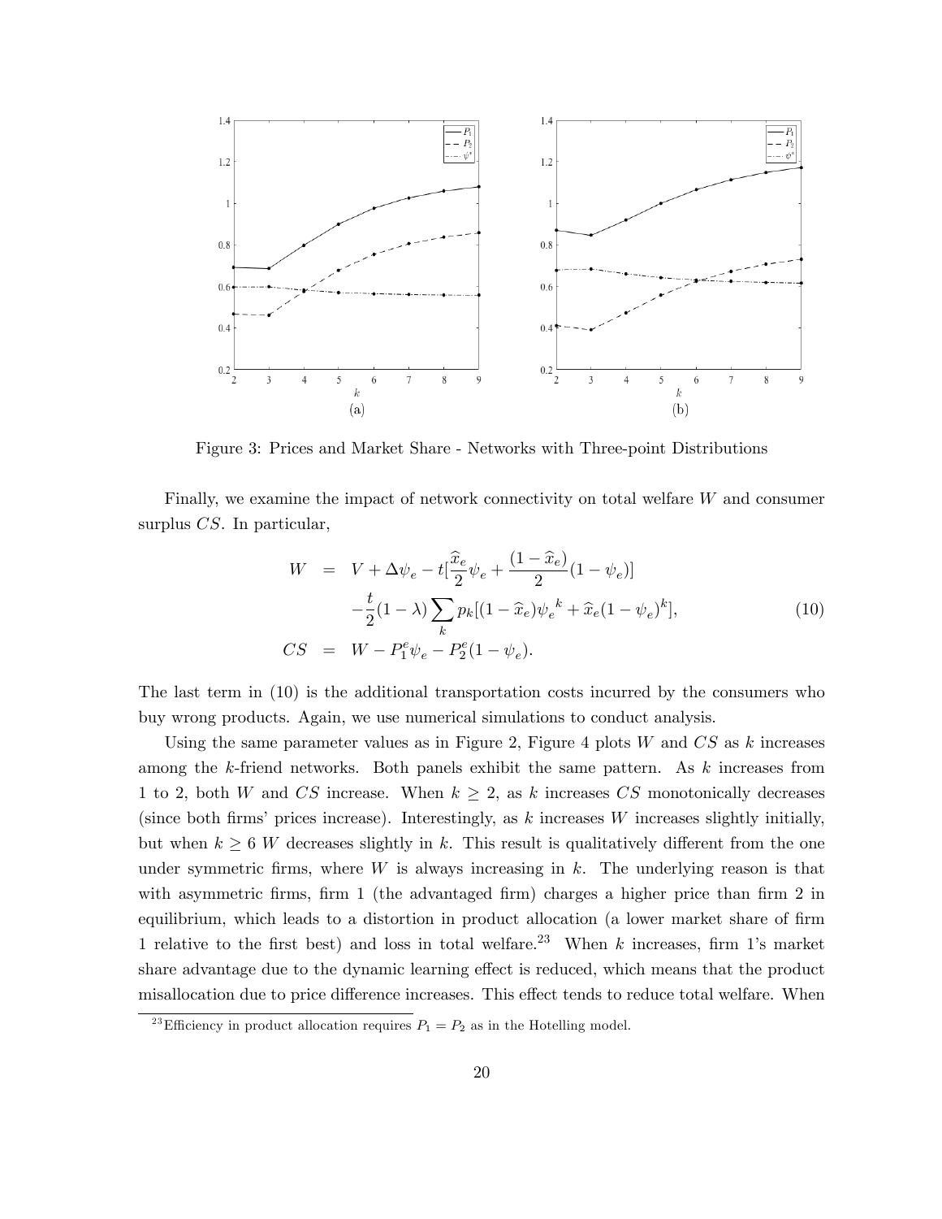Figure 3: Prices and Market Share - Networks with Three-point Distributions

Finally, we examine the impact of network connectivity on total welfare $W$ and consumer surplus $CS$. In particular,

$$
\begin{aligned}
W &= V + \Delta\psi_e - t[\frac{\widehat{x}_e}{2}\psi_e + \frac{(1-\widehat{x}_e)}{2}(1-\psi_e)] \\
&\quad -\frac{t}{2}(1-\lambda)\sum_k p_k[(1-\widehat{x}_e){\psi_e}^k + \widehat{x}_e(1-\psi_e)^k], \qquad (10) \\
CS &= W - P_1^e\psi_e - P_2^e(1-\psi_e).
\end{aligned}
$$

The last term in (10) is the additional transportation costs incurred by the consumers who buy wrong products. Again, we use numerical simulations to conduct analysis.

Using the same parameter values as in Figure 2, Figure 4 plots $W$ and $CS$ as $k$ increases among the $k$-friend networks. Both panels exhibit the same pattern. As $k$ increases from 1 to 2, both $W$ and $CS$ increase. When $k \geq 2$, as $k$ increases $CS$ monotonically decreases (since both firms' prices increase). Interestingly, as $k$ increases $W$ increases slightly initially, but when $k \geq 6$ $W$ decreases slightly in $k$. This result is qualitatively different from the one under symmetric firms, where $W$ is always increasing in $k$. The underlying reason is that with asymmetric firms, firm 1 (the advantaged firm) charges a higher price than firm 2 in equilibrium, which leads to a distortion in product allocation (a lower market share of firm 1 relative to the first best) and loss in total welfare.[23] When $k$ increases, firm 1's market share advantage due to the dynamic learning effect is reduced, which means that the product misallocation due to price difference increases. This effect tends to reduce total welfare. When

[23] Efficiency in product allocation requires $P_1 = P_2$ as in the Hotelling model.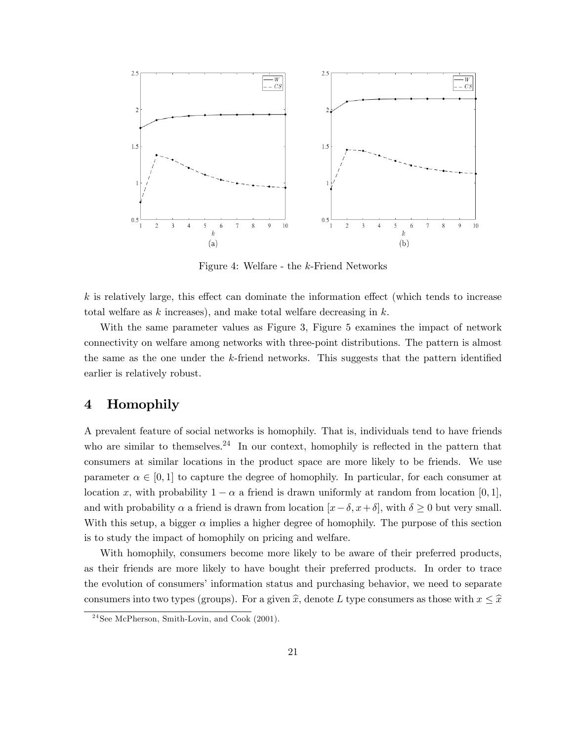Figure 4: Welfare - the $k$-Friend Networks

$k$ is relatively large, this effect can dominate the information effect (which tends to increase total welfare as $k$ increases), and make total welfare decreasing in $k$.

With the same parameter values as Figure 3, Figure 5 examines the impact of network connectivity on welfare among networks with three-point distributions. The pattern is almost the same as the one under the $k$-friend networks. This suggests that the pattern identified earlier is relatively robust.

# 4 Homophily

A prevalent feature of social networks is homophily. That is, individuals tend to have friends who are similar to themselves.[24] In our context, homophily is reflected in the pattern that consumers at similar locations in the product space are more likely to be friends. We use parameter $\alpha \in [0, 1]$ to capture the degree of homophily. In particular, for each consumer at location $x$, with probability $1 - \alpha$ a friend is drawn uniformly at random from location $[0, 1]$, and with probability $\alpha$ a friend is drawn from location $[x - \delta, x + \delta]$, with $\delta \geq 0$ but very small. With this setup, a bigger $\alpha$ implies a higher degree of homophily. The purpose of this section is to study the impact of homophily on pricing and welfare.

With homophily, consumers become more likely to be aware of their preferred products, as their friends are more likely to have bought their preferred products. In order to trace the evolution of consumers' information status and purchasing behavior, we need to separate consumers into two types (groups). For a given $\widehat{x}$, denote $L$ type consumers as those with $x \leq \widehat{x}$

[24] See McPherson, Smith-Lovin, and Cook (2001).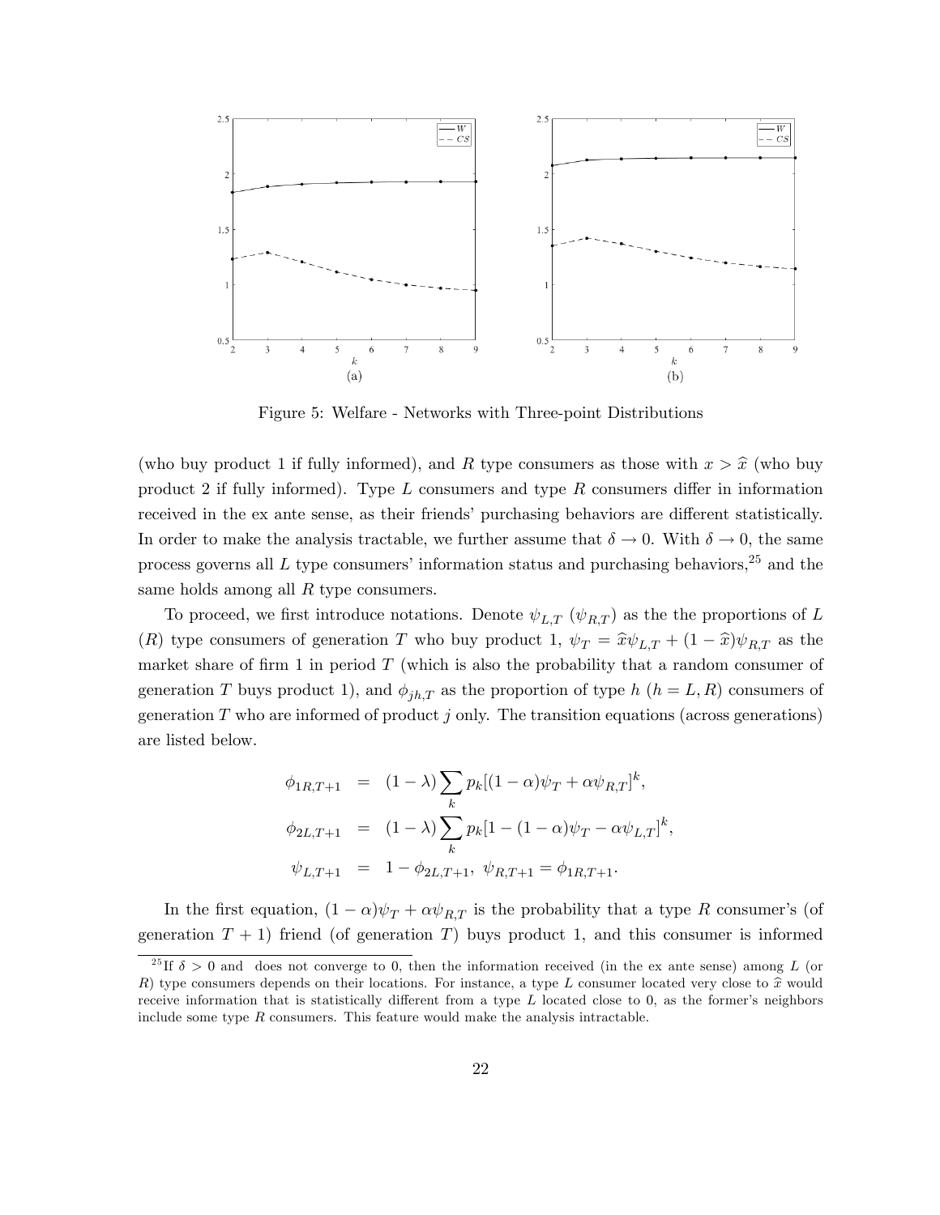Figure 5: Welfare - Networks with Three-point Distributions

(who buy product 1 if fully informed), and $R$ type consumers as those with $x > \widehat{x}$ (who buy product 2 if fully informed). Type $L$ consumers and type $R$ consumers differ in information received in the ex ante sense, as their friends' purchasing behaviors are different statistically. In order to make the analysis tractable, we further assume that $\delta \to 0$. With $\delta \to 0$, the same process governs all $L$ type consumers' information status and purchasing behaviors,[25] and the same holds among all $R$ type consumers.

To proceed, we first introduce notations. Denote $\psi_{L,T}$ ($\psi_{R,T}$) as the the proportions of $L$ ($R$) type consumers of generation $T$ who buy product 1, $\psi_T = \widehat{x}\psi_{L,T} + (1 - \widehat{x})\psi_{R,T}$ as the market share of firm 1 in period $T$ (which is also the probability that a random consumer of generation $T$ buys product 1), and $\phi_{jh,T}$ as the proportion of type $h$ ($h = L, R$) consumers of generation $T$ who are informed of product $j$ only. The transition equations (across generations) are listed below.

$$
\begin{aligned}
\phi_{1R,T+1} &= (1-\lambda)\sum_k p_k[(1-\alpha)\psi_T + \alpha\psi_{R,T}]^k, \\
\phi_{2L,T+1} &= (1-\lambda)\sum_k p_k[1-(1-\alpha)\psi_T - \alpha\psi_{L,T}]^k, \\
\psi_{L,T+1} &= 1 - \phi_{2L,T+1}, \ \psi_{R,T+1} = \phi_{1R,T+1}.
\end{aligned}
$$

In the first equation, $(1-\alpha)\psi_T + \alpha\psi_{R,T}$ is the probability that a type $R$ consumer's (of generation $T+1$) friend (of generation $T$) buys product 1, and this consumer is informed

[25] If $\delta > 0$ and does not converge to 0, then the information received (in the ex ante sense) among $L$ (or $R$) type consumers depends on their locations. For instance, a type $L$ consumer located very close to $\widehat{x}$ would receive information that is statistically different from a type $L$ located close to 0, as the former's neighbors include some type $R$ consumers. This feature would make the analysis intractable.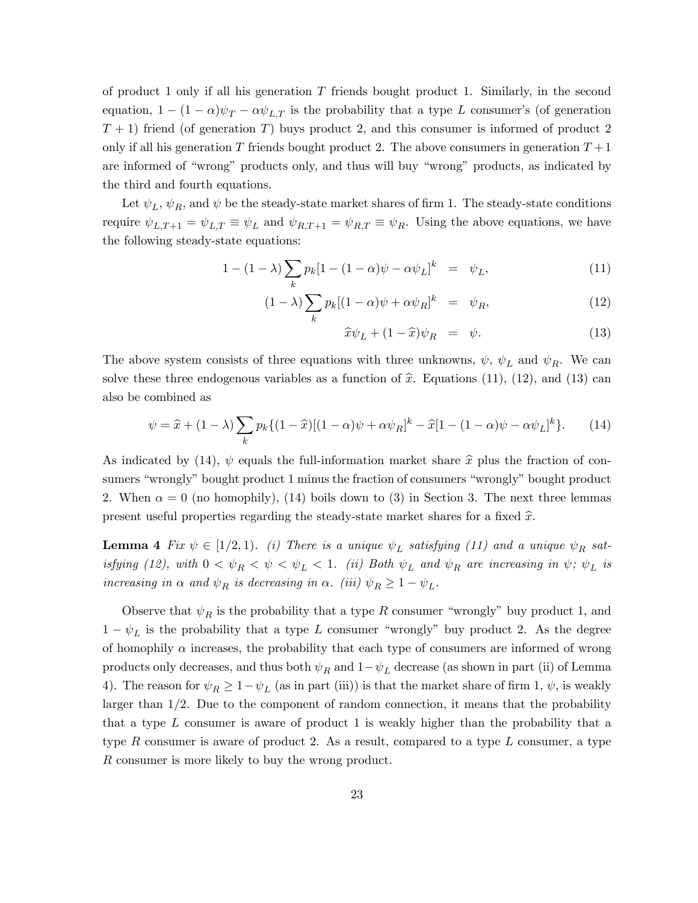of product 1 only if all his generation $T$ friends bought product 1. Similarly, in the second equation, $1-(1-\alpha)\psi_T - \alpha\psi_{L,T}$ is the probability that a type $L$ consumer's (of generation $T+1$) friend (of generation $T$) buys product 2, and this consumer is informed of product 2 only if all his generation $T$ friends bought product 2. The above consumers in generation $T+1$ are informed of "wrong" products only, and thus will buy "wrong" products, as indicated by the third and fourth equations.

Let $\psi_L$, $\psi_R$, and $\psi$ be the steady-state market shares of firm 1. The steady-state conditions require $\psi_{L,T+1} = \psi_{L,T} \equiv \psi_L$ and $\psi_{R,T+1} = \psi_{R,T} \equiv \psi_R$. Using the above equations, we have the following steady-state equations:

$$1-(1-\lambda)\sum_k p_k[1-(1-\alpha)\psi - \alpha\psi_L]^k = \psi_L, \tag{11}$$

$$(1-\lambda)\sum_k p_k[(1-\alpha)\psi + \alpha\psi_R]^k = \psi_R, \tag{12}$$

$$\widehat{x}\psi_L + (1-\widehat{x})\psi_R = \psi. \tag{13}$$

The above system consists of three equations with three unknowns, $\psi$, $\psi_L$ and $\psi_R$. We can solve these three endogenous variables as a function of $\widehat{x}$. Equations (11), (12), and (13) can also be combined as

$$\psi = \widehat{x} + (1-\lambda)\sum_k p_k\{(1-\widehat{x})[(1-\alpha)\psi + \alpha\psi_R]^k - \widehat{x}[1-(1-\alpha)\psi - \alpha\psi_L]^k\}. \tag{14}$$

As indicated by (14), $\psi$ equals the full-information market share $\widehat{x}$ plus the fraction of consumers "wrongly" bought product 1 minus the fraction of consumers "wrongly" bought product 2. When $\alpha = 0$ (no homophily), (14) boils down to (3) in Section 3. The next three lemmas present useful properties regarding the steady-state market shares for a fixed $\widehat{x}$.

**Lemma 4** *Fix $\psi \in [1/2, 1)$. (i) There is a unique $\psi_L$ satisfying (11) and a unique $\psi_R$ satisfying (12), with $0 < \psi_R < \psi < \psi_L < 1$. (ii) Both $\psi_L$ and $\psi_R$ are increasing in $\psi$; $\psi_L$ is increasing in $\alpha$ and $\psi_R$ is decreasing in $\alpha$. (iii) $\psi_R \geq 1-\psi_L$.*

Observe that $\psi_R$ is the probability that a type $R$ consumer "wrongly" buy product 1, and $1-\psi_L$ is the probability that a type $L$ consumer "wrongly" buy product 2. As the degree of homophily $\alpha$ increases, the probability that each type of consumers are informed of wrong products only decreases, and thus both $\psi_R$ and $1-\psi_L$ decrease (as shown in part (ii) of Lemma 4). The reason for $\psi_R \geq 1-\psi_L$ (as in part (iii)) is that the market share of firm 1, $\psi$, is weakly larger than 1/2. Due to the component of random connection, it means that the probability that a type $L$ consumer is aware of product 1 is weakly higher than the probability that a type $R$ consumer is aware of product 2. As a result, compared to a type $L$ consumer, a type $R$ consumer is more likely to buy the wrong product.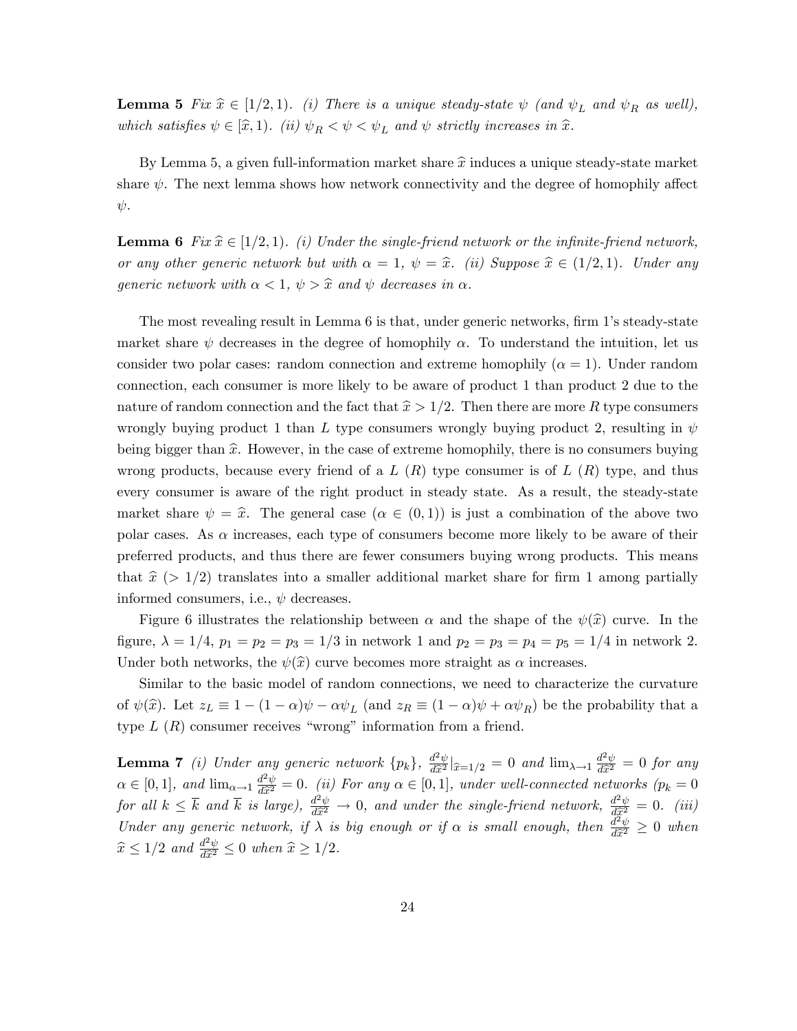**Lemma 5** *Fix $\widehat{x} \in [1/2, 1)$. (i) There is a unique steady-state $\psi$ (and $\psi_L$ and $\psi_R$ as well), which satisfies $\psi \in [\widehat{x}, 1)$. (ii) $\psi_R < \psi < \psi_L$ and $\psi$ strictly increases in $\widehat{x}$.*

By Lemma 5, a given full-information market share $\widehat{x}$ induces a unique steady-state market share $\psi$. The next lemma shows how network connectivity and the degree of homophily affect $\psi$.

**Lemma 6** *Fix $\widehat{x} \in [1/2, 1)$. (i) Under the single-friend network or the infinite-friend network, or any other generic network but with $\alpha = 1$, $\psi = \widehat{x}$. (ii) Suppose $\widehat{x} \in (1/2, 1)$. Under any generic network with $\alpha < 1$, $\psi > \widehat{x}$ and $\psi$ decreases in $\alpha$.*

The most revealing result in Lemma 6 is that, under generic networks, firm 1's steady-state market share $\psi$ decreases in the degree of homophily $\alpha$. To understand the intuition, let us consider two polar cases: random connection and extreme homophily ($\alpha = 1$). Under random connection, each consumer is more likely to be aware of product 1 than product 2 due to the nature of random connection and the fact that $\widehat{x} > 1/2$. Then there are more $R$ type consumers wrongly buying product 1 than $L$ type consumers wrongly buying product 2, resulting in $\psi$ being bigger than $\widehat{x}$. However, in the case of extreme homophily, there is no consumers buying wrong products, because every friend of a $L$ ($R$) type consumer is of $L$ ($R$) type, and thus every consumer is aware of the right product in steady state. As a result, the steady-state market share $\psi = \widehat{x}$. The general case ($\alpha \in (0, 1)$) is just a combination of the above two polar cases. As $\alpha$ increases, each type of consumers become more likely to be aware of their preferred products, and thus there are fewer consumers buying wrong products. This means that $\widehat{x}$ ($> 1/2$) translates into a smaller additional market share for firm 1 among partially informed consumers, i.e., $\psi$ decreases.

Figure 6 illustrates the relationship between $\alpha$ and the shape of the $\psi(\widehat{x})$ curve. In the figure, $\lambda = 1/4$, $p_1 = p_2 = p_3 = 1/3$ in network 1 and $p_2 = p_3 = p_4 = p_5 = 1/4$ in network 2. Under both networks, the $\psi(\widehat{x})$ curve becomes more straight as $\alpha$ increases.

Similar to the basic model of random connections, we need to characterize the curvature of $\psi(\widehat{x})$. Let $z_L \equiv 1 - (1 - \alpha)\psi - \alpha\psi_L$ (and $z_R \equiv (1 - \alpha)\psi + \alpha\psi_R$) be the probability that a type $L$ ($R$) consumer receives "wrong" information from a friend.

**Lemma 7** *(i) Under any generic network $\{p_k\}$, $\frac{d^2\psi}{d\widehat{x}^2}|_{\widehat{x}=1/2} = 0$ and $\lim_{\lambda \to 1} \frac{d^2\psi}{d\widehat{x}^2} = 0$ for any $\alpha \in [0, 1]$, and $\lim_{\alpha \to 1} \frac{d^2\psi}{d\widehat{x}^2} = 0$. (ii) For any $\alpha \in [0, 1]$, under well-connected networks ($p_k = 0$ for all $k \leq \overline{k}$ and $\overline{k}$ is large), $\frac{d^2\psi}{d\widehat{x}^2} \to 0$, and under the single-friend network, $\frac{d^2\psi}{d\widehat{x}^2} = 0$. (iii) Under any generic network, if $\lambda$ is big enough or if $\alpha$ is small enough, then $\frac{d^2\psi}{d\widehat{x}^2} \geq 0$ when $\widehat{x} \leq 1/2$ and $\frac{d^2\psi}{d\widehat{x}^2} \leq 0$ when $\widehat{x} \geq 1/2$.*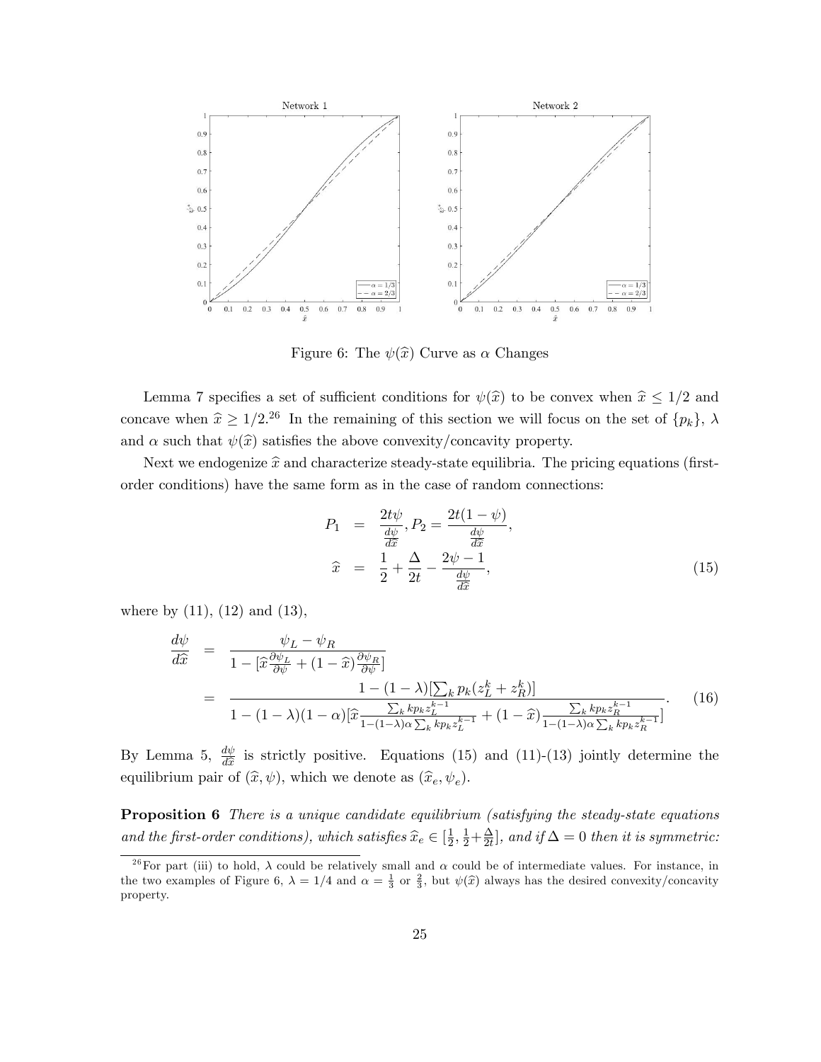Figure 6: The $\psi(\widehat{x})$ Curve as $\alpha$ Changes

Lemma 7 specifies a set of sufficient conditions for $\psi(\widehat{x})$ to be convex when $\widehat{x} \leq 1/2$ and concave when $\widehat{x} \geq 1/2$.[26] In the remaining of this section we will focus on the set of $\{p_k\}$, $\lambda$ and $\alpha$ such that $\psi(\widehat{x})$ satisfies the above convexity/concavity property.

Next we endogenize $\widehat{x}$ and characterize steady-state equilibria. The pricing equations (first-order conditions) have the same form as in the case of random connections:

$$
\begin{aligned}
P_1 &= \frac{2t\psi}{\frac{d\psi}{d\widehat{x}}}, P_2 = \frac{2t(1-\psi)}{\frac{d\psi}{d\widehat{x}}}, \\
\widehat{x} &= \frac{1}{2} + \frac{\Delta}{2t} - \frac{2\psi - 1}{\frac{d\psi}{d\widehat{x}}},
\end{aligned}
\tag{15}
$$

where by (11), (12) and (13),

$$
\begin{aligned}
\frac{d\psi}{d\widehat{x}} &= \frac{\psi_L - \psi_R}{1 - [\widehat{x}\frac{\partial \psi_L}{\partial \psi} + (1-\widehat{x})\frac{\partial \psi_R}{\partial \psi}]} \\
&= \frac{1 - (1-\lambda)[\sum_k p_k (z_L^k + z_R^k)]}{1 - (1-\lambda)(1-\alpha)[\widehat{x}\frac{\sum_k k p_k z_L^{k-1}}{1-(1-\lambda)\alpha \sum_k k p_k z_L^{k-1}} + (1-\widehat{x})\frac{\sum_k k p_k z_R^{k-1}}{1-(1-\lambda)\alpha \sum_k k p_k z_R^{k-1}}]}.
\end{aligned}
\tag{16}
$$

By Lemma 5, $\frac{d\psi}{d\widehat{x}}$ is strictly positive. Equations (15) and (11)-(13) jointly determine the equilibrium pair of $(\widehat{x}, \psi)$, which we denote as $(\widehat{x}_e, \psi_e)$.

**Proposition 6** *There is a unique candidate equilibrium (satisfying the steady-state equations and the first-order conditions), which satisfies $\widehat{x}_e \in [\frac{1}{2}, \frac{1}{2} + \frac{\Delta}{2t}]$, and if $\Delta = 0$ then it is symmetric:*

[26] For part (iii) to hold, $\lambda$ could be relatively small and $\alpha$ could be of intermediate values. For instance, in the two examples of Figure 6, $\lambda = 1/4$ and $\alpha = \frac{1}{3}$ or $\frac{2}{3}$, but $\psi(\widehat{x})$ always has the desired convexity/concavity property.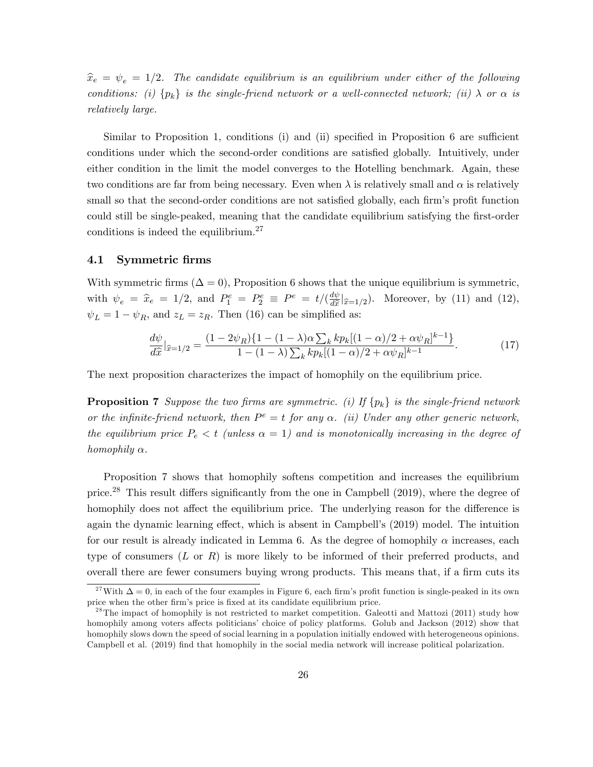$\widehat{x}_e = \psi_e = 1/2$. *The candidate equilibrium is an equilibrium under either of the following conditions: (i) $\{p_k\}$ is the single-friend network or a well-connected network; (ii) $\lambda$ or $\alpha$ is relatively large.*

Similar to Proposition 1, conditions (i) and (ii) specified in Proposition 6 are sufficient conditions under which the second-order conditions are satisfied globally. Intuitively, under either condition in the limit the model converges to the Hotelling benchmark. Again, these two conditions are far from being necessary. Even when $\lambda$ is relatively small and $\alpha$ is relatively small so that the second-order conditions are not satisfied globally, each firm's profit function could still be single-peaked, meaning that the candidate equilibrium satisfying the first-order conditions is indeed the equilibrium.[27]

## 4.1 Symmetric firms

With symmetric firms ($\Delta = 0$), Proposition 6 shows that the unique equilibrium is symmetric, with $\psi_e = \widehat{x}_e = 1/2$, and $P_1^e = P_2^e \equiv P^e = t/(\frac{d\psi}{d\widehat{x}}|_{\widehat{x}=1/2})$. Moreover, by (11) and (12), $\psi_L = 1 - \psi_R$, and $z_L = z_R$. Then (16) can be simplified as:

$$\frac{d\psi}{d\widehat{x}}|_{\widehat{x}=1/2} = \frac{(1-2\psi_R)\{1-(1-\lambda)\alpha\sum_k kp_k[(1-\alpha)/2+\alpha\psi_R]^{k-1}\}}{1-(1-\lambda)\sum_k kp_k[(1-\alpha)/2+\alpha\psi_R]^{k-1}}. \tag{17}$$

The next proposition characterizes the impact of homophily on the equilibrium price.

**Proposition 7** *Suppose the two firms are symmetric. (i) If $\{p_k\}$ is the single-friend network or the infinite-friend network, then $P^e = t$ for any $\alpha$. (ii) Under any other generic network, the equilibrium price $P_e < t$ (unless $\alpha = 1$) and is monotonically increasing in the degree of homophily $\alpha$.*

Proposition 7 shows that homophily softens competition and increases the equilibrium price.[28] This result differs significantly from the one in Campbell (2019), where the degree of homophily does not affect the equilibrium price. The underlying reason for the difference is again the dynamic learning effect, which is absent in Campbell's (2019) model. The intuition for our result is already indicated in Lemma 6. As the degree of homophily $\alpha$ increases, each type of consumers ($L$ or $R$) is more likely to be informed of their preferred products, and overall there are fewer consumers buying wrong products. This means that, if a firm cuts its

[27] With $\Delta = 0$, in each of the four examples in Figure 6, each firm's profit function is single-peaked in its own price when the other firm's price is fixed at its candidate equilibrium price.

[28] The impact of homophily is not restricted to market competition. Galeotti and Mattozi (2011) study how homophily among voters affects politicians' choice of policy platforms. Golub and Jackson (2012) show that homophily slows down the speed of social learning in a population initially endowed with heterogeneous opinions. Campbell et al. (2019) find that homophily in the social media network will increase political polarization.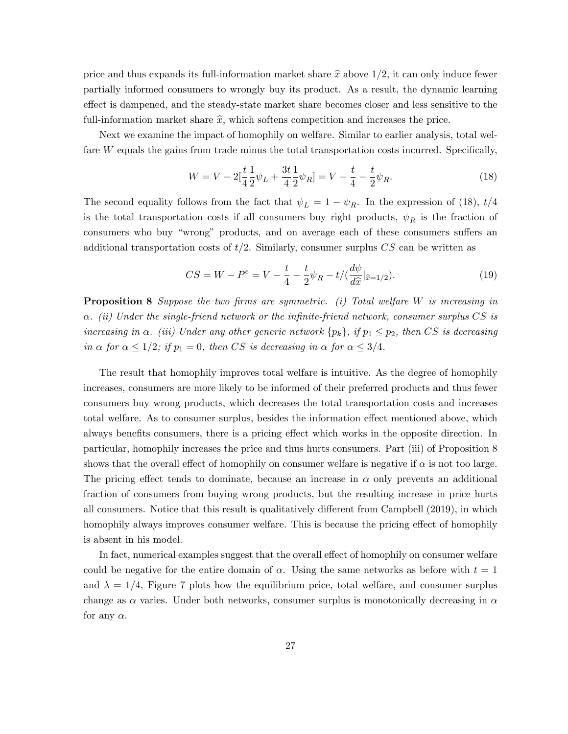price and thus expands its full-information market share $\widehat{x}$ above $1/2$, it can only induce fewer partially informed consumers to wrongly buy its product. As a result, the dynamic learning effect is dampened, and the steady-state market share becomes closer and less sensitive to the full-information market share $\widehat{x}$, which softens competition and increases the price.

Next we examine the impact of homophily on welfare. Similar to earlier analysis, total welfare $W$ equals the gains from trade minus the total transportation costs incurred. Specifically,

$$W = V - 2[\frac{t}{4}\frac{1}{2}\psi_L + \frac{3t}{4}\frac{1}{2}\psi_R] = V - \frac{t}{4} - \frac{t}{2}\psi_R. \tag{18}$$

The second equality follows from the fact that $\psi_L = 1 - \psi_R$. In the expression of (18), $t/4$ is the total transportation costs if all consumers buy right products, $\psi_R$ is the fraction of consumers who buy "wrong" products, and on average each of these consumers suffers an additional transportation costs of $t/2$. Similarly, consumer surplus $CS$ can be written as

$$CS = W - P^e = V - \frac{t}{4} - \frac{t}{2}\psi_R - t/(\frac{d\psi}{d\widehat{x}}|_{\widehat{x}=1/2}). \tag{19}$$

**Proposition 8** *Suppose the two firms are symmetric. (i) Total welfare $W$ is increasing in $\alpha$. (ii) Under the single-friend network or the infinite-friend network, consumer surplus $CS$ is increasing in $\alpha$. (iii) Under any other generic network $\{p_k\}$, if $p_1 \leq p_2$, then $CS$ is decreasing in $\alpha$ for $\alpha \leq 1/2$; if $p_1 = 0$, then $CS$ is decreasing in $\alpha$ for $\alpha \leq 3/4$.*

The result that homophily improves total welfare is intuitive. As the degree of homophily increases, consumers are more likely to be informed of their preferred products and thus fewer consumers buy wrong products, which decreases the total transportation costs and increases total welfare. As to consumer surplus, besides the information effect mentioned above, which always benefits consumers, there is a pricing effect which works in the opposite direction. In particular, homophily increases the price and thus hurts consumers. Part (iii) of Proposition 8 shows that the overall effect of homophily on consumer welfare is negative if $\alpha$ is not too large. The pricing effect tends to dominate, because an increase in $\alpha$ only prevents an additional fraction of consumers from buying wrong products, but the resulting increase in price hurts all consumers. Notice that this result is qualitatively different from Campbell (2019), in which homophily always improves consumer welfare. This is because the pricing effect of homophily is absent in his model.

In fact, numerical examples suggest that the overall effect of homophily on consumer welfare could be negative for the entire domain of $\alpha$. Using the same networks as before with $t = 1$ and $\lambda = 1/4$, Figure 7 plots how the equilibrium price, total welfare, and consumer surplus change as $\alpha$ varies. Under both networks, consumer surplus is monotonically decreasing in $\alpha$ for any $\alpha$.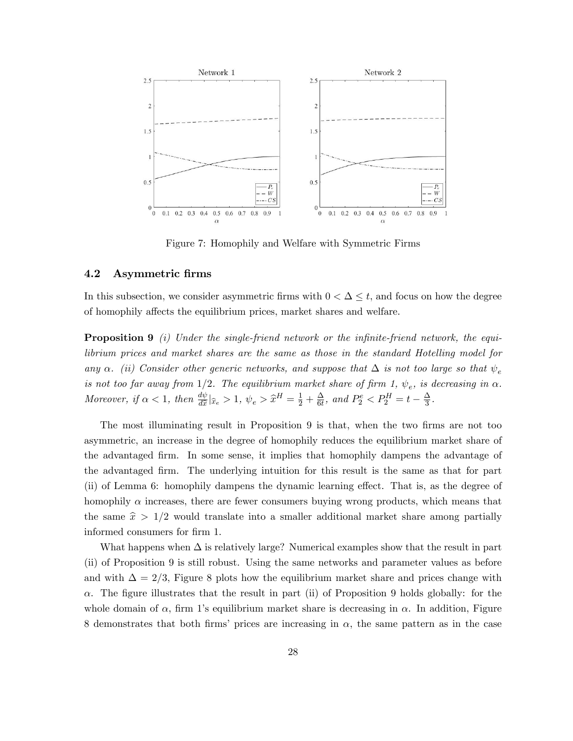Figure 7: Homophily and Welfare with Symmetric Firms

### 4.2 Asymmetric firms

In this subsection, we consider asymmetric firms with $0 < \Delta \leq t$, and focus on how the degree of homophily affects the equilibrium prices, market shares and welfare.

**Proposition 9** *(i) Under the single-friend network or the infinite-friend network, the equilibrium prices and market shares are the same as those in the standard Hotelling model for any $\alpha$. (ii) Consider other generic networks, and suppose that $\Delta$ is not too large so that $\psi_e$ is not too far away from $1/2$. The equilibrium market share of firm 1, $\psi_e$, is decreasing in $\alpha$. Moreover, if $\alpha < 1$, then $\frac{d\psi}{d\widehat{x}}|_{\widehat{x}_e} > 1$, $\psi_e > \widehat{x}^H = \frac{1}{2} + \frac{\Delta}{6t}$, and $P_2^e < P_2^H = t - \frac{\Delta}{3}$.*

The most illuminating result in Proposition 9 is that, when the two firms are not too asymmetric, an increase in the degree of homophily reduces the equilibrium market share of the advantaged firm. In some sense, it implies that homophily dampens the advantage of the advantaged firm. The underlying intuition for this result is the same as that for part (ii) of Lemma 6: homophily dampens the dynamic learning effect. That is, as the degree of homophily $\alpha$ increases, there are fewer consumers buying wrong products, which means that the same $\widehat{x} > 1/2$ would translate into a smaller additional market share among partially informed consumers for firm 1.

What happens when $\Delta$ is relatively large? Numerical examples show that the result in part (ii) of Proposition 9 is still robust. Using the same networks and parameter values as before and with $\Delta = 2/3$, Figure 8 plots how the equilibrium market share and prices change with $\alpha$. The figure illustrates that the result in part (ii) of Proposition 9 holds globally: for the whole domain of $\alpha$, firm 1's equilibrium market share is decreasing in $\alpha$. In addition, Figure 8 demonstrates that both firms' prices are increasing in $\alpha$, the same pattern as in the case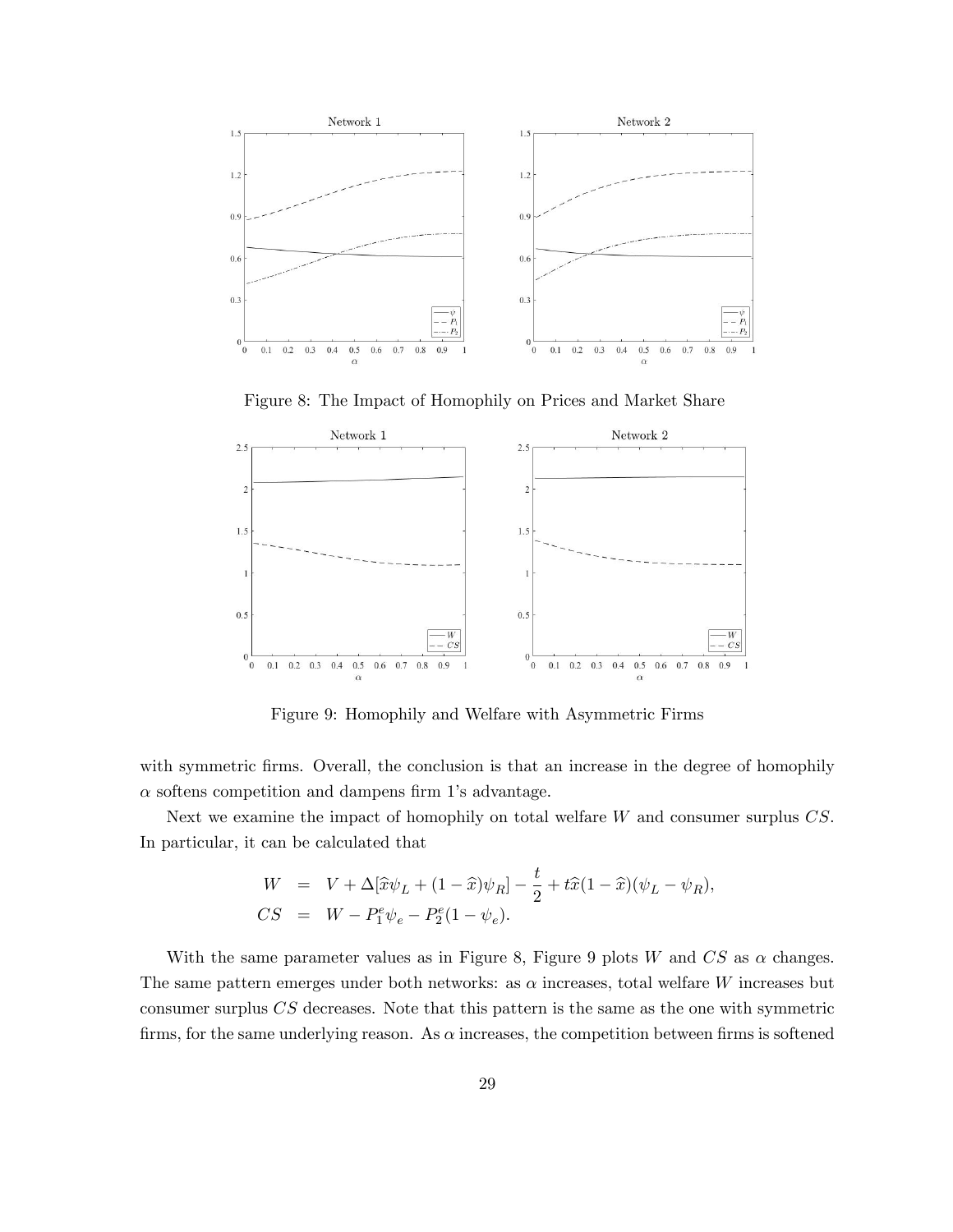Figure 8: The Impact of Homophily on Prices and Market Share

Figure 9: Homophily and Welfare with Asymmetric Firms

with symmetric firms. Overall, the conclusion is that an increase in the degree of homophily $\alpha$ softens competition and dampens firm 1's advantage.

Next we examine the impact of homophily on total welfare $W$ and consumer surplus $CS$. In particular, it can be calculated that

$$
\begin{aligned}
W &= V + \Delta[\widehat{x}\psi_L + (1-\widehat{x})\psi_R] - \frac{t}{2} + t\widehat{x}(1-\widehat{x})(\psi_L - \psi_R), \\
CS &= W - P_1^e \psi_e - P_2^e(1-\psi_e).
\end{aligned}
$$

With the same parameter values as in Figure 8, Figure 9 plots $W$ and $CS$ as $\alpha$ changes. The same pattern emerges under both networks: as $\alpha$ increases, total welfare $W$ increases but consumer surplus $CS$ decreases. Note that this pattern is the same as the one with symmetric firms, for the same underlying reason. As $\alpha$ increases, the competition between firms is softened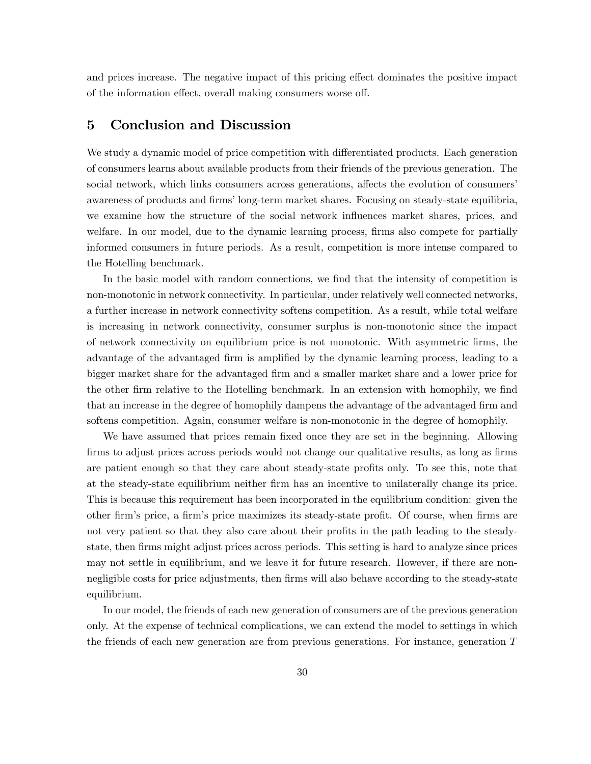and prices increase. The negative impact of this pricing effect dominates the positive impact of the information effect, overall making consumers worse off.

# 5 Conclusion and Discussion

We study a dynamic model of price competition with differentiated products. Each generation of consumers learns about available products from their friends of the previous generation. The social network, which links consumers across generations, affects the evolution of consumers' awareness of products and firms' long-term market shares. Focusing on steady-state equilibria, we examine how the structure of the social network influences market shares, prices, and welfare. In our model, due to the dynamic learning process, firms also compete for partially informed consumers in future periods. As a result, competition is more intense compared to the Hotelling benchmark.

In the basic model with random connections, we find that the intensity of competition is non-monotonic in network connectivity. In particular, under relatively well connected networks, a further increase in network connectivity softens competition. As a result, while total welfare is increasing in network connectivity, consumer surplus is non-monotonic since the impact of network connectivity on equilibrium price is not monotonic. With asymmetric firms, the advantage of the advantaged firm is amplified by the dynamic learning process, leading to a bigger market share for the advantaged firm and a smaller market share and a lower price for the other firm relative to the Hotelling benchmark. In an extension with homophily, we find that an increase in the degree of homophily dampens the advantage of the advantaged firm and softens competition. Again, consumer welfare is non-monotonic in the degree of homophily.

We have assumed that prices remain fixed once they are set in the beginning. Allowing firms to adjust prices across periods would not change our qualitative results, as long as firms are patient enough so that they care about steady-state profits only. To see this, note that at the steady-state equilibrium neither firm has an incentive to unilaterally change its price. This is because this requirement has been incorporated in the equilibrium condition: given the other firm's price, a firm's price maximizes its steady-state profit. Of course, when firms are not very patient so that they also care about their profits in the path leading to the steady-state, then firms might adjust prices across periods. This setting is hard to analyze since prices may not settle in equilibrium, and we leave it for future research. However, if there are non-negligible costs for price adjustments, then firms will also behave according to the steady-state equilibrium.

In our model, the friends of each new generation of consumers are of the previous generation only. At the expense of technical complications, we can extend the model to settings in which the friends of each new generation are from previous generations. For instance, generation $T$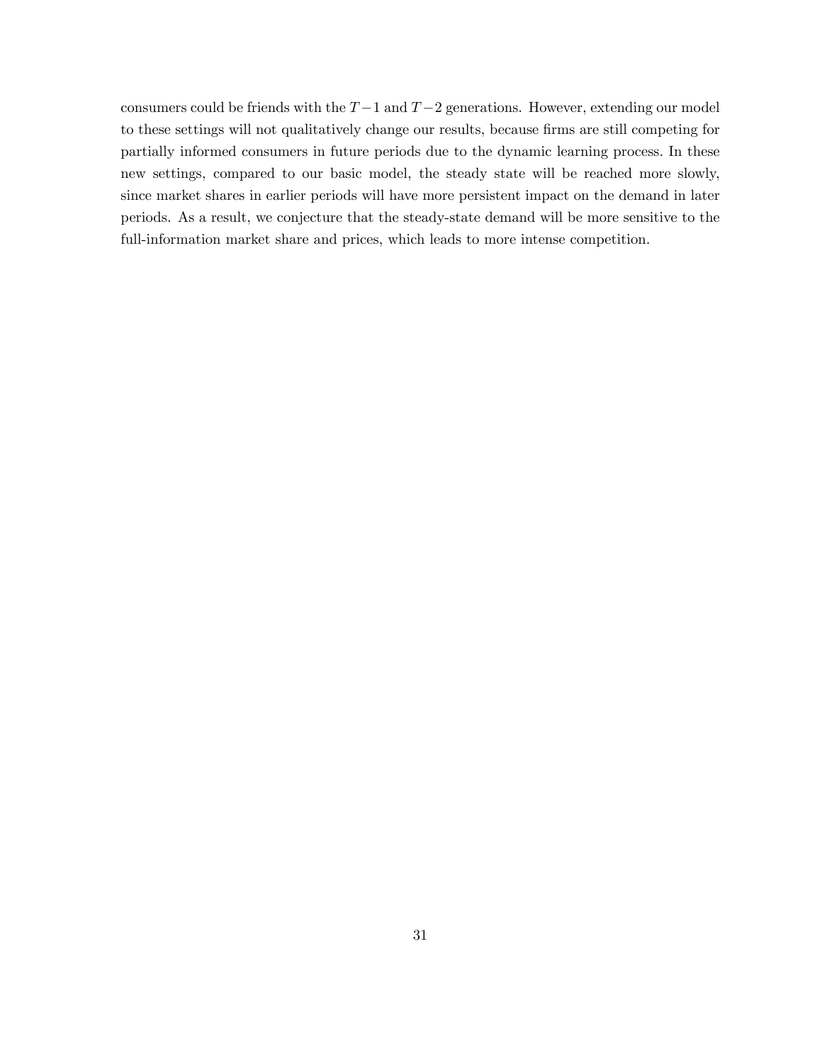consumers could be friends with the $T-1$ and $T-2$ generations. However, extending our model to these settings will not qualitatively change our results, because firms are still competing for partially informed consumers in future periods due to the dynamic learning process. In these new settings, compared to our basic model, the steady state will be reached more slowly, since market shares in earlier periods will have more persistent impact on the demand in later periods. As a result, we conjecture that the steady-state demand will be more sensitive to the full-information market share and prices, which leads to more intense competition.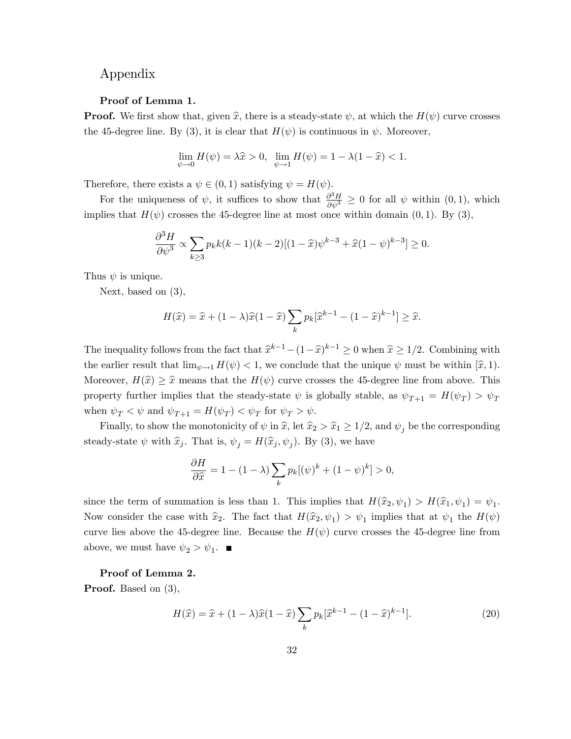# Appendix

**Proof of Lemma 1.**

**Proof.** We first show that, given $\widehat{x}$, there is a steady-state $\psi$, at which the $H(\psi)$ curve crosses the 45-degree line. By (3), it is clear that $H(\psi)$ is continuous in $\psi$. Moreover,

$$\lim_{\psi \to 0} H(\psi) = \lambda \widehat{x} > 0, \ \ \lim_{\psi \to 1} H(\psi) = 1 - \lambda(1 - \widehat{x}) < 1.$$

Therefore, there exists a $\psi \in (0,1)$ satisfying $\psi = H(\psi)$.

For the uniqueness of $\psi$, it suffices to show that $\frac{\partial^3 H}{\partial \psi^3} \geq 0$ for all $\psi$ within $(0,1)$, which implies that $H(\psi)$ crosses the 45-degree line at most once within domain $(0,1)$. By (3),

$$\frac{\partial^3 H}{\partial \psi^3} \propto \sum_{k \geq 3} p_k k(k-1)(k-2)[(1-\widehat{x})\psi^{k-3} + \widehat{x}(1-\psi)^{k-3}] \geq 0.$$

Thus $\psi$ is unique.

Next, based on (3),

$$H(\widehat{x}) = \widehat{x} + (1-\lambda)\widehat{x}(1-\widehat{x}) \sum_k p_k [\widehat{x}^{k-1} - (1-\widehat{x})^{k-1}] \geq \widehat{x}.$$

The inequality follows from the fact that $\widehat{x}^{k-1} - (1-\widehat{x})^{k-1} \geq 0$ when $\widehat{x} \geq 1/2$. Combining with the earlier result that $\lim_{\psi \to 1} H(\psi) < 1$, we conclude that the unique $\psi$ must be within $[\widehat{x}, 1)$. Moreover, $H(\widehat{x}) \geq \widehat{x}$ means that the $H(\psi)$ curve crosses the 45-degree line from above. This property further implies that the steady-state $\psi$ is globally stable, as $\psi_{T+1} = H(\psi_T) > \psi_T$ when $\psi_T < \psi$ and $\psi_{T+1} = H(\psi_T) < \psi_T$ for $\psi_T > \psi$.

Finally, to show the monotonicity of $\psi$ in $\widehat{x}$, let $\widehat{x}_2 > \widehat{x}_1 \geq 1/2$, and $\psi_j$ be the corresponding steady-state $\psi$ with $\widehat{x}_j$. That is, $\psi_j = H(\widehat{x}_j, \psi_j)$. By (3), we have

$$\frac{\partial H}{\partial \widehat{x}} = 1 - (1-\lambda) \sum_k p_k [(\psi)^k + (1-\psi)^k] > 0,$$

since the term of summation is less than 1. This implies that $H(\widehat{x}_2, \psi_1) > H(\widehat{x}_1, \psi_1) = \psi_1$. Now consider the case with $\widehat{x}_2$. The fact that $H(\widehat{x}_2, \psi_1) > \psi_1$ implies that at $\psi_1$ the $H(\psi)$ curve lies above the 45-degree line. Because the $H(\psi)$ curve crosses the 45-degree line from above, we must have $\psi_2 > \psi_1$. ∎

**Proof of Lemma 2.**

**Proof.** Based on (3),

$$H(\widehat{x}) = \widehat{x} + (1-\lambda)\widehat{x}(1-\widehat{x}) \sum_k p_k [\widehat{x}^{k-1} - (1-\widehat{x})^{k-1}]. \tag{20}$$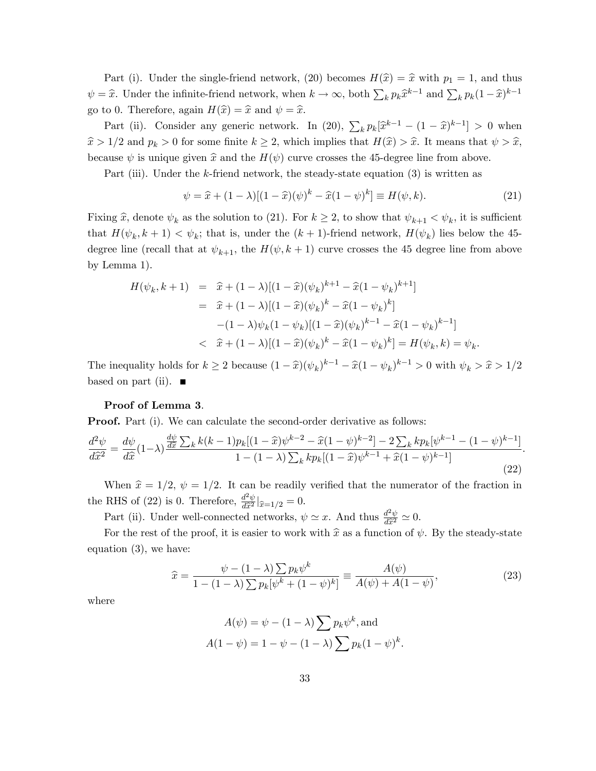Part (i). Under the single-friend network, (20) becomes $H(\widehat{x}) = \widehat{x}$ with $p_1 = 1$, and thus $\psi = \widehat{x}$. Under the infinite-friend network, when $k \to \infty$, both $\sum_k p_k \widehat{x}^{k-1}$ and $\sum_k p_k (1-\widehat{x})^{k-1}$ go to 0. Therefore, again $H(\widehat{x}) = \widehat{x}$ and $\psi = \widehat{x}$.

Part (ii). Consider any generic network. In (20), $\sum_k p_k[\widehat{x}^{k-1} - (1-\widehat{x})^{k-1}] > 0$ when $\widehat{x} > 1/2$ and $p_k > 0$ for some finite $k \geq 2$, which implies that $H(\widehat{x}) > \widehat{x}$. It means that $\psi > \widehat{x}$, because $\psi$ is unique given $\widehat{x}$ and the $H(\psi)$ curve crosses the 45-degree line from above.

Part (iii). Under the $k$-friend network, the steady-state equation (3) is written as

$$\psi = \widehat{x} + (1-\lambda)[(1-\widehat{x})(\psi)^k - \widehat{x}(1-\psi)^k] \equiv H(\psi, k). \tag{21}$$

Fixing $\widehat{x}$, denote $\psi_k$ as the solution to (21). For $k \geq 2$, to show that $\psi_{k+1} < \psi_k$, it is sufficient that $H(\psi_k, k+1) < \psi_k$; that is, under the $(k+1)$-friend network, $H(\psi_k)$ lies below the 45-degree line (recall that at $\psi_{k+1}$, the $H(\psi, k+1)$ curve crosses the 45 degree line from above by Lemma 1).

$$\begin{aligned}
H(\psi_k, k+1) &= \widehat{x} + (1-\lambda)[(1-\widehat{x})(\psi_k)^{k+1} - \widehat{x}(1-\psi_k)^{k+1}] \\
&= \widehat{x} + (1-\lambda)[(1-\widehat{x})(\psi_k)^{k} - \widehat{x}(1-\psi_k)^{k}] \\
&\quad -(1-\lambda)\psi_k(1-\psi_k)[(1-\widehat{x})(\psi_k)^{k-1} - \widehat{x}(1-\psi_k)^{k-1}] \\
&< \widehat{x} + (1-\lambda)[(1-\widehat{x})(\psi_k)^{k} - \widehat{x}(1-\psi_k)^{k}] = H(\psi_k, k) = \psi_k.
\end{aligned}$$

The inequality holds for $k \geq 2$ because $(1-\widehat{x})(\psi_k)^{k-1} - \widehat{x}(1-\psi_k)^{k-1} > 0$ with $\psi_k > \widehat{x} > 1/2$ based on part (ii). ■

**Proof of Lemma 3**.

**Proof.** Part (i). We can calculate the second-order derivative as follows:

$$\frac{d^2\psi}{d\widehat{x}^2} = \frac{d\psi}{d\widehat{x}}(1-\lambda)\frac{\frac{d\psi}{d\widehat{x}}\sum_k k(k-1)p_k[(1-\widehat{x})\psi^{k-2} - \widehat{x}(1-\psi)^{k-2}] - 2\sum_k kp_k[\psi^{k-1} - (1-\psi)^{k-1}]}{1-(1-\lambda)\sum_k kp_k[(1-\widehat{x})\psi^{k-1} + \widehat{x}(1-\psi)^{k-1}]}. \tag{22}$$

When $\widehat{x} = 1/2$, $\psi = 1/2$. It can be readily verified that the numerator of the fraction in the RHS of (22) is 0. Therefore, $\frac{d^2\psi}{d\widehat{x}^2}|_{\widehat{x}=1/2} = 0$.

Part (ii). Under well-connected networks, $\psi \simeq x$. And thus $\frac{d^2\psi}{d\widehat{x}^2} \simeq 0$.

For the rest of the proof, it is easier to work with $\widehat{x}$ as a function of $\psi$. By the steady-state equation (3), we have:

$$\widehat{x} = \frac{\psi - (1-\lambda)\sum p_k\psi^k}{1-(1-\lambda)\sum p_k[\psi^k + (1-\psi)^k]} \equiv \frac{A(\psi)}{A(\psi) + A(1-\psi)}, \tag{23}$$

where

$$A(\psi) = \psi - (1-\lambda)\sum p_k\psi^k, \text{and}$$
$$A(1-\psi) = 1-\psi-(1-\lambda)\sum p_k(1-\psi)^k.$$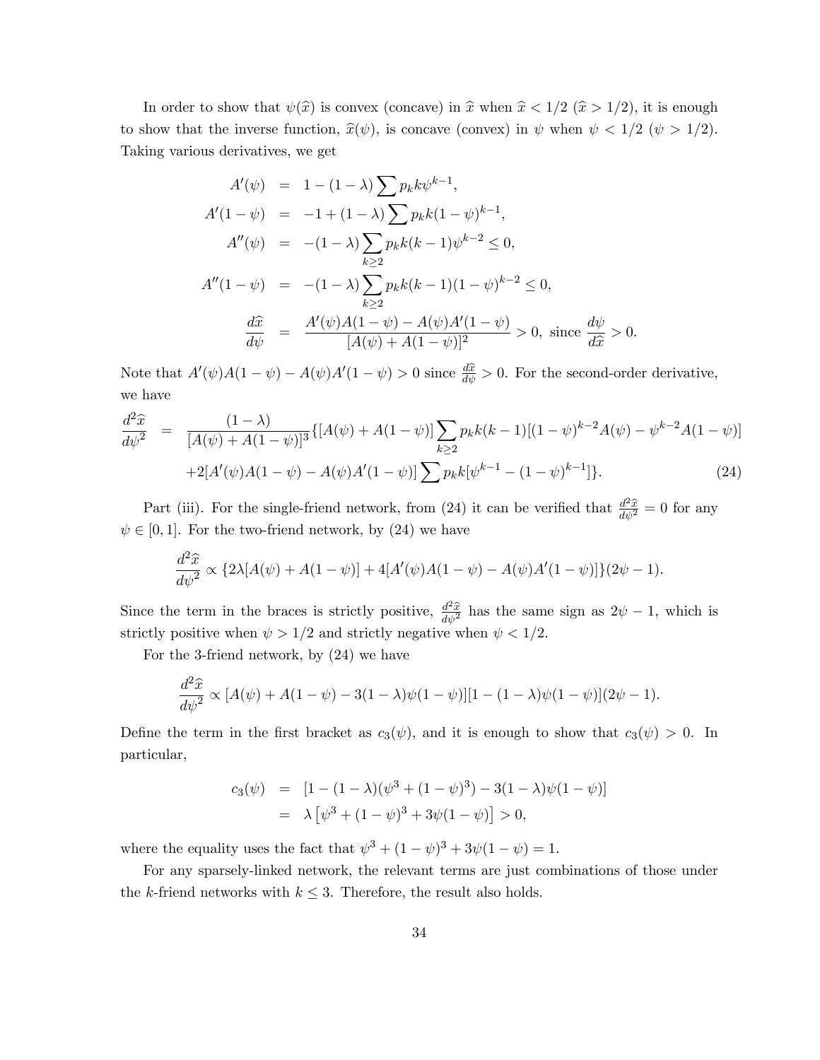In order to show that $\psi(\widehat{x})$ is convex (concave) in $\widehat{x}$ when $\widehat{x} < 1/2$ ($\widehat{x} > 1/2$), it is enough to show that the inverse function, $\widehat{x}(\psi)$, is concave (convex) in $\psi$ when $\psi < 1/2$ ($\psi > 1/2$). Taking various derivatives, we get

$$
\begin{aligned}
A'(\psi) &= 1 - (1-\lambda)\sum p_k k \psi^{k-1}, \\
A'(1-\psi) &= -1 + (1-\lambda)\sum p_k k (1-\psi)^{k-1}, \\
A''(\psi) &= -(1-\lambda)\sum_{k\geq 2} p_k k(k-1)\psi^{k-2} \leq 0, \\
A''(1-\psi) &= -(1-\lambda)\sum_{k\geq 2} p_k k(k-1)(1-\psi)^{k-2} \leq 0, \\
\frac{d\widehat{x}}{d\psi} &= \frac{A'(\psi)A(1-\psi) - A(\psi)A'(1-\psi)}{[A(\psi)+A(1-\psi)]^2} > 0, \text{ since } \frac{d\psi}{d\widehat{x}} > 0.
\end{aligned}
$$

Note that $A'(\psi)A(1-\psi) - A(\psi)A'(1-\psi) > 0$ since $\frac{d\widehat{x}}{d\psi} > 0$. For the second-order derivative, we have

$$
\begin{aligned}
\frac{d^2\widehat{x}}{d\psi^2} &= \frac{(1-\lambda)}{[A(\psi)+A(1-\psi)]^3}\{[A(\psi)+A(1-\psi)]\sum_{k\geq 2} p_k k(k-1)[(1-\psi)^{k-2}A(\psi) - \psi^{k-2}A(1-\psi)] \\
&\quad +2[A'(\psi)A(1-\psi) - A(\psi)A'(1-\psi)]\sum p_k k[\psi^{k-1} - (1-\psi)^{k-1}]\}. \qquad (24)
\end{aligned}
$$

Part (iii). For the single-friend network, from (24) it can be verified that $\frac{d^2\widehat{x}}{d\psi^2} = 0$ for any $\psi \in [0,1]$. For the two-friend network, by (24) we have

$$
\frac{d^2\widehat{x}}{d\psi^2} \propto \{2\lambda[A(\psi)+A(1-\psi)] + 4[A'(\psi)A(1-\psi) - A(\psi)A'(1-\psi)]\}(2\psi - 1).
$$

Since the term in the braces is strictly positive, $\frac{d^2\widehat{x}}{d\psi^2}$ has the same sign as $2\psi - 1$, which is strictly positive when $\psi > 1/2$ and strictly negative when $\psi < 1/2$.

For the 3-friend network, by (24) we have

$$
\frac{d^2\widehat{x}}{d\psi^2} \propto [A(\psi)+A(1-\psi) - 3(1-\lambda)\psi(1-\psi)][1-(1-\lambda)\psi(1-\psi)](2\psi-1).
$$

Define the term in the first bracket as $c_3(\psi)$, and it is enough to show that $c_3(\psi) > 0$. In particular,

$$
\begin{aligned}
c_3(\psi) &= [1-(1-\lambda)(\psi^3 + (1-\psi)^3) - 3(1-\lambda)\psi(1-\psi)] \\
&= \lambda\left[\psi^3 + (1-\psi)^3 + 3\psi(1-\psi)\right] > 0,
\end{aligned}
$$

where the equality uses the fact that $\psi^3 + (1-\psi)^3 + 3\psi(1-\psi) = 1$.

For any sparsely-linked network, the relevant terms are just combinations of those under the $k$-friend networks with $k \leq 3$. Therefore, the result also holds.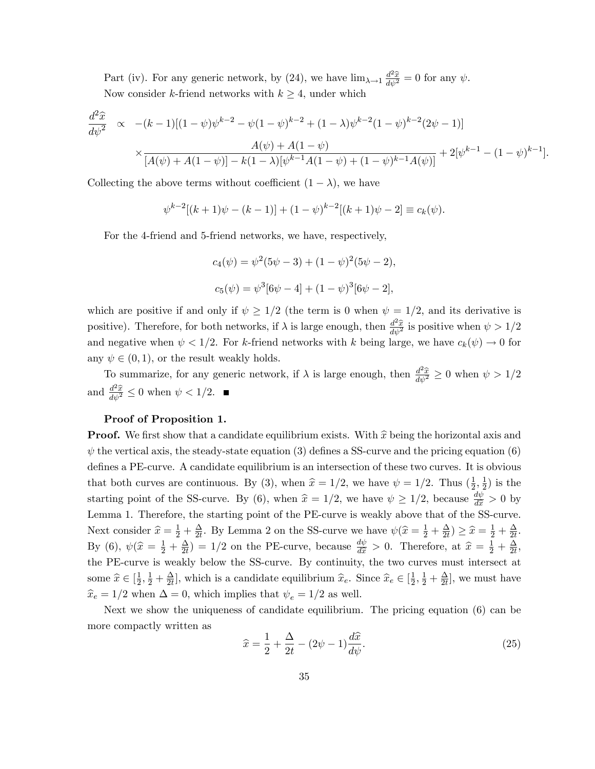Part (iv). For any generic network, by (24), we have $\lim_{\lambda \to 1} \frac{d^2\widehat{x}}{d\psi^2} = 0$ for any $\psi$.

Now consider $k$-friend networks with $k \geq 4$, under which

$$\begin{aligned}
\frac{d^2\widehat{x}}{d\psi^2} \quad &\propto \quad -(k-1)[(1-\psi)\psi^{k-2} - \psi(1-\psi)^{k-2} + (1-\lambda)\psi^{k-2}(1-\psi)^{k-2}(2\psi-1)] \\
&\quad \times \frac{A(\psi)+A(1-\psi)}{[A(\psi)+A(1-\psi)] - k(1-\lambda)[\psi^{k-1}A(1-\psi) + (1-\psi)^{k-1}A(\psi)]} + 2[\psi^{k-1} - (1-\psi)^{k-1}].
\end{aligned}$$

Collecting the above terms without coefficient $(1-\lambda)$, we have

$$\psi^{k-2}[(k+1)\psi - (k-1)] + (1-\psi)^{k-2}[(k+1)\psi - 2] \equiv c_k(\psi).$$

For the 4-friend and 5-friend networks, we have, respectively,

$$c_4(\psi) = \psi^2(5\psi - 3) + (1-\psi)^2(5\psi - 2),$$

$$c_5(\psi) = \psi^3[6\psi - 4] + (1-\psi)^3[6\psi - 2],$$

which are positive if and only if $\psi \geq 1/2$ (the term is 0 when $\psi = 1/2$, and its derivative is positive). Therefore, for both networks, if $\lambda$ is large enough, then $\frac{d^2\widehat{x}}{d\psi^2}$ is positive when $\psi > 1/2$ and negative when $\psi < 1/2$. For $k$-friend networks with $k$ being large, we have $c_k(\psi) \to 0$ for any $\psi \in (0,1)$, or the result weakly holds.

To summarize, for any generic network, if $\lambda$ is large enough, then $\frac{d^2\widehat{x}}{d\psi^2} \geq 0$ when $\psi > 1/2$ and $\frac{d^2\widehat{x}}{d\psi^2} \leq 0$ when $\psi < 1/2$. ■

**Proof of Proposition 1.**

**Proof.** We first show that a candidate equilibrium exists. With $\widehat{x}$ being the horizontal axis and $\psi$ the vertical axis, the steady-state equation (3) defines a SS-curve and the pricing equation (6) defines a PE-curve. A candidate equilibrium is an intersection of these two curves. It is obvious that both curves are continuous. By (3), when $\widehat{x} = 1/2$, we have $\psi = 1/2$. Thus $(\frac{1}{2}, \frac{1}{2})$ is the starting point of the SS-curve. By (6), when $\widehat{x} = 1/2$, we have $\psi \geq 1/2$, because $\frac{d\psi}{d\widehat{x}} > 0$ by Lemma 1. Therefore, the starting point of the PE-curve is weakly above that of the SS-curve. Next consider $\widehat{x} = \frac{1}{2} + \frac{\Delta}{2t}$. By Lemma 2 on the SS-curve we have $\psi(\widehat{x} = \frac{1}{2} + \frac{\Delta}{2t}) \geq \widehat{x} = \frac{1}{2} + \frac{\Delta}{2t}$. By (6), $\psi(\widehat{x} = \frac{1}{2} + \frac{\Delta}{2t}) = 1/2$ on the PE-curve, because $\frac{d\psi}{d\widehat{x}} > 0$. Therefore, at $\widehat{x} = \frac{1}{2} + \frac{\Delta}{2t}$, the PE-curve is weakly below the SS-curve. By continuity, the two curves must intersect at some $\widehat{x} \in [\frac{1}{2}, \frac{1}{2} + \frac{\Delta}{2t}]$, which is a candidate equilibrium $\widehat{x}_e$. Since $\widehat{x}_e \in [\frac{1}{2}, \frac{1}{2} + \frac{\Delta}{2t}]$, we must have $\widehat{x}_e = 1/2$ when $\Delta = 0$, which implies that $\psi_e = 1/2$ as well.

Next we show the uniqueness of candidate equilibrium. The pricing equation (6) can be more compactly written as

$$\widehat{x} = \frac{1}{2} + \frac{\Delta}{2t} - (2\psi - 1)\frac{d\widehat{x}}{d\psi}. \tag{25}$$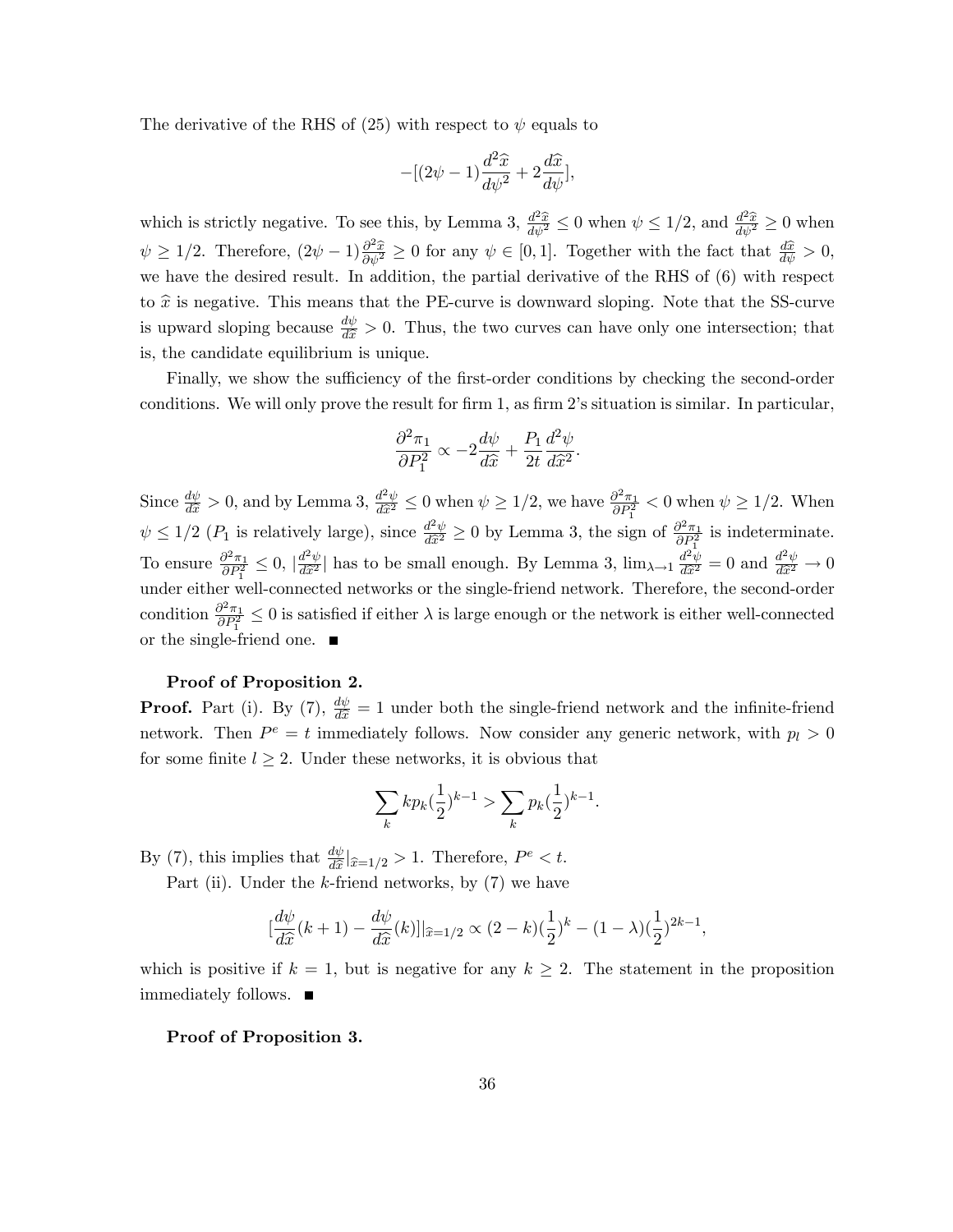The derivative of the RHS of (25) with respect to $\psi$ equals to

$$-[(2\psi - 1)\frac{d^2\widehat{x}}{d\psi^2} + 2\frac{d\widehat{x}}{d\psi}],$$

which is strictly negative. To see this, by Lemma 3, $\frac{d^2\widehat{x}}{d\psi^2} \leq 0$ when $\psi \leq 1/2$, and $\frac{d^2\widehat{x}}{d\psi^2} \geq 0$ when $\psi \geq 1/2$. Therefore, $(2\psi - 1)\frac{\partial^2\widehat{x}}{\partial\psi^2} \geq 0$ for any $\psi \in [0, 1]$. Together with the fact that $\frac{d\widehat{x}}{d\psi} > 0$, we have the desired result. In addition, the partial derivative of the RHS of (6) with respect to $\widehat{x}$ is negative. This means that the PE-curve is downward sloping. Note that the SS-curve is upward sloping because $\frac{d\psi}{d\widehat{x}} > 0$. Thus, the two curves can have only one intersection; that is, the candidate equilibrium is unique.

Finally, we show the sufficiency of the first-order conditions by checking the second-order conditions. We will only prove the result for firm 1, as firm 2's situation is similar. In particular,

$$\frac{\partial^2\pi_1}{\partial P_1^2} \propto -2\frac{d\psi}{d\widehat{x}} + \frac{P_1}{2t}\frac{d^2\psi}{d\widehat{x}^2}.$$

Since $\frac{d\psi}{d\widehat{x}} > 0$, and by Lemma 3, $\frac{d^2\psi}{d\widehat{x}^2} \leq 0$ when $\psi \geq 1/2$, we have $\frac{\partial^2\pi_1}{\partial P_1^2} < 0$ when $\psi \geq 1/2$. When $\psi \leq 1/2$ ($P_1$ is relatively large), since $\frac{d^2\psi}{d\widehat{x}^2} \geq 0$ by Lemma 3, the sign of $\frac{\partial^2\pi_1}{\partial P_1^2}$ is indeterminate. To ensure $\frac{\partial^2\pi_1}{\partial P_1^2} \leq 0$, $|\frac{d^2\psi}{d\widehat{x}^2}|$ has to be small enough. By Lemma 3, $\lim_{\lambda\to 1}\frac{d^2\psi}{d\widehat{x}^2} = 0$ and $\frac{d^2\psi}{d\widehat{x}^2} \to 0$ under either well-connected networks or the single-friend network. Therefore, the second-order condition $\frac{\partial^2\pi_1}{\partial P_1^2} \leq 0$ is satisfied if either $\lambda$ is large enough or the network is either well-connected or the single-friend one. ■

**Proof of Proposition 2.**

**Proof.** Part (i). By (7), $\frac{d\psi}{d\widehat{x}} = 1$ under both the single-friend network and the infinite-friend network. Then $P^e = t$ immediately follows. Now consider any generic network, with $p_l > 0$ for some finite $l \geq 2$. Under these networks, it is obvious that

$$\sum_k kp_k(\frac{1}{2})^{k-1} > \sum_k p_k(\frac{1}{2})^{k-1}.$$

By (7), this implies that $\frac{d\psi}{d\widehat{x}}|_{\widehat{x}=1/2} > 1$. Therefore, $P^e < t$.

Part (ii). Under the $k$-friend networks, by (7) we have

$$[\frac{d\psi}{d\widehat{x}}(k+1) - \frac{d\psi}{d\widehat{x}}(k)]|_{\widehat{x}=1/2} \propto (2-k)(\frac{1}{2})^k - (1-\lambda)(\frac{1}{2})^{2k-1},$$

which is positive if $k = 1$, but is negative for any $k \geq 2$. The statement in the proposition immediately follows. ■

**Proof of Proposition 3.**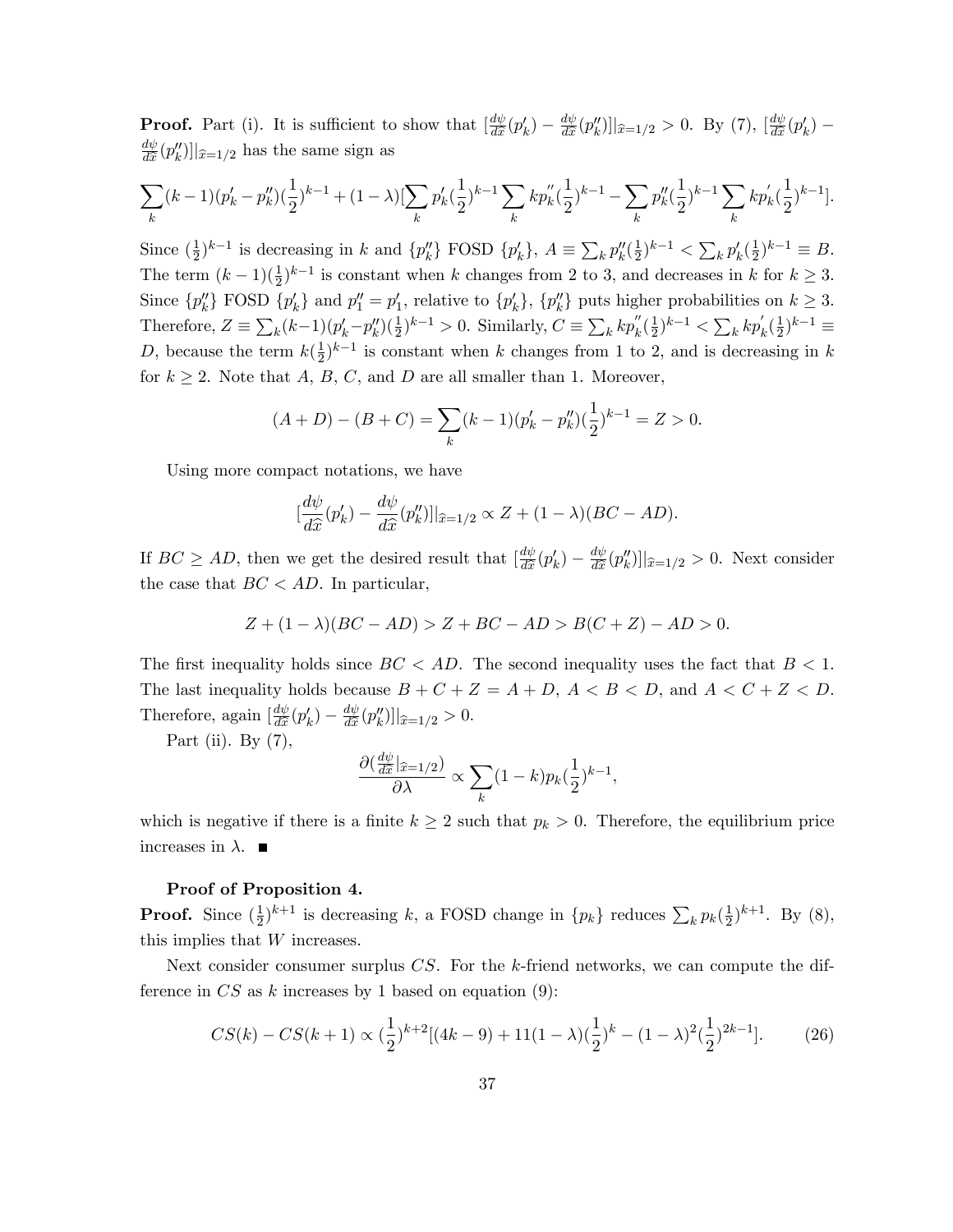**Proof.** Part (i). It is sufficient to show that $[\frac{d\psi}{d\widehat{x}}(p'_k) - \frac{d\psi}{d\widehat{x}}(p''_k)]|_{\widehat{x}=1/2} > 0$. By (7), $[\frac{d\psi}{d\widehat{x}}(p'_k) - \frac{d\psi}{d\widehat{x}}(p''_k)]|_{\widehat{x}=1/2}$ has the same sign as

$$\sum_k (k-1)(p'_k - p''_k)(\frac{1}{2})^{k-1} + (1-\lambda)[\sum_k p'_k(\frac{1}{2})^{k-1}\sum_k kp''_k(\frac{1}{2})^{k-1} - \sum_k p''_k(\frac{1}{2})^{k-1}\sum_k kp'_k(\frac{1}{2})^{k-1}].$$

Since $(\frac{1}{2})^{k-1}$ is decreasing in $k$ and $\{p''_k\}$ FOSD $\{p'_k\}$, $A \equiv \sum_k p''_k(\frac{1}{2})^{k-1} < \sum_k p'_k(\frac{1}{2})^{k-1} \equiv B$. The term $(k-1)(\frac{1}{2})^{k-1}$ is constant when $k$ changes from 2 to 3, and decreases in $k$ for $k \geq 3$. Since $\{p''_k\}$ FOSD $\{p'_k\}$ and $p''_1 = p'_1$, relative to $\{p'_k\}$, $\{p''_k\}$ puts higher probabilities on $k \geq 3$. Therefore, $Z \equiv \sum_k (k-1)(p'_k - p''_k)(\frac{1}{2})^{k-1} > 0$. Similarly, $C \equiv \sum_k kp''_k(\frac{1}{2})^{k-1} < \sum_k kp'_k(\frac{1}{2})^{k-1} \equiv D$, because the term $k(\frac{1}{2})^{k-1}$ is constant when $k$ changes from 1 to 2, and is decreasing in $k$ for $k \geq 2$. Note that $A$, $B$, $C$, and $D$ are all smaller than 1. Moreover,

$$(A+D) - (B+C) = \sum_k (k-1)(p'_k - p''_k)(\frac{1}{2})^{k-1} = Z > 0.$$

Using more compact notations, we have

$$[\frac{d\psi}{d\widehat{x}}(p'_k) - \frac{d\psi}{d\widehat{x}}(p''_k)]|_{\widehat{x}=1/2} \propto Z + (1-\lambda)(BC - AD).$$

If $BC \geq AD$, then we get the desired result that $[\frac{d\psi}{d\widehat{x}}(p'_k) - \frac{d\psi}{d\widehat{x}}(p''_k)]|_{\widehat{x}=1/2} > 0$. Next consider the case that $BC < AD$. In particular,

$$Z + (1-\lambda)(BC - AD) > Z + BC - AD > B(C+Z) - AD > 0.$$

The first inequality holds since $BC < AD$. The second inequality uses the fact that $B < 1$. The last inequality holds because $B + C + Z = A + D$, $A < B < D$, and $A < C + Z < D$. Therefore, again $[\frac{d\psi}{d\widehat{x}}(p'_k) - \frac{d\psi}{d\widehat{x}}(p''_k)]|_{\widehat{x}=1/2} > 0$.

Part (ii). By (7),

$$\frac{\partial(\frac{d\psi}{d\widehat{x}}|_{\widehat{x}=1/2})}{\partial\lambda} \propto \sum_k (1-k)p_k(\frac{1}{2})^{k-1},$$

which is negative if there is a finite $k \geq 2$ such that $p_k > 0$. Therefore, the equilibrium price increases in $\lambda$. ■

**Proof of Proposition 4.**

**Proof.** Since $(\frac{1}{2})^{k+1}$ is decreasing $k$, a FOSD change in $\{p_k\}$ reduces $\sum_k p_k(\frac{1}{2})^{k+1}$. By (8), this implies that $W$ increases.

Next consider consumer surplus $CS$. For the $k$-friend networks, we can compute the difference in $CS$ as $k$ increases by 1 based on equation (9):

$$CS(k) - CS(k+1) \propto (\frac{1}{2})^{k+2}[(4k-9) + 11(1-\lambda)(\frac{1}{2})^k - (1-\lambda)^2(\frac{1}{2})^{2k-1}]. \tag{26}$$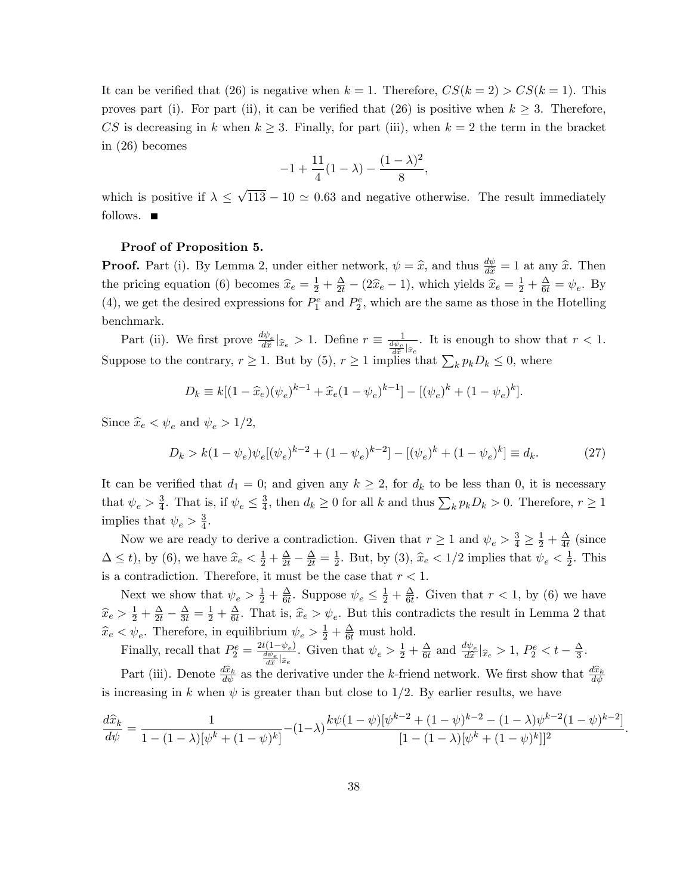It can be verified that (26) is negative when $k = 1$. Therefore, $CS(k = 2) > CS(k = 1)$. This proves part (i). For part (ii), it can be verified that (26) is positive when $k \geq 3$. Therefore, $CS$ is decreasing in $k$ when $k \geq 3$. Finally, for part (iii), when $k = 2$ the term in the bracket in (26) becomes

$$-1 + \frac{11}{4}(1 - \lambda) - \frac{(1 - \lambda)^2}{8},$$

which is positive if $\lambda \leq \sqrt{113} - 10 \simeq 0.63$ and negative otherwise. The result immediately follows. ■

**Proof of Proposition 5.**

**Proof.** Part (i). By Lemma 2, under either network, $\psi = \widehat{x}$, and thus $\frac{d\psi}{d\widehat{x}} = 1$ at any $\widehat{x}$. Then the pricing equation (6) becomes $\widehat{x}_e = \frac{1}{2} + \frac{\Delta}{2t} - (2\widehat{x}_e - 1)$, which yields $\widehat{x}_e = \frac{1}{2} + \frac{\Delta}{6t} = \psi_e$. By (4), we get the desired expressions for $P_1^e$ and $P_2^e$, which are the same as those in the Hotelling benchmark.

Part (ii). We first prove $\frac{d\psi_e}{d\widehat{x}}|_{\widehat{x}_e} > 1$. Define $r \equiv \frac{1}{\frac{d\psi_e}{d\widehat{x}}|_{\widehat{x}_e}}$. It is enough to show that $r < 1$. Suppose to the contrary, $r \geq 1$. But by (5), $r \geq 1$ implies that $\sum_k p_k D_k \leq 0$, where

$$D_k \equiv k[(1 - \widehat{x}_e)(\psi_e)^{k-1} + \widehat{x}_e(1 - \psi_e)^{k-1}] - [(\psi_e)^k + (1 - \psi_e)^k].$$

Since $\widehat{x}_e < \psi_e$ and $\psi_e > 1/2$,

$$D_k > k(1 - \psi_e)\psi_e[(\psi_e)^{k-2} + (1 - \psi_e)^{k-2}] - [(\psi_e)^k + (1 - \psi_e)^k] \equiv d_k. \tag{27}$$

It can be verified that $d_1 = 0$; and given any $k \geq 2$, for $d_k$ to be less than 0, it is necessary that $\psi_e > \frac{3}{4}$. That is, if $\psi_e \leq \frac{3}{4}$, then $d_k \geq 0$ for all $k$ and thus $\sum_k p_k D_k > 0$. Therefore, $r \geq 1$ implies that $\psi_e > \frac{3}{4}$.

Now we are ready to derive a contradiction. Given that $r \geq 1$ and $\psi_e > \frac{3}{4} \geq \frac{1}{2} + \frac{\Delta}{4t}$ (since $\Delta \leq t$), by (6), we have $\widehat{x}_e < \frac{1}{2} + \frac{\Delta}{2t} - \frac{\Delta}{2t} = \frac{1}{2}$. But, by (3), $\widehat{x}_e < 1/2$ implies that $\psi_e < \frac{1}{2}$. This is a contradiction. Therefore, it must be the case that $r < 1$.

Next we show that $\psi_e > \frac{1}{2} + \frac{\Delta}{6t}$. Suppose $\psi_e \leq \frac{1}{2} + \frac{\Delta}{6t}$. Given that $r < 1$, by (6) we have $\widehat{x}_e > \frac{1}{2} + \frac{\Delta}{2t} - \frac{\Delta}{3t} = \frac{1}{2} + \frac{\Delta}{6t}$. That is, $\widehat{x}_e > \psi_e$. But this contradicts the result in Lemma 2 that $\widehat{x}_e < \psi_e$. Therefore, in equilibrium $\psi_e > \frac{1}{2} + \frac{\Delta}{6t}$ must hold.

Finally, recall that $P_2^e = \frac{2t(1-\psi_e)}{\frac{d\psi_e}{d\widehat{x}}|_{\widehat{x}_e}}$. Given that $\psi_e > \frac{1}{2} + \frac{\Delta}{6t}$ and $\frac{d\psi_e}{d\widehat{x}}|_{\widehat{x}_e} > 1$, $P_2^e < t - \frac{\Delta}{3}$.

Part (iii). Denote $\frac{d\widehat{x}_k}{d\psi}$ as the derivative under the $k$-friend network. We first show that $\frac{d\widehat{x}_k}{d\psi}$ is increasing in $k$ when $\psi$ is greater than but close to $1/2$. By earlier results, we have

$$\frac{d\widehat{x}_k}{d\psi} = \frac{1}{1 - (1 - \lambda)[\psi^k + (1 - \psi)^k]} - (1 - \lambda)\frac{k\psi(1 - \psi)[\psi^{k-2} + (1 - \psi)^{k-2} - (1 - \lambda)\psi^{k-2}(1 - \psi)^{k-2}]}{[1 - (1 - \lambda)[\psi^k + (1 - \psi)^k]]^2}.$$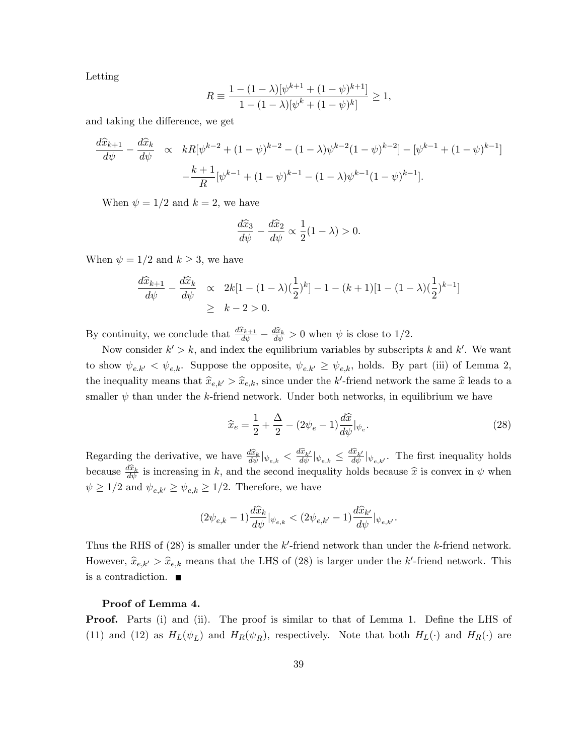Letting

$$R \equiv \frac{1-(1-\lambda)[\psi^{k+1}+(1-\psi)^{k+1}]}{1-(1-\lambda)[\psi^{k}+(1-\psi)^{k}]} \geq 1,$$

and taking the difference, we get

$$\begin{aligned}
\frac{d\widehat{x}_{k+1}}{d\psi} - \frac{d\widehat{x}_k}{d\psi} \quad &\propto \quad kR[\psi^{k-2}+(1-\psi)^{k-2}-(1-\lambda)\psi^{k-2}(1-\psi)^{k-2}] - [\psi^{k-1}+(1-\psi)^{k-1}] \\
&\quad -\frac{k+1}{R}[\psi^{k-1}+(1-\psi)^{k-1}-(1-\lambda)\psi^{k-1}(1-\psi)^{k-1}].
\end{aligned}$$

When $\psi = 1/2$ and $k=2$, we have

$$\frac{d\widehat{x}_3}{d\psi} - \frac{d\widehat{x}_2}{d\psi} \propto \frac{1}{2}(1-\lambda) > 0.$$

When $\psi = 1/2$ and $k \geq 3$, we have

$$\begin{aligned}
\frac{d\widehat{x}_{k+1}}{d\psi} - \frac{d\widehat{x}_k}{d\psi} \quad &\propto \quad 2k[1-(1-\lambda)(\frac{1}{2})^k] - 1 - (k+1)[1-(1-\lambda)(\frac{1}{2})^{k-1}] \\
&\geq \quad k-2 > 0.
\end{aligned}$$

By continuity, we conclude that $\frac{d\widehat{x}_{k+1}}{d\psi} - \frac{d\widehat{x}_k}{d\psi} > 0$ when $\psi$ is close to $1/2$.

Now consider $k' > k$, and index the equilibrium variables by subscripts $k$ and $k'$. We want to show $\psi_{e.k'} < \psi_{e,k}$. Suppose the opposite, $\psi_{e.k'} \geq \psi_{e,k}$, holds. By part (iii) of Lemma 2, the inequality means that $\widehat{x}_{e,k'} > \widehat{x}_{e,k}$, since under the $k'$-friend network the same $\widehat{x}$ leads to a smaller $\psi$ than under the $k$-friend network. Under both networks, in equilibrium we have

$$\widehat{x}_e = \frac{1}{2} + \frac{\Delta}{2} - (2\psi_e - 1)\frac{d\widehat{x}}{d\psi}|_{\psi_e}. \tag{28}$$

Regarding the derivative, we have $\frac{d\widehat{x}_k}{d\psi}|_{\psi_{e,k}} < \frac{d\widehat{x}_{k'}}{d\psi}|_{\psi_{e,k}} \leq \frac{d\widehat{x}_{k'}}{d\psi}|_{\psi_{e,k'}}$. The first inequality holds because $\frac{d\widehat{x}_k}{d\psi}$ is increasing in $k$, and the second inequality holds because $\widehat{x}$ is convex in $\psi$ when $\psi \geq 1/2$ and $\psi_{e,k'} \geq \psi_{e,k} \geq 1/2$. Therefore, we have

$$(2\psi_{e,k} - 1)\frac{d\widehat{x}_k}{d\psi}|_{\psi_{e,k}} < (2\psi_{e,k'} - 1)\frac{d\widehat{x}_{k'}}{d\psi}|_{\psi_{e,k'}}.$$

Thus the RHS of (28) is smaller under the $k'$-friend network than under the $k$-friend network. However, $\widehat{x}_{e,k'} > \widehat{x}_{e,k}$ means that the LHS of (28) is larger under the $k'$-friend network. This is a contradiction. ■

**Proof of Lemma 4.**

**Proof.** Parts (i) and (ii). The proof is similar to that of Lemma 1. Define the LHS of (11) and (12) as $H_L(\psi_L)$ and $H_R(\psi_R)$, respectively. Note that both $H_L(\cdot)$ and $H_R(\cdot)$ are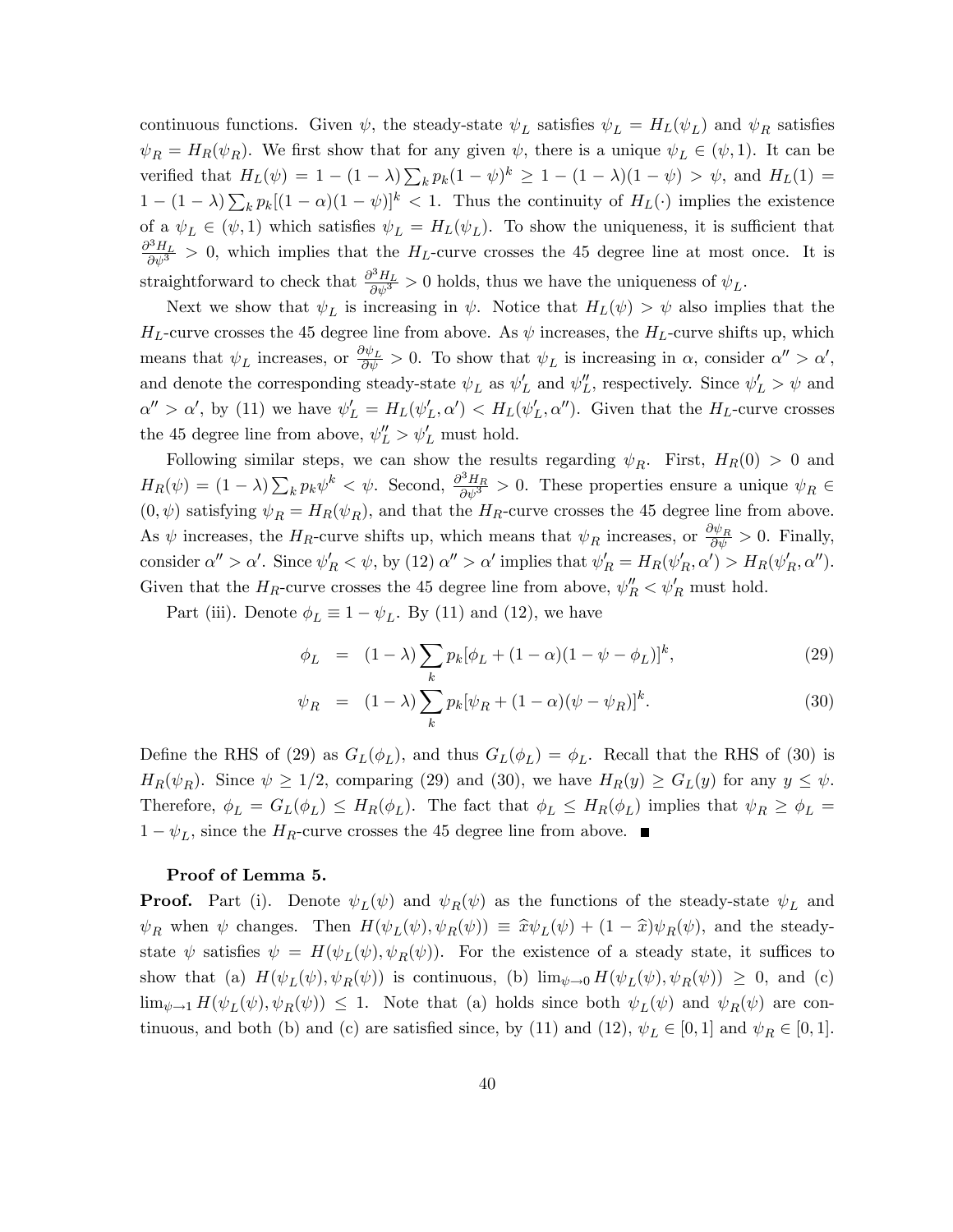continuous functions. Given $\psi$, the steady-state $\psi_L$ satisfies $\psi_L = H_L(\psi_L)$ and $\psi_R$ satisfies $\psi_R = H_R(\psi_R)$. We first show that for any given $\psi$, there is a unique $\psi_L \in (\psi, 1)$. It can be verified that $H_L(\psi) = 1-(1-\lambda)\sum_k p_k(1-\psi)^k \geq 1-(1-\lambda)(1-\psi) > \psi$, and $H_L(1) = 1-(1-\lambda)\sum_k p_k[(1-\alpha)(1-\psi)]^k < 1$. Thus the continuity of $H_L(\cdot)$ implies the existence of a $\psi_L \in (\psi, 1)$ which satisfies $\psi_L = H_L(\psi_L)$. To show the uniqueness, it is sufficient that $\frac{\partial^3 H_L}{\partial \psi^3} > 0$, which implies that the $H_L$-curve crosses the 45 degree line at most once. It is straightforward to check that $\frac{\partial^3 H_L}{\partial \psi^3} > 0$ holds, thus we have the uniqueness of $\psi_L$.

Next we show that $\psi_L$ is increasing in $\psi$. Notice that $H_L(\psi) > \psi$ also implies that the $H_L$-curve crosses the 45 degree line from above. As $\psi$ increases, the $H_L$-curve shifts up, which means that $\psi_L$ increases, or $\frac{\partial \psi_L}{\partial \psi} > 0$. To show that $\psi_L$ is increasing in $\alpha$, consider $\alpha'' > \alpha'$, and denote the corresponding steady-state $\psi_L$ as $\psi_L'$ and $\psi_L''$, respectively. Since $\psi_L' > \psi$ and $\alpha'' > \alpha'$, by (11) we have $\psi_L' = H_L(\psi_L', \alpha') < H_L(\psi_L', \alpha'')$. Given that the $H_L$-curve crosses the 45 degree line from above, $\psi_L'' > \psi_L'$ must hold.

Following similar steps, we can show the results regarding $\psi_R$. First, $H_R(0) > 0$ and $H_R(\psi) = (1-\lambda)\sum_k p_k \psi^k < \psi$. Second, $\frac{\partial^3 H_R}{\partial \psi^3} > 0$. These properties ensure a unique $\psi_R \in (0, \psi)$ satisfying $\psi_R = H_R(\psi_R)$, and that the $H_R$-curve crosses the 45 degree line from above. As $\psi$ increases, the $H_R$-curve shifts up, which means that $\psi_R$ increases, or $\frac{\partial \psi_R}{\partial \psi} > 0$. Finally, consider $\alpha'' > \alpha'$. Since $\psi_R' < \psi$, by (12) $\alpha'' > \alpha'$ implies that $\psi_R' = H_R(\psi_R', \alpha') > H_R(\psi_R', \alpha'')$. Given that the $H_R$-curve crosses the 45 degree line from above, $\psi_R'' < \psi_R'$ must hold.

Part (iii). Denote $\phi_L \equiv 1 - \psi_L$. By (11) and (12), we have

$$\phi_L = (1-\lambda)\sum_k p_k[\phi_L + (1-\alpha)(1-\psi-\phi_L)]^k, \tag{29}$$

$$\psi_R = (1-\lambda)\sum_k p_k[\psi_R + (1-\alpha)(\psi-\psi_R)]^k. \tag{30}$$

Define the RHS of (29) as $G_L(\phi_L)$, and thus $G_L(\phi_L) = \phi_L$. Recall that the RHS of (30) is $H_R(\psi_R)$. Since $\psi \geq 1/2$, comparing (29) and (30), we have $H_R(y) \geq G_L(y)$ for any $y \leq \psi$. Therefore, $\phi_L = G_L(\phi_L) \leq H_R(\phi_L)$. The fact that $\phi_L \leq H_R(\phi_L)$ implies that $\psi_R \geq \phi_L = 1 - \psi_L$, since the $H_R$-curve crosses the 45 degree line from above. ∎

**Proof of Lemma 5.**

**Proof.** Part (i). Denote $\psi_L(\psi)$ and $\psi_R(\psi)$ as the functions of the steady-state $\psi_L$ and $\psi_R$ when $\psi$ changes. Then $H(\psi_L(\psi), \psi_R(\psi)) \equiv \widehat{x}\psi_L(\psi) + (1-\widehat{x})\psi_R(\psi)$, and the steady-state $\psi$ satisfies $\psi = H(\psi_L(\psi), \psi_R(\psi))$. For the existence of a steady state, it suffices to show that (a) $H(\psi_L(\psi), \psi_R(\psi))$ is continuous, (b) $\lim_{\psi \to 0} H(\psi_L(\psi), \psi_R(\psi)) \geq 0$, and (c) $\lim_{\psi \to 1} H(\psi_L(\psi), \psi_R(\psi)) \leq 1$. Note that (a) holds since both $\psi_L(\psi)$ and $\psi_R(\psi)$ are continuous, and both (b) and (c) are satisfied since, by (11) and (12), $\psi_L \in [0,1]$ and $\psi_R \in [0,1]$.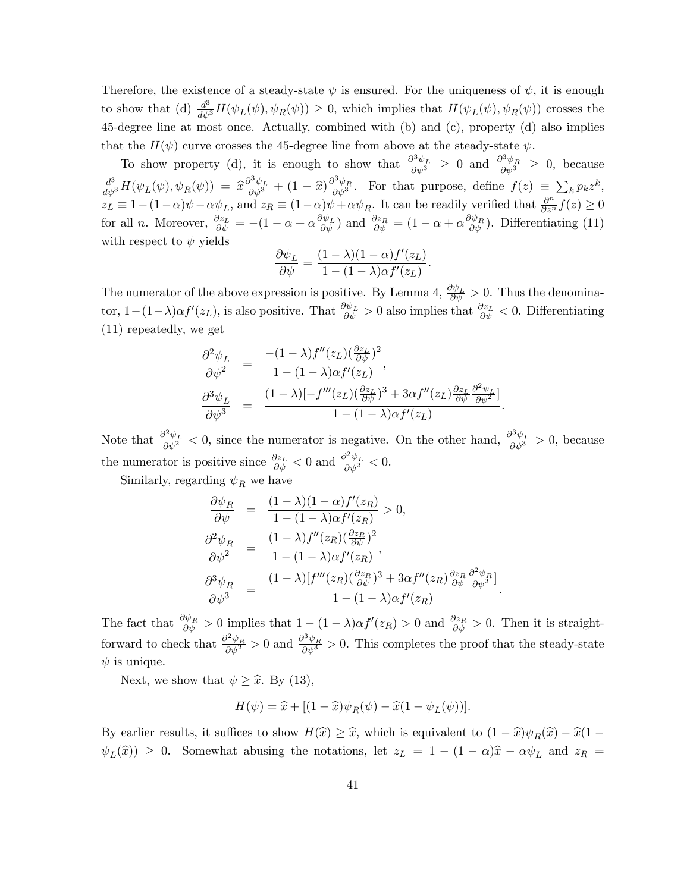Therefore, the existence of a steady-state $\psi$ is ensured. For the uniqueness of $\psi$, it is enough to show that (d) $\frac{d^3}{d\psi^3}H(\psi_L(\psi), \psi_R(\psi)) \geq 0$, which implies that $H(\psi_L(\psi), \psi_R(\psi))$ crosses the 45-degree line at most once. Actually, combined with (b) and (c), property (d) also implies that the $H(\psi)$ curve crosses the 45-degree line from above at the steady-state $\psi$.

To show property (d), it is enough to show that $\frac{\partial^3 \psi_L}{\partial \psi^3} \geq 0$ and $\frac{\partial^3 \psi_R}{\partial \psi^3} \geq 0$, because $\frac{d^3}{d\psi^3}H(\psi_L(\psi), \psi_R(\psi)) = \widehat{x}\frac{\partial^3 \psi_L}{\partial \psi^3} + (1-\widehat{x})\frac{\partial^3 \psi_R}{\partial \psi^3}$. For that purpose, define $f(z) \equiv \sum_k p_k z^k$, $z_L \equiv 1-(1-\alpha)\psi - \alpha\psi_L$, and $z_R \equiv (1-\alpha)\psi + \alpha\psi_R$. It can be readily verified that $\frac{\partial^n}{\partial z^n}f(z) \geq 0$ for all $n$. Moreover, $\frac{\partial z_L}{\partial \psi} = -(1-\alpha+\alpha\frac{\partial \psi_L}{\partial \psi})$ and $\frac{\partial z_R}{\partial \psi} = (1-\alpha+\alpha\frac{\partial \psi_R}{\partial \psi})$. Differentiating (11) with respect to $\psi$ yields

$$\frac{\partial \psi_L}{\partial \psi} = \frac{(1-\lambda)(1-\alpha)f'(z_L)}{1-(1-\lambda)\alpha f'(z_L)}.$$

The numerator of the above expression is positive. By Lemma 4, $\frac{\partial \psi_L}{\partial \psi} > 0$. Thus the denominator, $1-(1-\lambda)\alpha f'(z_L)$, is also positive. That $\frac{\partial \psi_L}{\partial \psi} > 0$ also implies that $\frac{\partial z_L}{\partial \psi} < 0$. Differentiating (11) repeatedly, we get

$$\begin{aligned}
\frac{\partial^2 \psi_L}{\partial \psi^2} &= \frac{-(1-\lambda)f''(z_L)(\frac{\partial z_L}{\partial \psi})^2}{1-(1-\lambda)\alpha f'(z_L)}, \\
\frac{\partial^3 \psi_L}{\partial \psi^3} &= \frac{(1-\lambda)[-f'''(z_L)(\frac{\partial z_L}{\partial \psi})^3 + 3\alpha f''(z_L)\frac{\partial z_L}{\partial \psi}\frac{\partial^2 \psi_L}{\partial \psi^2}]}{1-(1-\lambda)\alpha f'(z_L)}.
\end{aligned}$$

Note that $\frac{\partial^2 \psi_L}{\partial \psi^2} < 0$, since the numerator is negative. On the other hand, $\frac{\partial^3 \psi_L}{\partial \psi^3} > 0$, because the numerator is positive since $\frac{\partial z_L}{\partial \psi} < 0$ and $\frac{\partial^2 \psi_L}{\partial \psi^2} < 0$.

Similarly, regarding $\psi_R$ we have

$$\begin{aligned}
\frac{\partial \psi_R}{\partial \psi} &= \frac{(1-\lambda)(1-\alpha)f'(z_R)}{1-(1-\lambda)\alpha f'(z_R)} > 0, \\
\frac{\partial^2 \psi_R}{\partial \psi^2} &= \frac{(1-\lambda)f''(z_R)(\frac{\partial z_R}{\partial \psi})^2}{1-(1-\lambda)\alpha f'(z_R)}, \\
\frac{\partial^3 \psi_R}{\partial \psi^3} &= \frac{(1-\lambda)[f'''(z_R)(\frac{\partial z_R}{\partial \psi})^3 + 3\alpha f''(z_R)\frac{\partial z_R}{\partial \psi}\frac{\partial^2 \psi_R}{\partial \psi^2}]}{1-(1-\lambda)\alpha f'(z_R)}.
\end{aligned}$$

The fact that $\frac{\partial \psi_R}{\partial \psi} > 0$ implies that $1-(1-\lambda)\alpha f'(z_R) > 0$ and $\frac{\partial z_R}{\partial \psi} > 0$. Then it is straightforward to check that $\frac{\partial^2 \psi_R}{\partial \psi^2} > 0$ and $\frac{\partial^3 \psi_R}{\partial \psi^3} > 0$. This completes the proof that the steady-state $\psi$ is unique.

Next, we show that $\psi \geq \widehat{x}$. By (13),

$$H(\psi) = \widehat{x} + [(1-\widehat{x})\psi_R(\psi) - \widehat{x}(1-\psi_L(\psi))].$$

By earlier results, it suffices to show $H(\widehat{x}) \geq \widehat{x}$, which is equivalent to $(1-\widehat{x})\psi_R(\widehat{x}) - \widehat{x}(1-\psi_L(\widehat{x})) \geq 0$. Somewhat abusing the notations, let $z_L = 1-(1-\alpha)\widehat{x} - \alpha\psi_L$ and $z_R =$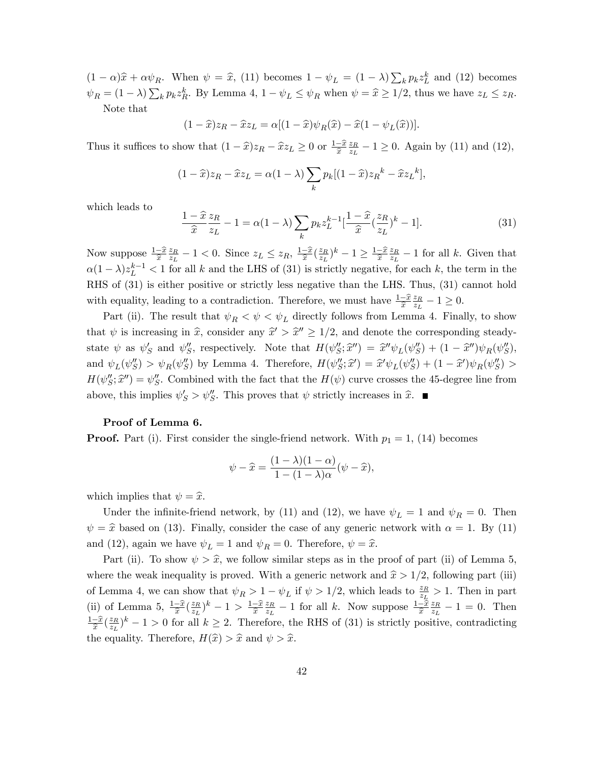$(1-\alpha)\widehat{x} + \alpha\psi_R$. When $\psi = \widehat{x}$, (11) becomes $1 - \psi_L = (1-\lambda)\sum_k p_k z_L^k$ and (12) becomes $\psi_R = (1-\lambda)\sum_k p_k z_R^k$. By Lemma 4, $1-\psi_L \leq \psi_R$ when $\psi = \widehat{x} \geq 1/2$, thus we have $z_L \leq z_R$.

Note that

$$(1-\widehat{x})z_R - \widehat{x}z_L = \alpha[(1-\widehat{x})\psi_R(\widehat{x}) - \widehat{x}(1-\psi_L(\widehat{x}))].$$

Thus it suffices to show that $(1-\widehat{x})z_R - \widehat{x}z_L \geq 0$ or $\frac{1-\widehat{x}}{\widehat{x}}\frac{z_R}{z_L} - 1 \geq 0$. Again by (11) and (12),

$$(1-\widehat{x})z_R - \widehat{x}z_L = \alpha(1-\lambda)\sum_k p_k[(1-\widehat{x})z_R{}^k - \widehat{x}z_L{}^k],$$

which leads to

$$\frac{1-\widehat{x}}{\widehat{x}}\frac{z_R}{z_L} - 1 = \alpha(1-\lambda)\sum_k p_k z_L^{k-1}[\frac{1-\widehat{x}}{\widehat{x}}(\frac{z_R}{z_L})^k - 1]. \tag{31}$$

Now suppose $\frac{1-\widehat{x}}{\widehat{x}}\frac{z_R}{z_L} - 1 < 0$. Since $z_L \leq z_R$, $\frac{1-\widehat{x}}{\widehat{x}}(\frac{z_R}{z_L})^k - 1 \geq \frac{1-\widehat{x}}{\widehat{x}}\frac{z_R}{z_L} - 1$ for all $k$. Given that $\alpha(1-\lambda)z_L^{k-1} < 1$ for all $k$ and the LHS of (31) is strictly negative, for each $k$, the term in the RHS of (31) is either positive or strictly less negative than the LHS. Thus, (31) cannot hold with equality, leading to a contradiction. Therefore, we must have $\frac{1-\widehat{x}}{\widehat{x}}\frac{z_R}{z_L} - 1 \geq 0$.

Part (ii). The result that $\psi_R < \psi < \psi_L$ directly follows from Lemma 4. Finally, to show that $\psi$ is increasing in $\widehat{x}$, consider any $\widehat{x}' > \widehat{x}'' \geq 1/2$, and denote the corresponding steady-state $\psi$ as $\psi'_S$ and $\psi''_S$, respectively. Note that $H(\psi''_S; \widehat{x}'') = \widehat{x}''\psi_L(\psi''_S) + (1-\widehat{x}'')\psi_R(\psi''_S)$, and $\psi_L(\psi''_S) > \psi_R(\psi''_S)$ by Lemma 4. Therefore, $H(\psi''_S; \widehat{x}') = \widehat{x}'\psi_L(\psi''_S) + (1-\widehat{x}')\psi_R(\psi''_S) > H(\psi''_S; \widehat{x}'') = \psi''_S$. Combined with the fact that the $H(\psi)$ curve crosses the 45-degree line from above, this implies $\psi'_S > \psi''_S$. This proves that $\psi$ strictly increases in $\widehat{x}$. ■

**Proof of Lemma 6.**

**Proof.** Part (i). First consider the single-friend network. With $p_1 = 1$, (14) becomes

$$\psi - \widehat{x} = \frac{(1-\lambda)(1-\alpha)}{1-(1-\lambda)\alpha}(\psi - \widehat{x}),$$

which implies that $\psi = \widehat{x}$.

Under the infinite-friend network, by (11) and (12), we have $\psi_L = 1$ and $\psi_R = 0$. Then $\psi = \widehat{x}$ based on (13). Finally, consider the case of any generic network with $\alpha = 1$. By (11) and (12), again we have $\psi_L = 1$ and $\psi_R = 0$. Therefore, $\psi = \widehat{x}$.

Part (ii). To show $\psi > \widehat{x}$, we follow similar steps as in the proof of part (ii) of Lemma 5, where the weak inequality is proved. With a generic network and $\widehat{x} > 1/2$, following part (iii) of Lemma 4, we can show that $\psi_R > 1 - \psi_L$ if $\psi > 1/2$, which leads to $\frac{z_R}{z_L} > 1$. Then in part (ii) of Lemma 5, $\frac{1-\widehat{x}}{\widehat{x}}(\frac{z_R}{z_L})^k - 1 > \frac{1-\widehat{x}}{\widehat{x}}\frac{z_R}{z_L} - 1$ for all $k$. Now suppose $\frac{1-\widehat{x}}{\widehat{x}}\frac{z_R}{z_L} - 1 = 0$. Then $\frac{1-\widehat{x}}{\widehat{x}}(\frac{z_R}{z_L})^k - 1 > 0$ for all $k \geq 2$. Therefore, the RHS of (31) is strictly positive, contradicting the equality. Therefore, $H(\widehat{x}) > \widehat{x}$ and $\psi > \widehat{x}$.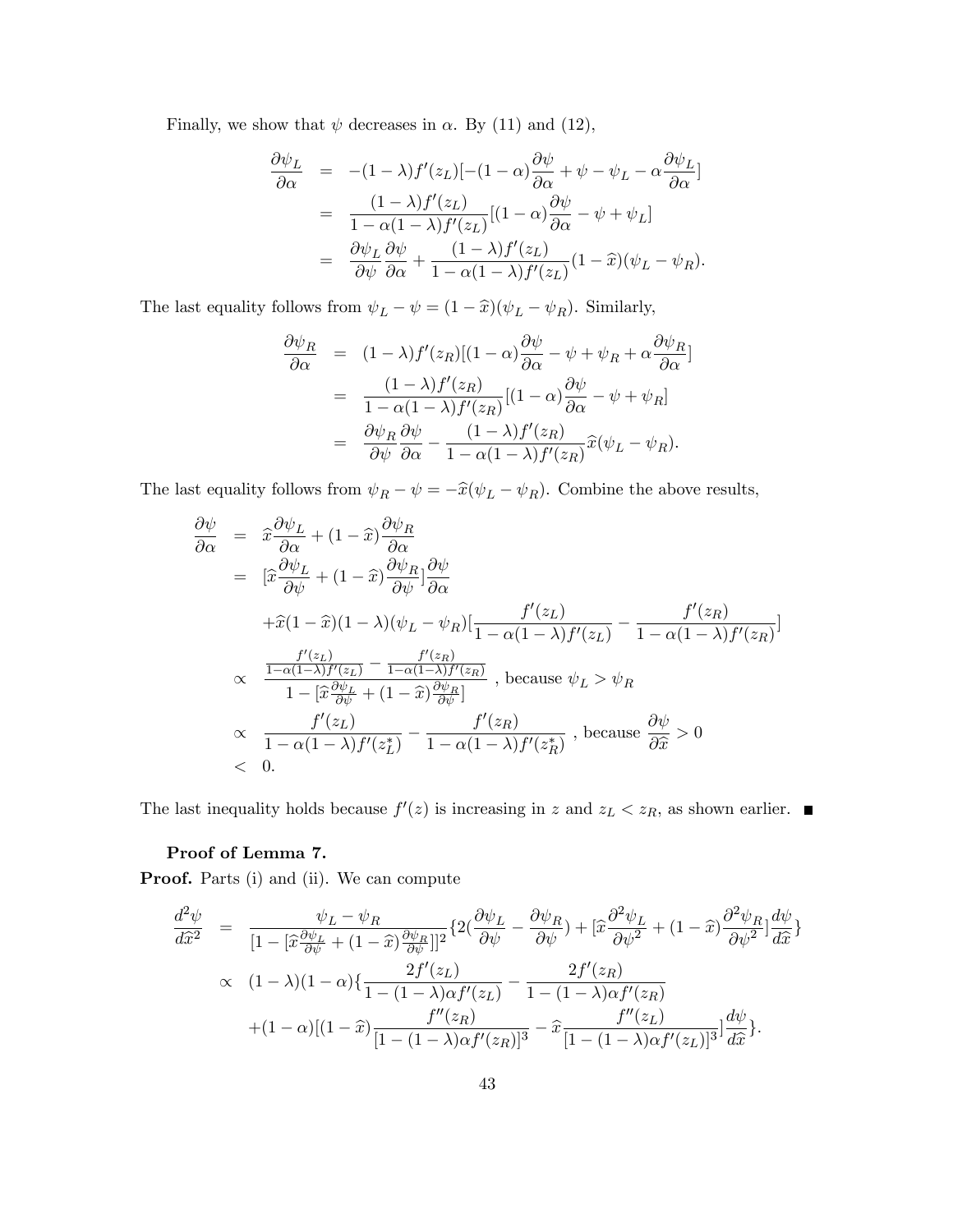Finally, we show that $\psi$ decreases in $\alpha$. By (11) and (12),

$$
\begin{aligned}
\frac{\partial \psi_L}{\partial \alpha} &= -(1-\lambda)f'(z_L)[-(1-\alpha)\frac{\partial \psi}{\partial \alpha} + \psi - \psi_L - \alpha\frac{\partial \psi_L}{\partial \alpha}] \\
&= \frac{(1-\lambda)f'(z_L)}{1-\alpha(1-\lambda)f'(z_L)}[(1-\alpha)\frac{\partial \psi}{\partial \alpha} - \psi + \psi_L] \\
&= \frac{\partial \psi_L}{\partial \psi}\frac{\partial \psi}{\partial \alpha} + \frac{(1-\lambda)f'(z_L)}{1-\alpha(1-\lambda)f'(z_L)}(1-\widehat{x})(\psi_L - \psi_R).
\end{aligned}
$$

The last equality follows from $\psi_L - \psi = (1-\widehat{x})(\psi_L - \psi_R)$. Similarly,

$$
\begin{aligned}
\frac{\partial \psi_R}{\partial \alpha} &= (1-\lambda)f'(z_R)[(1-\alpha)\frac{\partial \psi}{\partial \alpha} - \psi + \psi_R + \alpha\frac{\partial \psi_R}{\partial \alpha}] \\
&= \frac{(1-\lambda)f'(z_R)}{1-\alpha(1-\lambda)f'(z_R)}[(1-\alpha)\frac{\partial \psi}{\partial \alpha} - \psi + \psi_R] \\
&= \frac{\partial \psi_R}{\partial \psi}\frac{\partial \psi}{\partial \alpha} - \frac{(1-\lambda)f'(z_R)}{1-\alpha(1-\lambda)f'(z_R)}\widehat{x}(\psi_L - \psi_R).
\end{aligned}
$$

The last equality follows from $\psi_R - \psi = -\widehat{x}(\psi_L - \psi_R)$. Combine the above results,

$$
\begin{aligned}
\frac{\partial \psi}{\partial \alpha} &= \widehat{x}\frac{\partial \psi_L}{\partial \alpha} + (1-\widehat{x})\frac{\partial \psi_R}{\partial \alpha} \\
&= [\widehat{x}\frac{\partial \psi_L}{\partial \psi} + (1-\widehat{x})\frac{\partial \psi_R}{\partial \psi}]\frac{\partial \psi}{\partial \alpha} \\
&\quad + \widehat{x}(1-\widehat{x})(1-\lambda)(\psi_L - \psi_R)[\frac{f'(z_L)}{1-\alpha(1-\lambda)f'(z_L)} - \frac{f'(z_R)}{1-\alpha(1-\lambda)f'(z_R)}] \\
&\propto \frac{\frac{f'(z_L)}{1-\alpha(1-\lambda)f'(z_L)} - \frac{f'(z_R)}{1-\alpha(1-\lambda)f'(z_R)}}{1-[\widehat{x}\frac{\partial \psi_L}{\partial \psi} + (1-\widehat{x})\frac{\partial \psi_R}{\partial \psi}]} \text{ , because } \psi_L > \psi_R \\
&\propto \frac{f'(z_L)}{1-\alpha(1-\lambda)f'(z_L^*)} - \frac{f'(z_R)}{1-\alpha(1-\lambda)f'(z_R^*)} \text{ , because } \frac{\partial \psi}{\partial \widehat{x}} > 0 \\
&< 0.
\end{aligned}
$$

The last inequality holds because $f'(z)$ is increasing in $z$ and $z_L < z_R$, as shown earlier. ■

**Proof of Lemma 7.**

**Proof.** Parts (i) and (ii). We can compute

$$
\begin{aligned}
\frac{d^2\psi}{d\widehat{x}^2} &= \frac{\psi_L - \psi_R}{[1-[\widehat{x}\frac{\partial \psi_L}{\partial \psi} + (1-\widehat{x})\frac{\partial \psi_R}{\partial \psi}]]^2}\{2(\frac{\partial \psi_L}{\partial \psi} - \frac{\partial \psi_R}{\partial \psi}) + [\widehat{x}\frac{\partial^2 \psi_L}{\partial \psi^2} + (1-\widehat{x})\frac{\partial^2 \psi_R}{\partial \psi^2}]\frac{d\psi}{d\widehat{x}}\} \\
&\propto (1-\lambda)(1-\alpha)\{\frac{2f'(z_L)}{1-(1-\lambda)\alpha f'(z_L)} - \frac{2f'(z_R)}{1-(1-\lambda)\alpha f'(z_R)} \\
&\quad + (1-\alpha)[(1-\widehat{x})\frac{f''(z_R)}{[1-(1-\lambda)\alpha f'(z_R)]^3} - \widehat{x}\frac{f''(z_L)}{[1-(1-\lambda)\alpha f'(z_L)]^3}]\frac{d\psi}{d\widehat{x}}\}.
\end{aligned}
$$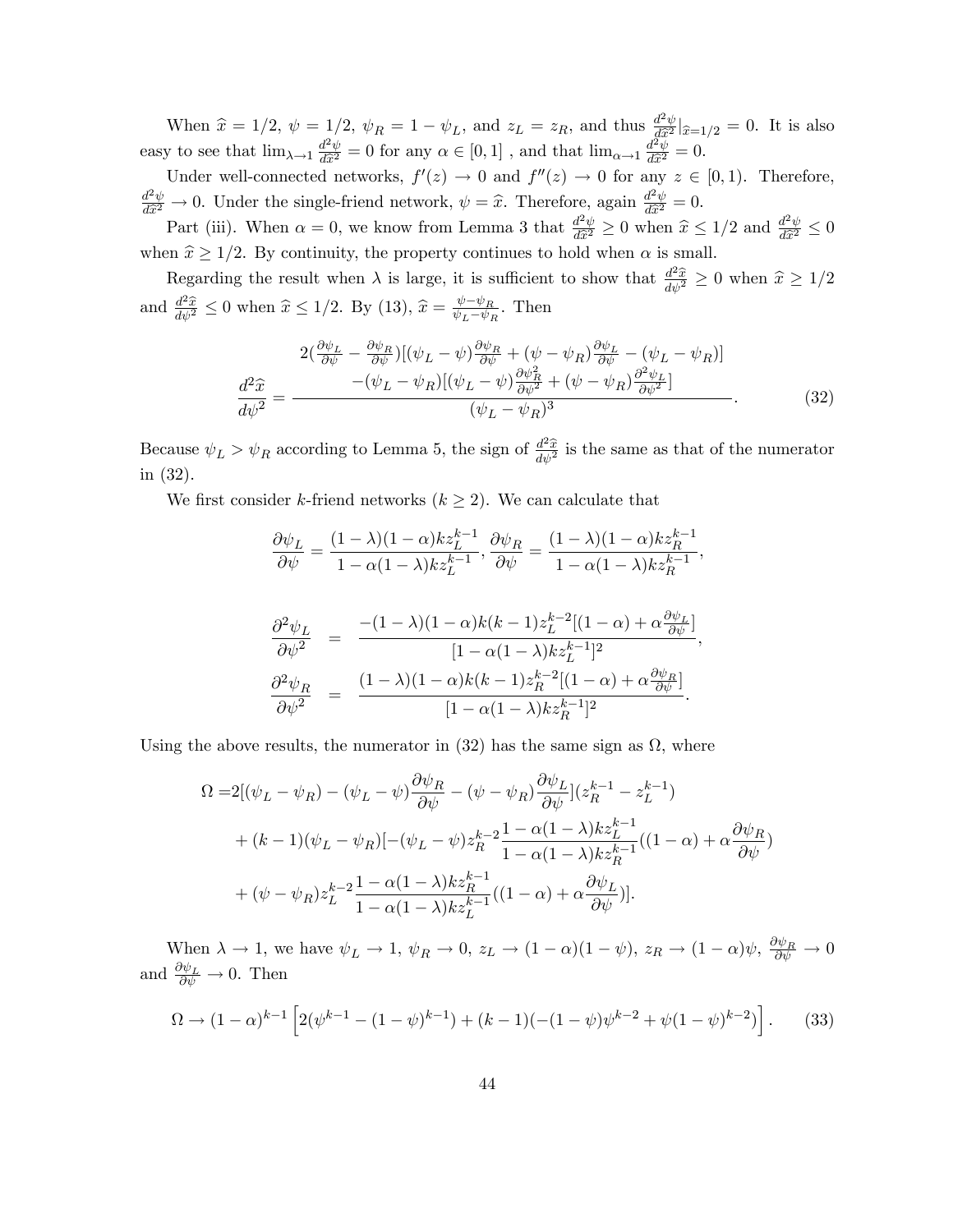When $\widehat{x} = 1/2$, $\psi = 1/2$, $\psi_R = 1 - \psi_L$, and $z_L = z_R$, and thus $\frac{d^2\psi}{d\widehat{x}^2}|_{\widehat{x}=1/2} = 0$. It is also easy to see that $\lim_{\lambda \to 1} \frac{d^2\psi}{d\widehat{x}^2} = 0$ for any $\alpha \in [0, 1]$ , and that $\lim_{\alpha \to 1} \frac{d^2\psi}{d\widehat{x}^2} = 0$.

Under well-connected networks, $f'(z) \to 0$ and $f''(z) \to 0$ for any $z \in [0, 1)$. Therefore, $\frac{d^2\psi}{d\widehat{x}^2} \to 0$. Under the single-friend network, $\psi = \widehat{x}$. Therefore, again $\frac{d^2\psi}{d\widehat{x}^2} = 0$.

Part (iii). When $\alpha = 0$, we know from Lemma 3 that $\frac{d^2\psi}{d\widehat{x}^2} \geq 0$ when $\widehat{x} \leq 1/2$ and $\frac{d^2\psi}{d\widehat{x}^2} \leq 0$ when $\widehat{x} \geq 1/2$. By continuity, the property continues to hold when $\alpha$ is small.

Regarding the result when $\lambda$ is large, it is sufficient to show that $\frac{d^2\widehat{x}}{d\psi^2} \geq 0$ when $\widehat{x} \geq 1/2$ and $\frac{d^2\widehat{x}}{d\psi^2} \leq 0$ when $\widehat{x} \leq 1/2$. By (13), $\widehat{x} = \frac{\psi - \psi_R}{\psi_L - \psi_R}$. Then

$$\frac{d^2\widehat{x}}{d\psi^2} = \frac{\begin{array}{c} 2(\frac{\partial \psi_L}{\partial \psi} - \frac{\partial \psi_R}{\partial \psi})[(\psi_L - \psi)\frac{\partial \psi_R}{\partial \psi} + (\psi - \psi_R)\frac{\partial \psi_L}{\partial \psi} - (\psi_L - \psi_R)] \\ -(\psi_L - \psi_R)[(\psi_L - \psi)\frac{\partial \psi_R^2}{\partial \psi^2} + (\psi - \psi_R)\frac{\partial^2 \psi_L}{\partial \psi^2}] \end{array}}{(\psi_L - \psi_R)^3}. \tag{32}$$

Because $\psi_L > \psi_R$ according to Lemma 5, the sign of $\frac{d^2\widehat{x}}{d\psi^2}$ is the same as that of the numerator in (32).

We first consider $k$-friend networks ($k \geq 2$). We can calculate that

$$\frac{\partial \psi_L}{\partial \psi} = \frac{(1-\lambda)(1-\alpha)kz_L^{k-1}}{1-\alpha(1-\lambda)kz_L^{k-1}}, \frac{\partial \psi_R}{\partial \psi} = \frac{(1-\lambda)(1-\alpha)kz_R^{k-1}}{1-\alpha(1-\lambda)kz_R^{k-1}},$$

$$\begin{aligned} \frac{\partial^2 \psi_L}{\partial \psi^2} &= \frac{-(1-\lambda)(1-\alpha)k(k-1)z_L^{k-2}[(1-\alpha) + \alpha\frac{\partial \psi_L}{\partial \psi}]}{[1-\alpha(1-\lambda)kz_L^{k-1}]^2}, \\ \frac{\partial^2 \psi_R}{\partial \psi^2} &= \frac{(1-\lambda)(1-\alpha)k(k-1)z_R^{k-2}[(1-\alpha) + \alpha\frac{\partial \psi_R}{\partial \psi}]}{[1-\alpha(1-\lambda)kz_R^{k-1}]^2}. \end{aligned}$$

Using the above results, the numerator in (32) has the same sign as $\Omega$, where

$$\begin{aligned} \Omega =& 2[(\psi_L - \psi_R) - (\psi_L - \psi)\frac{\partial \psi_R}{\partial \psi} - (\psi - \psi_R)\frac{\partial \psi_L}{\partial \psi}](z_R^{k-1} - z_L^{k-1}) \\ &+ (k-1)(\psi_L - \psi_R)[-(\psi_L - \psi)z_R^{k-2}\frac{1-\alpha(1-\lambda)kz_L^{k-1}}{1-\alpha(1-\lambda)kz_R^{k-1}}((1-\alpha) + \alpha\frac{\partial \psi_R}{\partial \psi}) \\ &+ (\psi - \psi_R)z_L^{k-2}\frac{1-\alpha(1-\lambda)kz_R^{k-1}}{1-\alpha(1-\lambda)kz_L^{k-1}}((1-\alpha) + \alpha\frac{\partial \psi_L}{\partial \psi})]. \end{aligned}$$

When $\lambda \to 1$, we have $\psi_L \to 1$, $\psi_R \to 0$, $z_L \to (1-\alpha)(1-\psi)$, $z_R \to (1-\alpha)\psi$, $\frac{\partial \psi_R}{\partial \psi} \to 0$ and $\frac{\partial \psi_L}{\partial \psi} \to 0$. Then

$$\Omega \to (1-\alpha)^{k-1}\left[2(\psi^{k-1} - (1-\psi)^{k-1}) + (k-1)(-(1-\psi)\psi^{k-2} + \psi(1-\psi)^{k-2})\right]. \tag{33}$$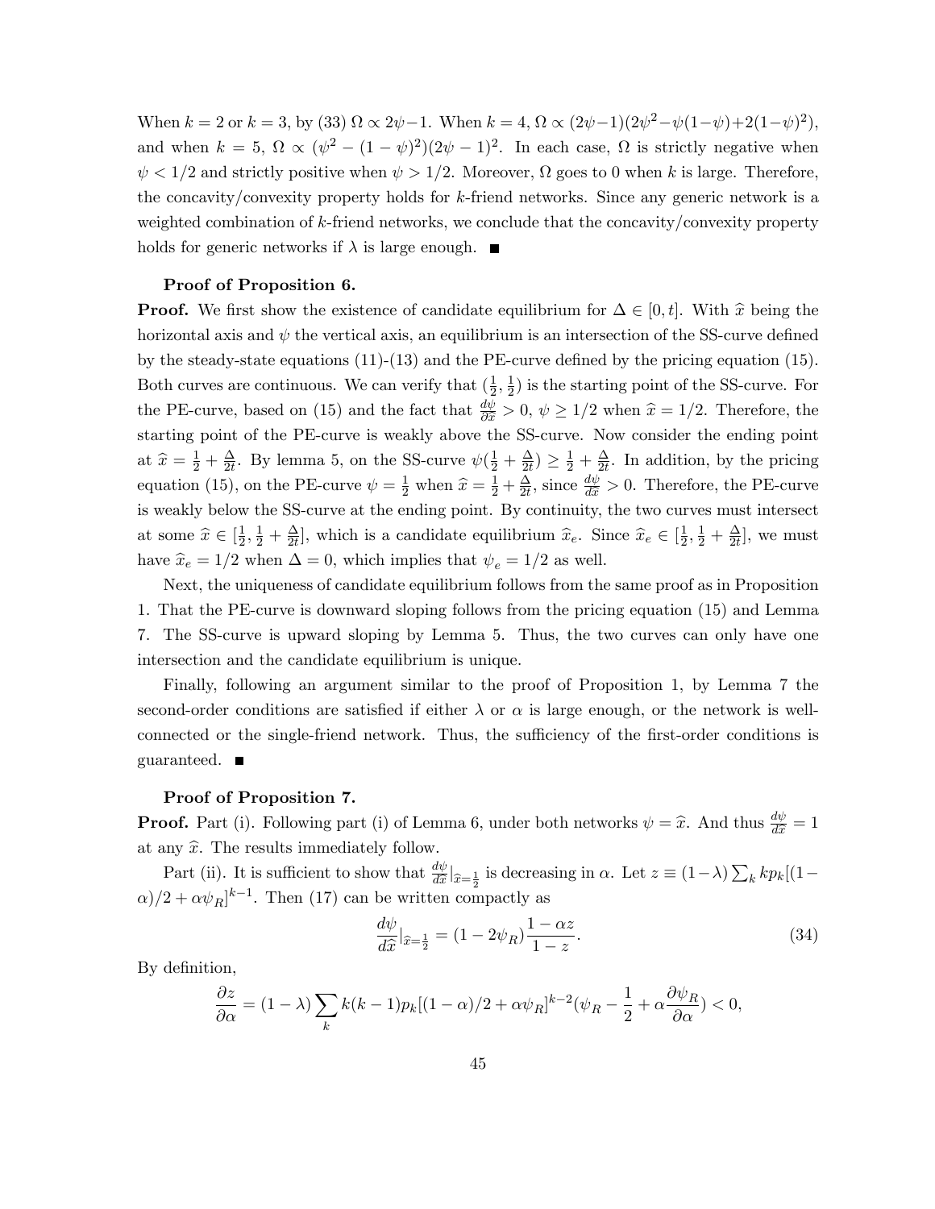When $k = 2$ or $k = 3$, by (33) $\Omega \propto 2\psi - 1$. When $k = 4$, $\Omega \propto (2\psi-1)(2\psi^2 - \psi(1-\psi) + 2(1-\psi)^2)$, and when $k = 5$, $\Omega \propto (\psi^2 - (1-\psi)^2)(2\psi - 1)^2$. In each case, $\Omega$ is strictly negative when $\psi < 1/2$ and strictly positive when $\psi > 1/2$. Moreover, $\Omega$ goes to 0 when $k$ is large. Therefore, the concavity/convexity property holds for $k$-friend networks. Since any generic network is a weighted combination of $k$-friend networks, we conclude that the concavity/convexity property holds for generic networks if $\lambda$ is large enough. ■

**Proof of Proposition 6.**

**Proof.** We first show the existence of candidate equilibrium for $\Delta \in [0, t]$. With $\widehat{x}$ being the horizontal axis and $\psi$ the vertical axis, an equilibrium is an intersection of the SS-curve defined by the steady-state equations (11)-(13) and the PE-curve defined by the pricing equation (15). Both curves are continuous. We can verify that $(\frac{1}{2}, \frac{1}{2})$ is the starting point of the SS-curve. For the PE-curve, based on (15) and the fact that $\frac{d\psi}{d\widehat{x}} > 0$, $\psi \geq 1/2$ when $\widehat{x} = 1/2$. Therefore, the starting point of the PE-curve is weakly above the SS-curve. Now consider the ending point at $\widehat{x} = \frac{1}{2} + \frac{\Delta}{2t}$. By lemma 5, on the SS-curve $\psi(\frac{1}{2} + \frac{\Delta}{2t}) \geq \frac{1}{2} + \frac{\Delta}{2t}$. In addition, by the pricing equation (15), on the PE-curve $\psi = \frac{1}{2}$ when $\widehat{x} = \frac{1}{2} + \frac{\Delta}{2t}$, since $\frac{d\psi}{d\widehat{x}} > 0$. Therefore, the PE-curve is weakly below the SS-curve at the ending point. By continuity, the two curves must intersect at some $\widehat{x} \in [\frac{1}{2}, \frac{1}{2} + \frac{\Delta}{2t}]$, which is a candidate equilibrium $\widehat{x}_e$. Since $\widehat{x}_e \in [\frac{1}{2}, \frac{1}{2} + \frac{\Delta}{2t}]$, we must have $\widehat{x}_e = 1/2$ when $\Delta = 0$, which implies that $\psi_e = 1/2$ as well.

Next, the uniqueness of candidate equilibrium follows from the same proof as in Proposition 1. That the PE-curve is downward sloping follows from the pricing equation (15) and Lemma 7. The SS-curve is upward sloping by Lemma 5. Thus, the two curves can only have one intersection and the candidate equilibrium is unique.

Finally, following an argument similar to the proof of Proposition 1, by Lemma 7 the second-order conditions are satisfied if either $\lambda$ or $\alpha$ is large enough, or the network is well-connected or the single-friend network. Thus, the sufficiency of the first-order conditions is guaranteed. ■

**Proof of Proposition 7.**

**Proof.** Part (i). Following part (i) of Lemma 6, under both networks $\psi = \widehat{x}$. And thus $\frac{d\psi}{d\widehat{x}} = 1$ at any $\widehat{x}$. The results immediately follow.

Part (ii). It is sufficient to show that $\frac{d\psi}{d\widehat{x}}|_{\widehat{x}=\frac{1}{2}}$ is decreasing in $\alpha$. Let $z \equiv (1-\lambda)\sum_k k p_k[(1-\alpha)/2 + \alpha\psi_R]^{k-1}$. Then (17) can be written compactly as

$$\frac{d\psi}{d\widehat{x}}|_{\widehat{x}=\frac{1}{2}} = (1 - 2\psi_R)\frac{1-\alpha z}{1-z}. \tag{34}$$

By definition,

$$\frac{\partial z}{\partial \alpha} = (1-\lambda)\sum_k k(k-1)p_k[(1-\alpha)/2 + \alpha\psi_R]^{k-2}(\psi_R - \frac{1}{2} + \alpha\frac{\partial \psi_R}{\partial \alpha}) < 0,$$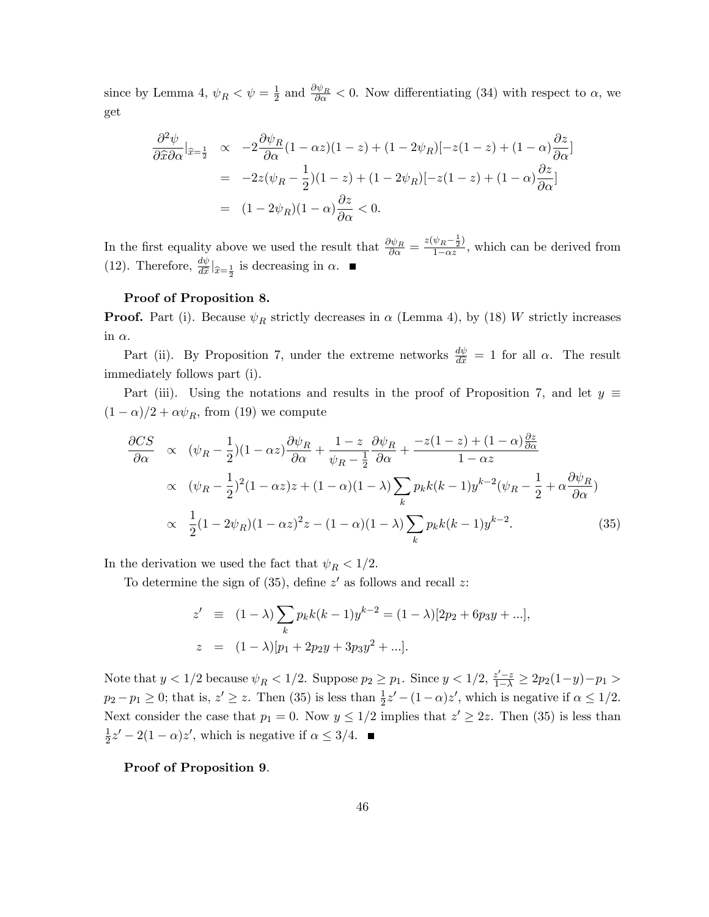since by Lemma 4, $\psi_R < \psi = \frac{1}{2}$ and $\frac{\partial \psi_R}{\partial \alpha} < 0$. Now differentiating (34) with respect to $\alpha$, we get

$$
\begin{aligned}
\frac{\partial^2 \psi}{\partial \widehat{x} \partial \alpha}|_{\widehat{x}=\frac{1}{2}} &\propto -2\frac{\partial \psi_R}{\partial \alpha}(1-\alpha z)(1-z) + (1-2\psi_R)[-z(1-z) + (1-\alpha)\frac{\partial z}{\partial \alpha}] \\
&= -2z(\psi_R - \frac{1}{2})(1-z) + (1-2\psi_R)[-z(1-z) + (1-\alpha)\frac{\partial z}{\partial \alpha}] \\
&= (1-2\psi_R)(1-\alpha)\frac{\partial z}{\partial \alpha} < 0.
\end{aligned}
$$

In the first equality above we used the result that $\frac{\partial \psi_R}{\partial \alpha} = \frac{z(\psi_R - \frac{1}{2})}{1-\alpha z}$, which can be derived from (12). Therefore, $\frac{d\psi}{d\widehat{x}}|_{\widehat{x}=\frac{1}{2}}$ is decreasing in $\alpha$. ■

**Proof of Proposition 8.**

**Proof.** Part (i). Because $\psi_R$ strictly decreases in $\alpha$ (Lemma 4), by (18) $W$ strictly increases in $\alpha$.

Part (ii). By Proposition 7, under the extreme networks $\frac{d\psi}{d\widehat{x}} = 1$ for all $\alpha$. The result immediately follows part (i).

Part (iii). Using the notations and results in the proof of Proposition 7, and let $y \equiv (1-\alpha)/2 + \alpha\psi_R$, from (19) we compute

$$
\begin{aligned}
\frac{\partial CS}{\partial \alpha} &\propto (\psi_R - \frac{1}{2})(1-\alpha z)\frac{\partial \psi_R}{\partial \alpha} + \frac{1-z}{\psi_R - \frac{1}{2}}\frac{\partial \psi_R}{\partial \alpha} + \frac{-z(1-z) + (1-\alpha)\frac{\partial z}{\partial \alpha}}{1-\alpha z} \\
&\propto (\psi_R - \frac{1}{2})^2(1-\alpha z)z + (1-\alpha)(1-\lambda)\sum_k p_k k(k-1)y^{k-2}(\psi_R - \frac{1}{2} + \alpha\frac{\partial \psi_R}{\partial \alpha}) \\
&\propto \frac{1}{2}(1-2\psi_R)(1-\alpha z)^2 z - (1-\alpha)(1-\lambda)\sum_k p_k k(k-1)y^{k-2}. \qquad (35)
\end{aligned}
$$

In the derivation we used the fact that $\psi_R < 1/2$.

To determine the sign of (35), define $z'$ as follows and recall $z$:

$$
\begin{aligned}
z' &\equiv (1-\lambda)\sum_k p_k k(k-1)y^{k-2} = (1-\lambda)[2p_2 + 6p_3 y + ...], \\
z &= (1-\lambda)[p_1 + 2p_2 y + 3p_3 y^2 + ...].
\end{aligned}
$$

Note that $y < 1/2$ because $\psi_R < 1/2$. Suppose $p_2 \geq p_1$. Since $y < 1/2$, $\frac{z'-z}{1-\lambda} \geq 2p_2(1-y) - p_1 > p_2 - p_1 \geq 0$; that is, $z' \geq z$. Then (35) is less than $\frac{1}{2}z' - (1-\alpha)z'$, which is negative if $\alpha \leq 1/2$. Next consider the case that $p_1 = 0$. Now $y \leq 1/2$ implies that $z' \geq 2z$. Then (35) is less than $\frac{1}{2}z' - 2(1-\alpha)z'$, which is negative if $\alpha \leq 3/4$. ■

**Proof of Proposition 9.**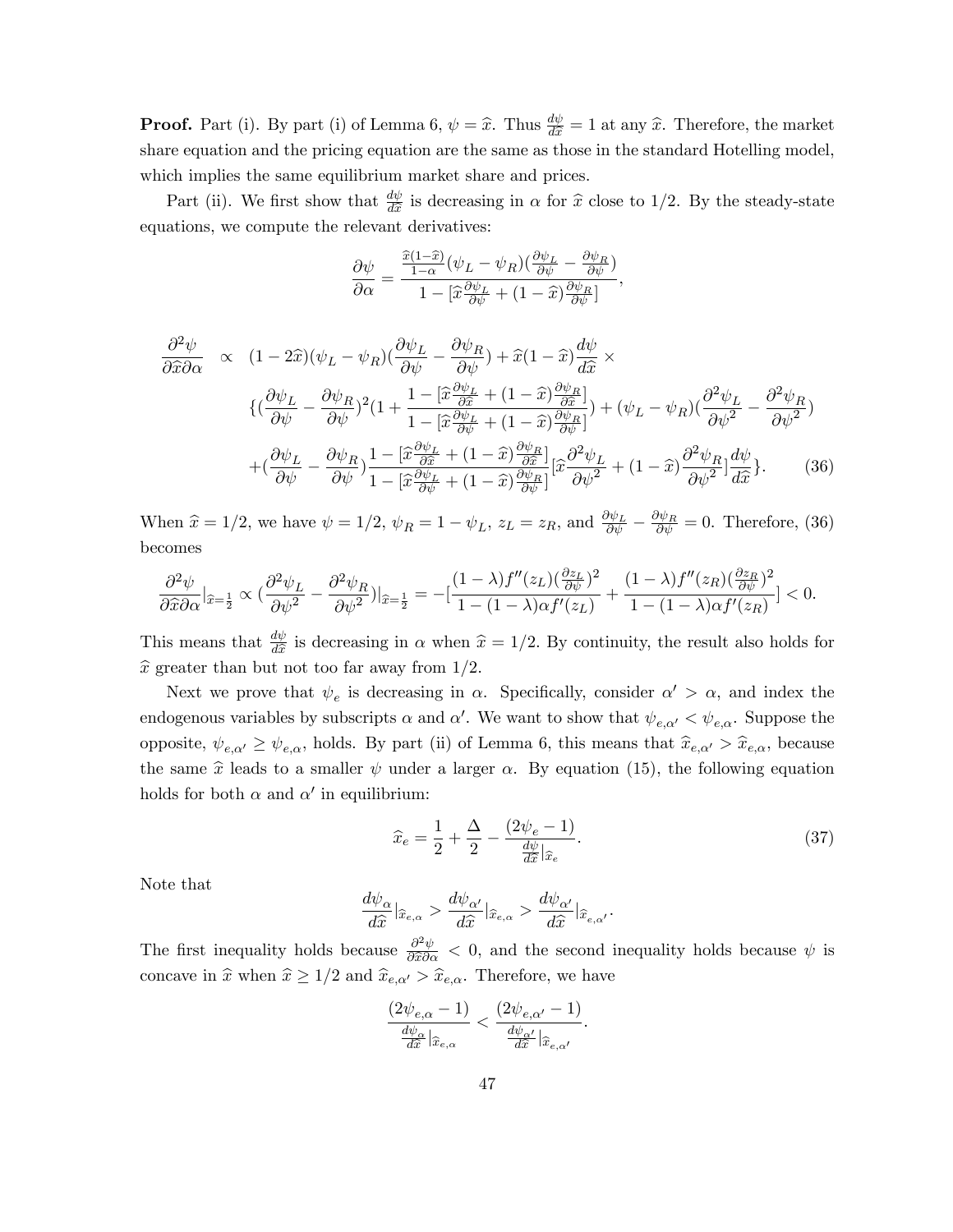**Proof.** Part (i). By part (i) of Lemma 6, $\psi = \widehat{x}$. Thus $\frac{d\psi}{d\widehat{x}} = 1$ at any $\widehat{x}$. Therefore, the market share equation and the pricing equation are the same as those in the standard Hotelling model, which implies the same equilibrium market share and prices.

Part (ii). We first show that $\frac{d\psi}{d\widehat{x}}$ is decreasing in $\alpha$ for $\widehat{x}$ close to 1/2. By the steady-state equations, we compute the relevant derivatives:

$$\frac{\partial \psi}{\partial \alpha} = \frac{\frac{\widehat{x}(1-\widehat{x})}{1-\alpha}(\psi_L - \psi_R)(\frac{\partial \psi_L}{\partial \psi} - \frac{\partial \psi_R}{\partial \psi})}{1 - [\widehat{x}\frac{\partial \psi_L}{\partial \psi} + (1-\widehat{x})\frac{\partial \psi_R}{\partial \psi}]},$$

$$\begin{aligned}
\frac{\partial^2 \psi}{\partial \widehat{x} \partial \alpha} \;\; \propto \;\; & (1-2\widehat{x})(\psi_L - \psi_R)(\frac{\partial \psi_L}{\partial \psi} - \frac{\partial \psi_R}{\partial \psi}) + \widehat{x}(1-\widehat{x})\frac{d\psi}{d\widehat{x}} \times \\
& \{(\frac{\partial \psi_L}{\partial \psi} - \frac{\partial \psi_R}{\partial \psi})^2(1 + \frac{1 - [\widehat{x}\frac{\partial \psi_L}{\partial \widehat{x}} + (1-\widehat{x})\frac{\partial \psi_R}{\partial \widehat{x}}]}{1 - [\widehat{x}\frac{\partial \psi_L}{\partial \psi} + (1-\widehat{x})\frac{\partial \psi_R}{\partial \psi}]}) + (\psi_L - \psi_R)(\frac{\partial^2 \psi_L}{\partial \psi^2} - \frac{\partial^2 \psi_R}{\partial \psi^2}) \\
& + (\frac{\partial \psi_L}{\partial \psi} - \frac{\partial \psi_R}{\partial \psi})\frac{1 - [\widehat{x}\frac{\partial \psi_L}{\partial \widehat{x}} + (1-\widehat{x})\frac{\partial \psi_R}{\partial \widehat{x}}]}{1 - [\widehat{x}\frac{\partial \psi_L}{\partial \psi} + (1-\widehat{x})\frac{\partial \psi_R}{\partial \psi}]}[\widehat{x}\frac{\partial^2 \psi_L}{\partial \psi^2} + (1-\widehat{x})\frac{\partial^2 \psi_R}{\partial \psi^2}]\frac{d\psi}{d\widehat{x}}\}. \qquad (36)
\end{aligned}$$

When $\widehat{x} = 1/2$, we have $\psi = 1/2$, $\psi_R = 1 - \psi_L$, $z_L = z_R$, and $\frac{\partial \psi_L}{\partial \psi} - \frac{\partial \psi_R}{\partial \psi} = 0$. Therefore, (36) becomes

$$\frac{\partial^2 \psi}{\partial \widehat{x} \partial \alpha}|_{\widehat{x}=\frac{1}{2}} \propto (\frac{\partial^2 \psi_L}{\partial \psi^2} - \frac{\partial^2 \psi_R}{\partial \psi^2})|_{\widehat{x}=\frac{1}{2}} = -[\frac{(1-\lambda)f''(z_L)(\frac{\partial z_L}{\partial \psi})^2}{1-(1-\lambda)\alpha f'(z_L)} + \frac{(1-\lambda)f''(z_R)(\frac{\partial z_R}{\partial \psi})^2}{1-(1-\lambda)\alpha f'(z_R)}] < 0.$$

This means that $\frac{d\psi}{d\widehat{x}}$ is decreasing in $\alpha$ when $\widehat{x} = 1/2$. By continuity, the result also holds for $\widehat{x}$ greater than but not too far away from 1/2.

Next we prove that $\psi_e$ is decreasing in $\alpha$. Specifically, consider $\alpha' > \alpha$, and index the endogenous variables by subscripts $\alpha$ and $\alpha'$. We want to show that $\psi_{e,\alpha'} < \psi_{e,\alpha}$. Suppose the opposite, $\psi_{e,\alpha'} \geq \psi_{e,\alpha}$, holds. By part (ii) of Lemma 6, this means that $\widehat{x}_{e,\alpha'} > \widehat{x}_{e,\alpha}$, because the same $\widehat{x}$ leads to a smaller $\psi$ under a larger $\alpha$. By equation (15), the following equation holds for both $\alpha$ and $\alpha'$ in equilibrium:

$$\widehat{x}_e = \frac{1}{2} + \frac{\Delta}{2} - \frac{(2\psi_e - 1)}{\frac{d\psi}{d\widehat{x}}|_{\widehat{x}_e}}. \qquad (37)$$

Note that

$$\frac{d\psi_\alpha}{d\widehat{x}}|_{\widehat{x}_{e,\alpha}} > \frac{d\psi_{\alpha'}}{d\widehat{x}}|_{\widehat{x}_{e,\alpha}} > \frac{d\psi_{\alpha'}}{d\widehat{x}}|_{\widehat{x}_{e,\alpha'}}.$$

The first inequality holds because $\frac{\partial^2 \psi}{\partial \widehat{x} \partial \alpha} < 0$, and the second inequality holds because $\psi$ is concave in $\widehat{x}$ when $\widehat{x} \geq 1/2$ and $\widehat{x}_{e,\alpha'} > \widehat{x}_{e,\alpha}$. Therefore, we have

$$\frac{(2\psi_{e,\alpha} - 1)}{\frac{d\psi_\alpha}{d\widehat{x}}|_{\widehat{x}_{e,\alpha}}} < \frac{(2\psi_{e,\alpha'} - 1)}{\frac{d\psi_{\alpha'}}{d\widehat{x}}|_{\widehat{x}_{e,\alpha'}}}.$$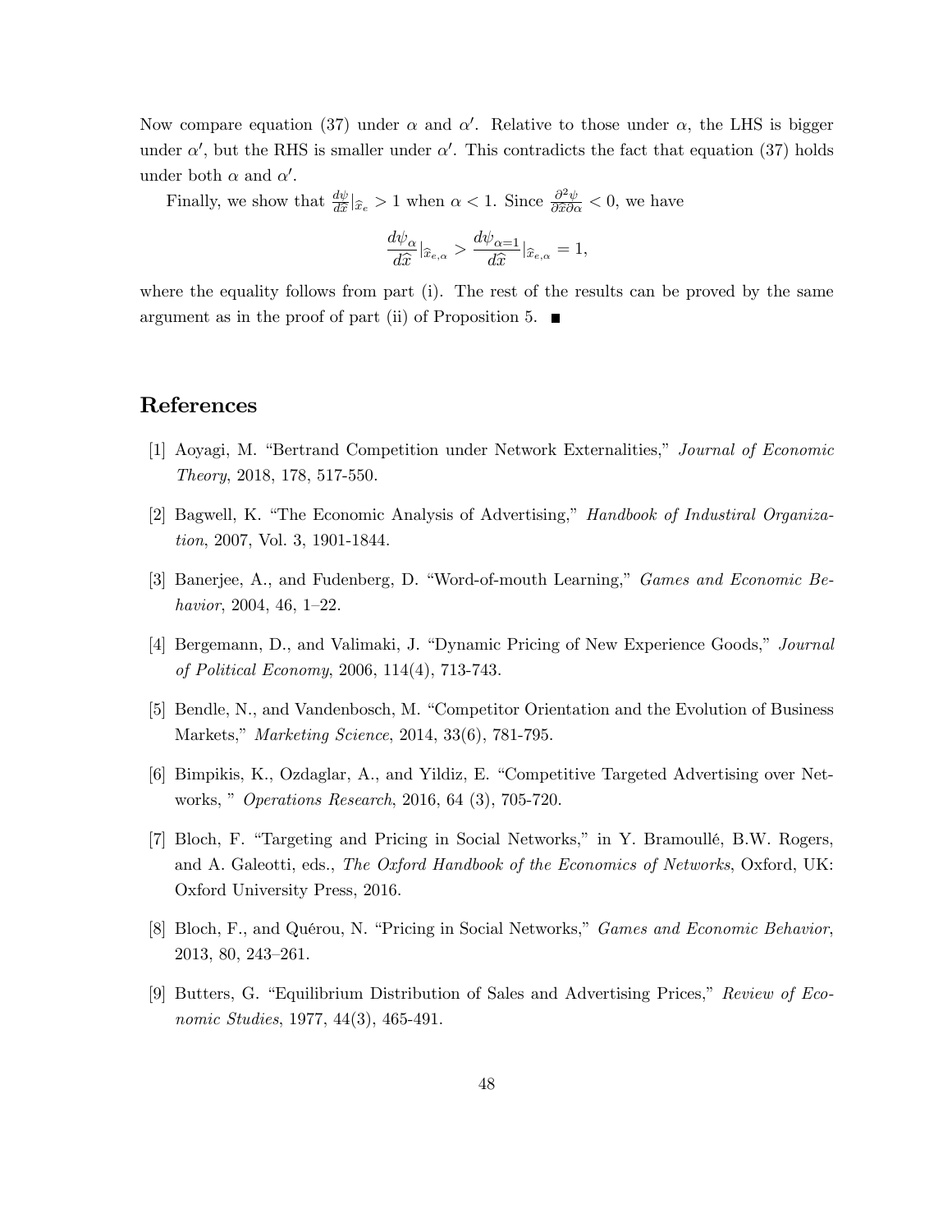Now compare equation (37) under $\alpha$ and $\alpha'$. Relative to those under $\alpha$, the LHS is bigger under $\alpha'$, but the RHS is smaller under $\alpha'$. This contradicts the fact that equation (37) holds under both $\alpha$ and $\alpha'$.

Finally, we show that $\frac{d\psi}{d\widehat{x}}|_{\widehat{x}_e} > 1$ when $\alpha < 1$. Since $\frac{\partial^2 \psi}{\partial \widehat{x} \partial \alpha} < 0$, we have

$$\frac{d\psi_\alpha}{d\widehat{x}}|_{\widehat{x}_{e,\alpha}} > \frac{d\psi_{\alpha=1}}{d\widehat{x}}|_{\widehat{x}_{e,\alpha}} = 1,$$

where the equality follows from part (i). The rest of the results can be proved by the same argument as in the proof of part (ii) of Proposition 5. ■

# References

[1] Aoyagi, M. "Bertrand Competition under Network Externalities," *Journal of Economic Theory*, 2018, 178, 517-550.

[2] Bagwell, K. "The Economic Analysis of Advertising," *Handbook of Industiral Organization*, 2007, Vol. 3, 1901-1844.

[3] Banerjee, A., and Fudenberg, D. "Word-of-mouth Learning," *Games and Economic Behavior*, 2004, 46, 1–22.

[4] Bergemann, D., and Valimaki, J. "Dynamic Pricing of New Experience Goods," *Journal of Political Economy*, 2006, 114(4), 713-743.

[5] Bendle, N., and Vandenbosch, M. "Competitor Orientation and the Evolution of Business Markets," *Marketing Science*, 2014, 33(6), 781-795.

[6] Bimpikis, K., Ozdaglar, A., and Yildiz, E. "Competitive Targeted Advertising over Networks, " *Operations Research*, 2016, 64 (3), 705-720.

[7] Bloch, F. "Targeting and Pricing in Social Networks," in Y. Bramoullé, B.W. Rogers, and A. Galeotti, eds., *The Oxford Handbook of the Economics of Networks*, Oxford, UK: Oxford University Press, 2016.

[8] Bloch, F., and Quérou, N. "Pricing in Social Networks," *Games and Economic Behavior*, 2013, 80, 243–261.

[9] Butters, G. "Equilibrium Distribution of Sales and Advertising Prices," *Review of Economic Studies*, 1977, 44(3), 465-491.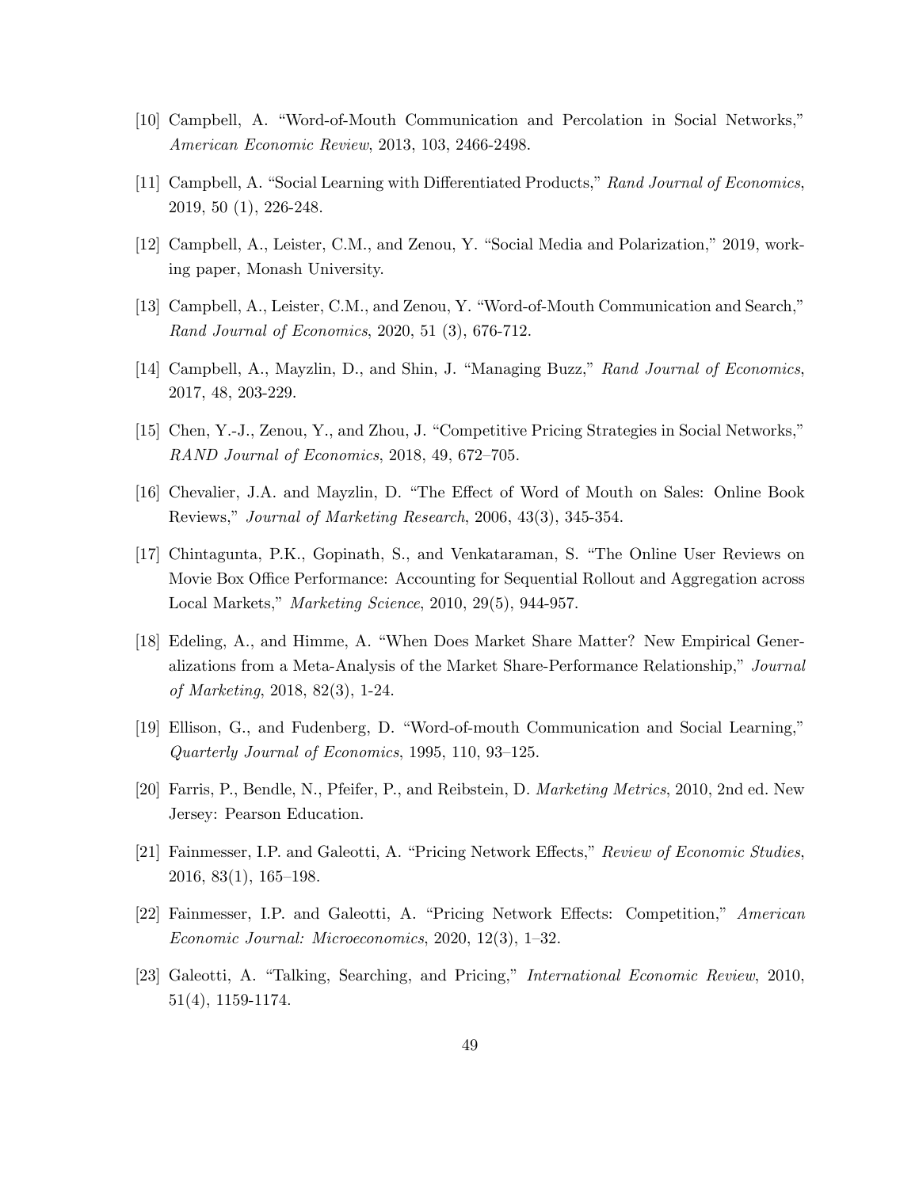[10] Campbell, A. "Word-of-Mouth Communication and Percolation in Social Networks," *American Economic Review*, 2013, 103, 2466-2498.

[11] Campbell, A. "Social Learning with Differentiated Products," *Rand Journal of Economics*, 2019, 50 (1), 226-248.

[12] Campbell, A., Leister, C.M., and Zenou, Y. "Social Media and Polarization," 2019, working paper, Monash University.

[13] Campbell, A., Leister, C.M., and Zenou, Y. "Word-of-Mouth Communication and Search," *Rand Journal of Economics*, 2020, 51 (3), 676-712.

[14] Campbell, A., Mayzlin, D., and Shin, J. "Managing Buzz," *Rand Journal of Economics*, 2017, 48, 203-229.

[15] Chen, Y.-J., Zenou, Y., and Zhou, J. "Competitive Pricing Strategies in Social Networks," *RAND Journal of Economics*, 2018, 49, 672–705.

[16] Chevalier, J.A. and Mayzlin, D. "The Effect of Word of Mouth on Sales: Online Book Reviews," *Journal of Marketing Research*, 2006, 43(3), 345-354.

[17] Chintagunta, P.K., Gopinath, S., and Venkataraman, S. "The Online User Reviews on Movie Box Office Performance: Accounting for Sequential Rollout and Aggregation across Local Markets," *Marketing Science*, 2010, 29(5), 944-957.

[18] Edeling, A., and Himme, A. "When Does Market Share Matter? New Empirical Generalizations from a Meta-Analysis of the Market Share-Performance Relationship," *Journal of Marketing*, 2018, 82(3), 1-24.

[19] Ellison, G., and Fudenberg, D. "Word-of-mouth Communication and Social Learning," *Quarterly Journal of Economics*, 1995, 110, 93–125.

[20] Farris, P., Bendle, N., Pfeifer, P., and Reibstein, D. *Marketing Metrics*, 2010, 2nd ed. New Jersey: Pearson Education.

[21] Fainmesser, I.P. and Galeotti, A. "Pricing Network Effects," *Review of Economic Studies*, 2016, 83(1), 165–198.

[22] Fainmesser, I.P. and Galeotti, A. "Pricing Network Effects: Competition," *American Economic Journal: Microeconomics*, 2020, 12(3), 1–32.

[23] Galeotti, A. "Talking, Searching, and Pricing," *International Economic Review*, 2010, 51(4), 1159-1174.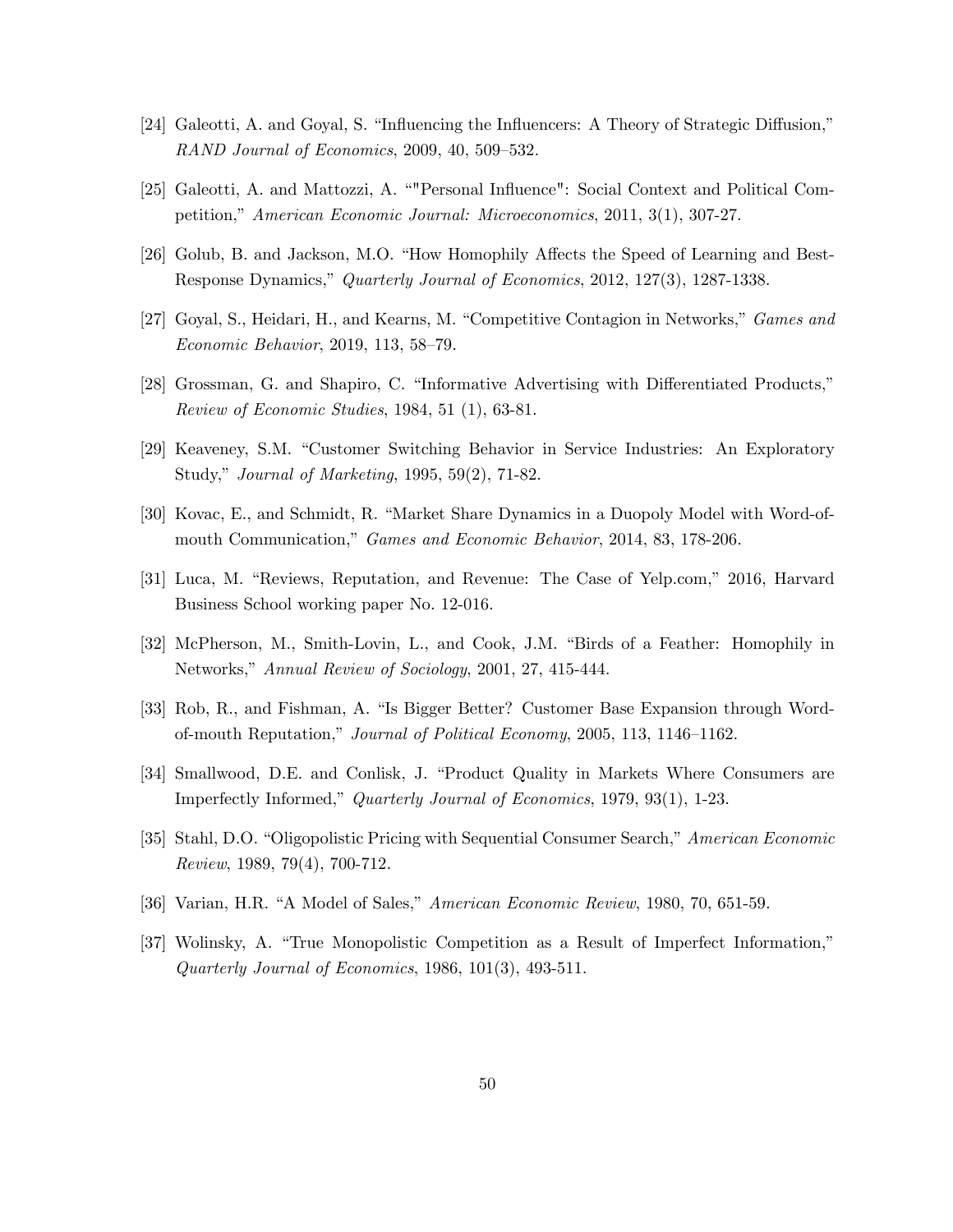[24] Galeotti, A. and Goyal, S. "Influencing the Influencers: A Theory of Strategic Diffusion," *RAND Journal of Economics*, 2009, 40, 509–532.

[25] Galeotti, A. and Mattozzi, A. ""Personal Influence": Social Context and Political Competition," *American Economic Journal: Microeconomics*, 2011, 3(1), 307-27.

[26] Golub, B. and Jackson, M.O. "How Homophily Affects the Speed of Learning and Best-Response Dynamics," *Quarterly Journal of Economics*, 2012, 127(3), 1287-1338.

[27] Goyal, S., Heidari, H., and Kearns, M. "Competitive Contagion in Networks," *Games and Economic Behavior*, 2019, 113, 58–79.

[28] Grossman, G. and Shapiro, C. "Informative Advertising with Differentiated Products," *Review of Economic Studies*, 1984, 51 (1), 63-81.

[29] Keaveney, S.M. "Customer Switching Behavior in Service Industries: An Exploratory Study," *Journal of Marketing*, 1995, 59(2), 71-82.

[30] Kovac, E., and Schmidt, R. "Market Share Dynamics in a Duopoly Model with Word-of-mouth Communication," *Games and Economic Behavior*, 2014, 83, 178-206.

[31] Luca, M. "Reviews, Reputation, and Revenue: The Case of Yelp.com," 2016, Harvard Business School working paper No. 12-016.

[32] McPherson, M., Smith-Lovin, L., and Cook, J.M. "Birds of a Feather: Homophily in Networks," *Annual Review of Sociology*, 2001, 27, 415-444.

[33] Rob, R., and Fishman, A. "Is Bigger Better? Customer Base Expansion through Word-of-mouth Reputation," *Journal of Political Economy*, 2005, 113, 1146–1162.

[34] Smallwood, D.E. and Conlisk, J. "Product Quality in Markets Where Consumers are Imperfectly Informed," *Quarterly Journal of Economics*, 1979, 93(1), 1-23.

[35] Stahl, D.O. "Oligopolistic Pricing with Sequential Consumer Search," *American Economic Review*, 1989, 79(4), 700-712.

[36] Varian, H.R. "A Model of Sales," *American Economic Review*, 1980, 70, 651-59.

[37] Wolinsky, A. "True Monopolistic Competition as a Result of Imperfect Information," *Quarterly Journal of Economics*, 1986, 101(3), 493-511.